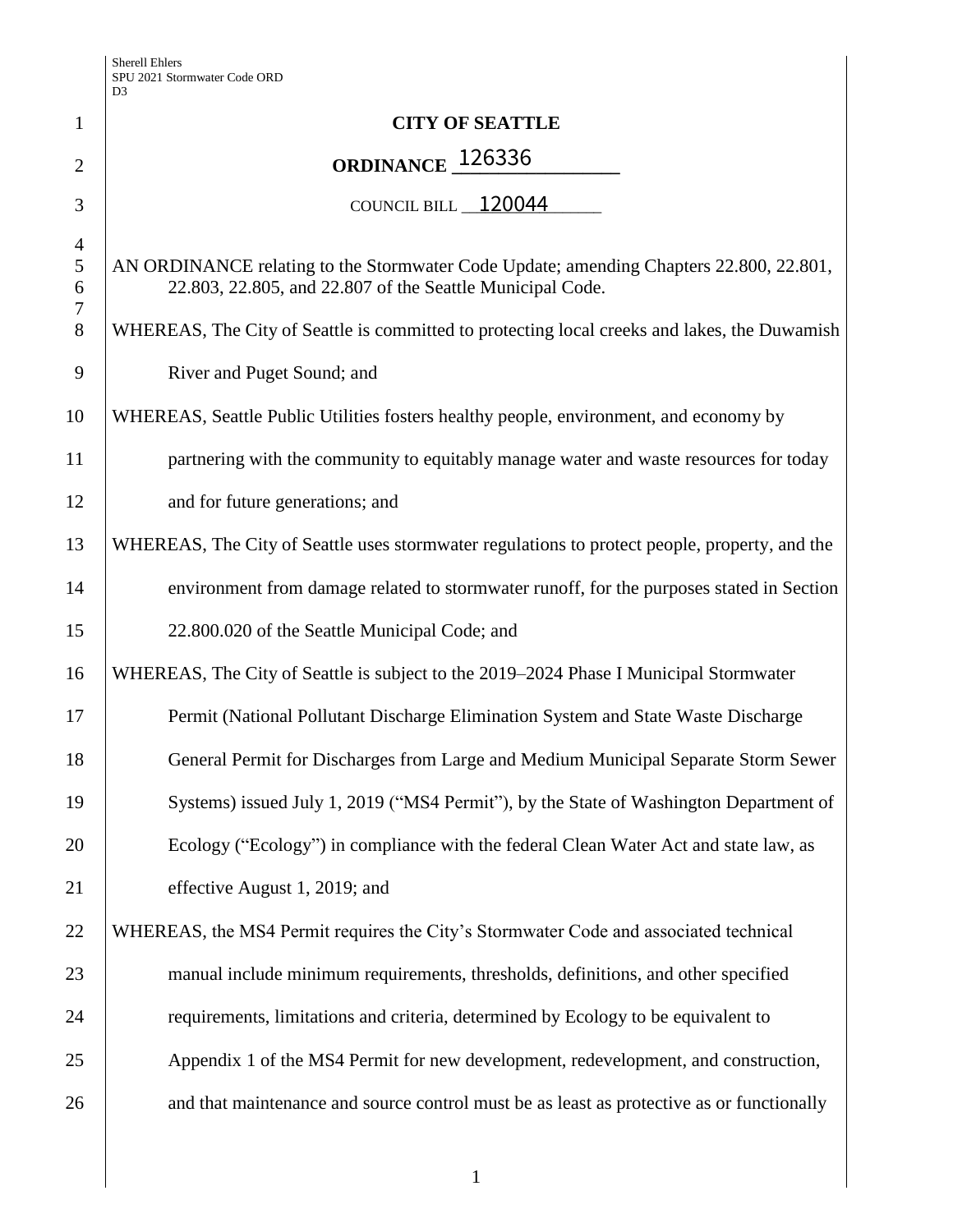**CITY OF SEATTLE**

**ORDINANCE 126336**

COUNCIL BILL 120044

AN ORDINANCE relating to the Stormwater Code Update; amending Chapters 22.800, 22.801, 22.803, 22.805, and 22.807 of the Seattle Municipal Code.

WHEREAS, The City of Seattle is committed to protecting local creeks and lakes, the Duwamish River and Puget Sound; and

WHEREAS, Seattle Public Utilities fosters healthy people, environment, and economy by partnering with the community to equitably manage water and waste resources for today and for future generations; and

WHEREAS, The City of Seattle uses stormwater regulations to protect people, property, and the environment from damage related to stormwater runoff, for the purposes stated in Section 22.800.020 of the Seattle Municipal Code; and

WHEREAS, The City of Seattle is subject to the 2019–2024 Phase I Municipal Stormwater Permit (National Pollutant Discharge Elimination System and State Waste Discharge General Permit for Discharges from Large and Medium Municipal Separate Storm Sewer Systems) issued July 1, 2019 ("MS4 Permit"), by the State of Washington Department of Ecology ("Ecology") in compliance with the federal Clean Water Act and state law, as effective August 1, 2019; and

WHEREAS, the MS4 Permit requires the City's Stormwater Code and associated technical manual include minimum requirements, thresholds, definitions, and other specified requirements, limitations and criteria, determined by Ecology to be equivalent to Appendix 1 of the MS4 Permit for new development, redevelopment, and construction, and that maintenance and source control must be as least as protective as or functionally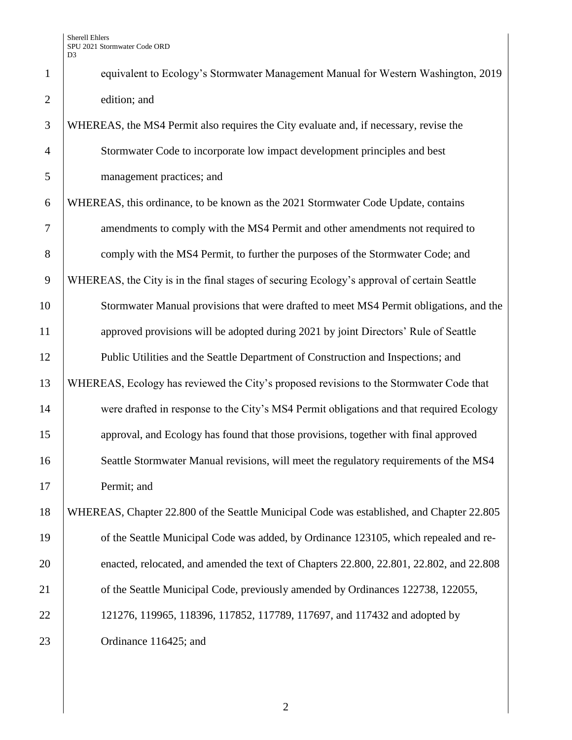equivalent to Ecology's Stormwater Management Manual for Western Washington, 2019 edition; and

WHEREAS, the MS4 Permit also requires the City evaluate and, if necessary, revise the Stormwater Code to incorporate low impact development principles and best management practices; and

WHEREAS, this ordinance, to be known as the 2021 Stormwater Code Update, contains amendments to comply with the MS4 Permit and other amendments not required to comply with the MS4 Permit, to further the purposes of the Stormwater Code; and

WHEREAS, the City is in the final stages of securing Ecology's approval of certain Seattle Stormwater Manual provisions that were drafted to meet MS4 Permit obligations, and the approved provisions will be adopted during 2021 by joint Directors' Rule of Seattle Public Utilities and the Seattle Department of Construction and Inspections; and

WHEREAS, Ecology has reviewed the City's proposed revisions to the Stormwater Code that were drafted in response to the City's MS4 Permit obligations and that required Ecology approval, and Ecology has found that those provisions, together with final approved Seattle Stormwater Manual revisions, will meet the regulatory requirements of the MS4 Permit; and

WHEREAS, Chapter 22.800 of the Seattle Municipal Code was established, and Chapter 22.805 of the Seattle Municipal Code was added, by Ordinance 123105, which repealed and re-enacted, relocated, and amended the text of Chapters 22.800, 22.801, 22.802, and 22.808 of the Seattle Municipal Code, previously amended by Ordinances 122738, 122055, 121276, 119965, 118396, 117852, 117789, 117697, and 117432 and adopted by Ordinance 116425; and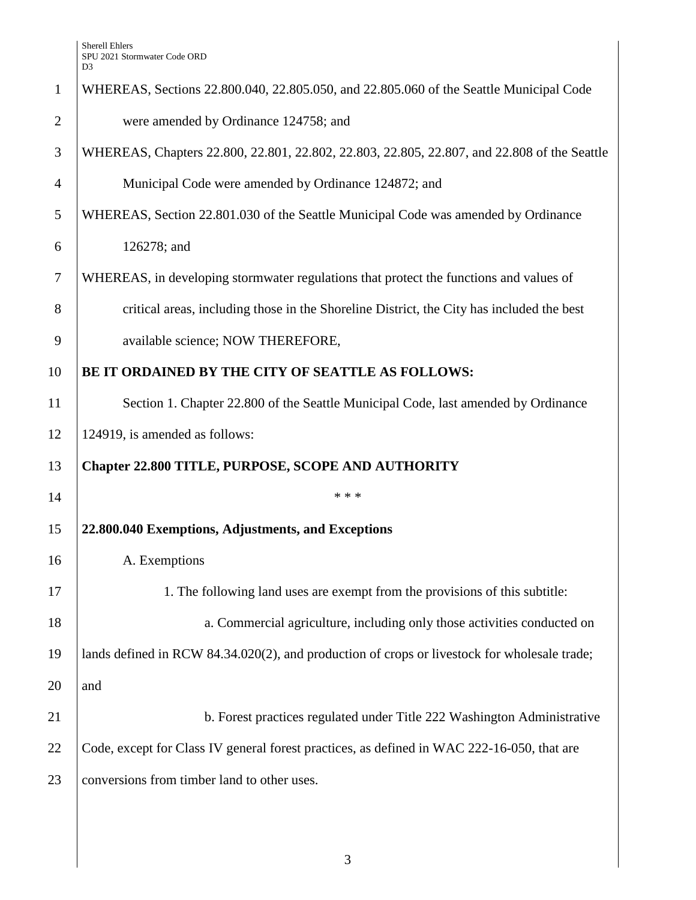WHEREAS, Sections 22.800.040, 22.805.050, and 22.805.060 of the Seattle Municipal Code were amended by Ordinance 124758; and

WHEREAS, Chapters 22.800, 22.801, 22.802, 22.803, 22.805, 22.807, and 22.808 of the Seattle Municipal Code were amended by Ordinance 124872; and

WHEREAS, Section 22.801.030 of the Seattle Municipal Code was amended by Ordinance 126278; and

WHEREAS, in developing stormwater regulations that protect the functions and values of critical areas, including those in the Shoreline District, the City has included the best available science; NOW THEREFORE,

**BE IT ORDAINED BY THE CITY OF SEATTLE AS FOLLOWS:**

Section 1. Chapter 22.800 of the Seattle Municipal Code, last amended by Ordinance 124919, is amended as follows:

**Chapter 22.800 TITLE, PURPOSE, SCOPE AND AUTHORITY**

\* \* \*

**22.800.040 Exemptions, Adjustments, and Exceptions**

A. Exemptions

1. The following land uses are exempt from the provisions of this subtitle:

a. Commercial agriculture, including only those activities conducted on lands defined in RCW 84.34.020(2), and production of crops or livestock for wholesale trade; and

b. Forest practices regulated under Title 222 Washington Administrative Code, except for Class IV general forest practices, as defined in WAC 222-16-050, that are conversions from timber land to other uses.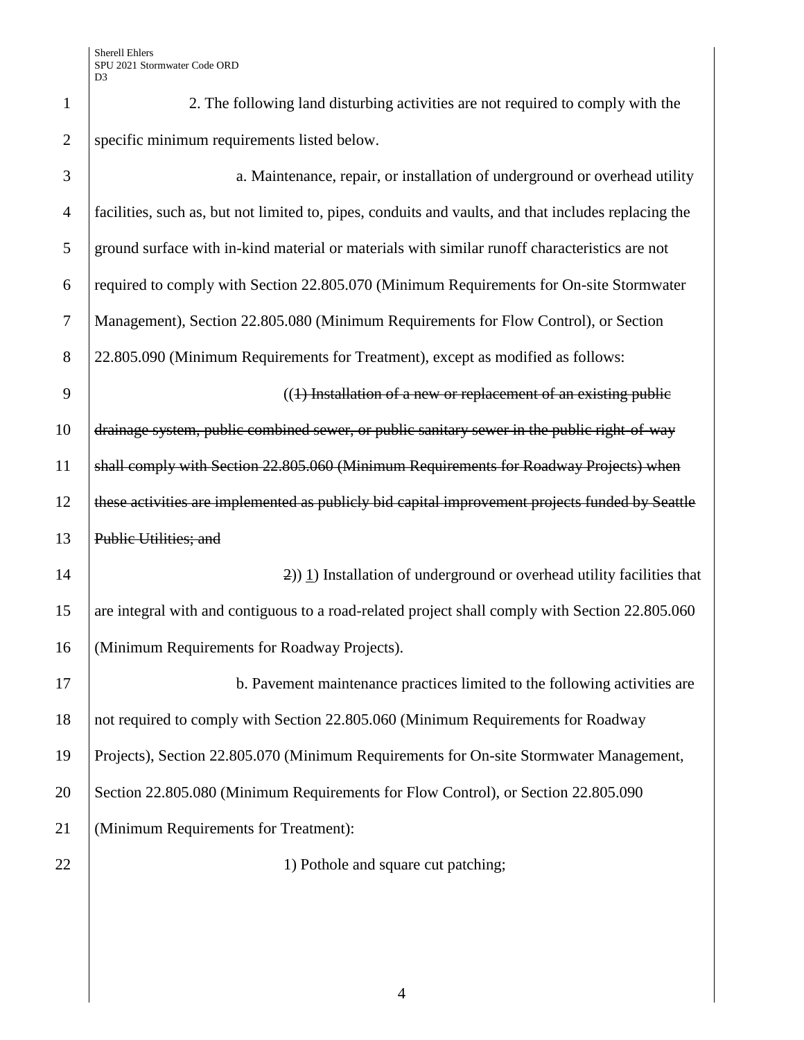2. The following land disturbing activities are not required to comply with the specific minimum requirements listed below.

a. Maintenance, repair, or installation of underground or overhead utility facilities, such as, but not limited to, pipes, conduits and vaults, and that includes replacing the ground surface with in-kind material or materials with similar runoff characteristics are not required to comply with Section 22.805.070 (Minimum Requirements for On-site Stormwater Management), Section 22.805.080 (Minimum Requirements for Flow Control), or Section 22.805.090 (Minimum Requirements for Treatment), except as modified as follows:

((~~1) Installation of a new or replacement of an existing public drainage system, public combined sewer, or public sanitary sewer in the public right-of-way shall comply with Section 22.805.060 (Minimum Requirements for Roadway Projects) when these activities are implemented as publicly bid capital improvement projects funded by Seattle Public Utilities; and~~

~~2~~)) <u>1</u>) Installation of underground or overhead utility facilities that are integral with and contiguous to a road-related project shall comply with Section 22.805.060 (Minimum Requirements for Roadway Projects).

b. Pavement maintenance practices limited to the following activities are not required to comply with Section 22.805.060 (Minimum Requirements for Roadway Projects), Section 22.805.070 (Minimum Requirements for On-site Stormwater Management, Section 22.805.080 (Minimum Requirements for Flow Control), or Section 22.805.090 (Minimum Requirements for Treatment):

1) Pothole and square cut patching;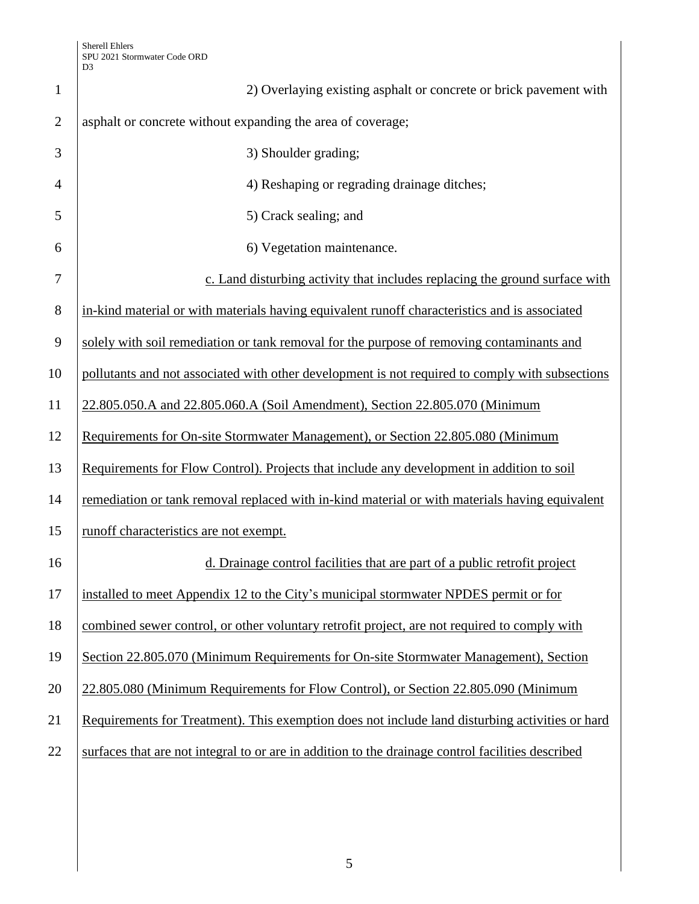2) Overlaying existing asphalt or concrete or brick pavement with asphalt or concrete without expanding the area of coverage;

3) Shoulder grading;

4) Reshaping or regrading drainage ditches;

5) Crack sealing; and

6) Vegetation maintenance.

c. Land disturbing activity that includes replacing the ground surface with in-kind material or with materials having equivalent runoff characteristics and is associated solely with soil remediation or tank removal for the purpose of removing contaminants and pollutants and not associated with other development is not required to comply with subsections 22.805.050.A and 22.805.060.A (Soil Amendment), Section 22.805.070 (Minimum Requirements for On-site Stormwater Management), or Section 22.805.080 (Minimum Requirements for Flow Control). Projects that include any development in addition to soil remediation or tank removal replaced with in-kind material or with materials having equivalent runoff characteristics are not exempt.

d. Drainage control facilities that are part of a public retrofit project installed to meet Appendix 12 to the City's municipal stormwater NPDES permit or for combined sewer control, or other voluntary retrofit project, are not required to comply with Section 22.805.070 (Minimum Requirements for On-site Stormwater Management), Section 22.805.080 (Minimum Requirements for Flow Control), or Section 22.805.090 (Minimum Requirements for Treatment). This exemption does not include land disturbing activities or hard surfaces that are not integral to or are in addition to the drainage control facilities described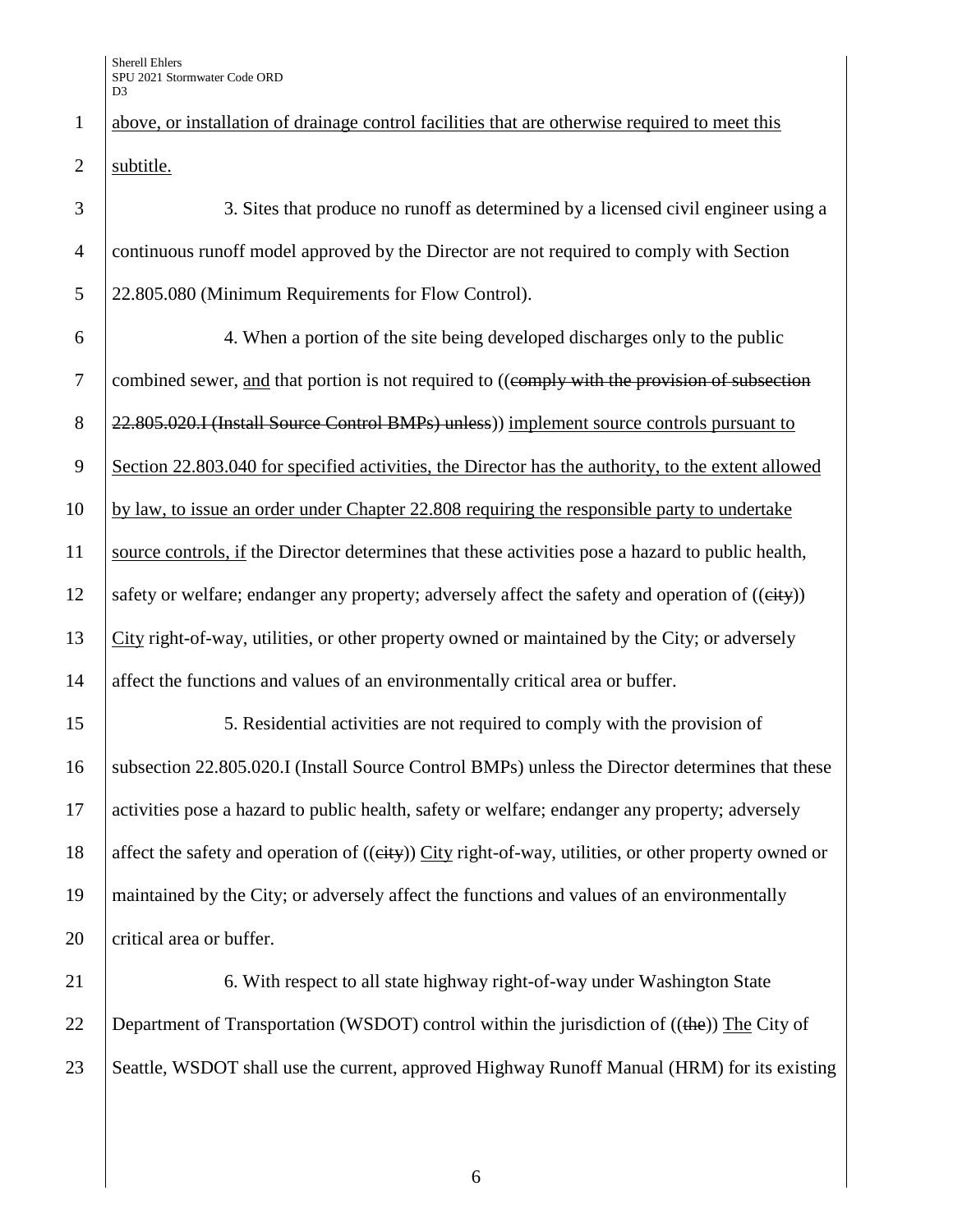above, or installation of drainage control facilities that are otherwise required to meet this subtitle.

3. Sites that produce no runoff as determined by a licensed civil engineer using a continuous runoff model approved by the Director are not required to comply with Section 22.805.080 (Minimum Requirements for Flow Control).

4. When a portion of the site being developed discharges only to the public combined sewer, and that portion is not required to ((~~comply with the provision of subsection 22.805.020.I (Install Source Control BMPs) unless~~)) implement source controls pursuant to Section 22.803.040 for specified activities, the Director has the authority, to the extent allowed by law, to issue an order under Chapter 22.808 requiring the responsible party to undertake source controls, if the Director determines that these activities pose a hazard to public health, safety or welfare; endanger any property; adversely affect the safety and operation of ((~~city~~)) City right-of-way, utilities, or other property owned or maintained by the City; or adversely affect the functions and values of an environmentally critical area or buffer.

5. Residential activities are not required to comply with the provision of subsection 22.805.020.I (Install Source Control BMPs) unless the Director determines that these activities pose a hazard to public health, safety or welfare; endanger any property; adversely affect the safety and operation of ((~~city~~)) City right-of-way, utilities, or other property owned or maintained by the City; or adversely affect the functions and values of an environmentally critical area or buffer.

6. With respect to all state highway right-of-way under Washington State Department of Transportation (WSDOT) control within the jurisdiction of ((~~the~~)) The City of Seattle, WSDOT shall use the current, approved Highway Runoff Manual (HRM) for its existing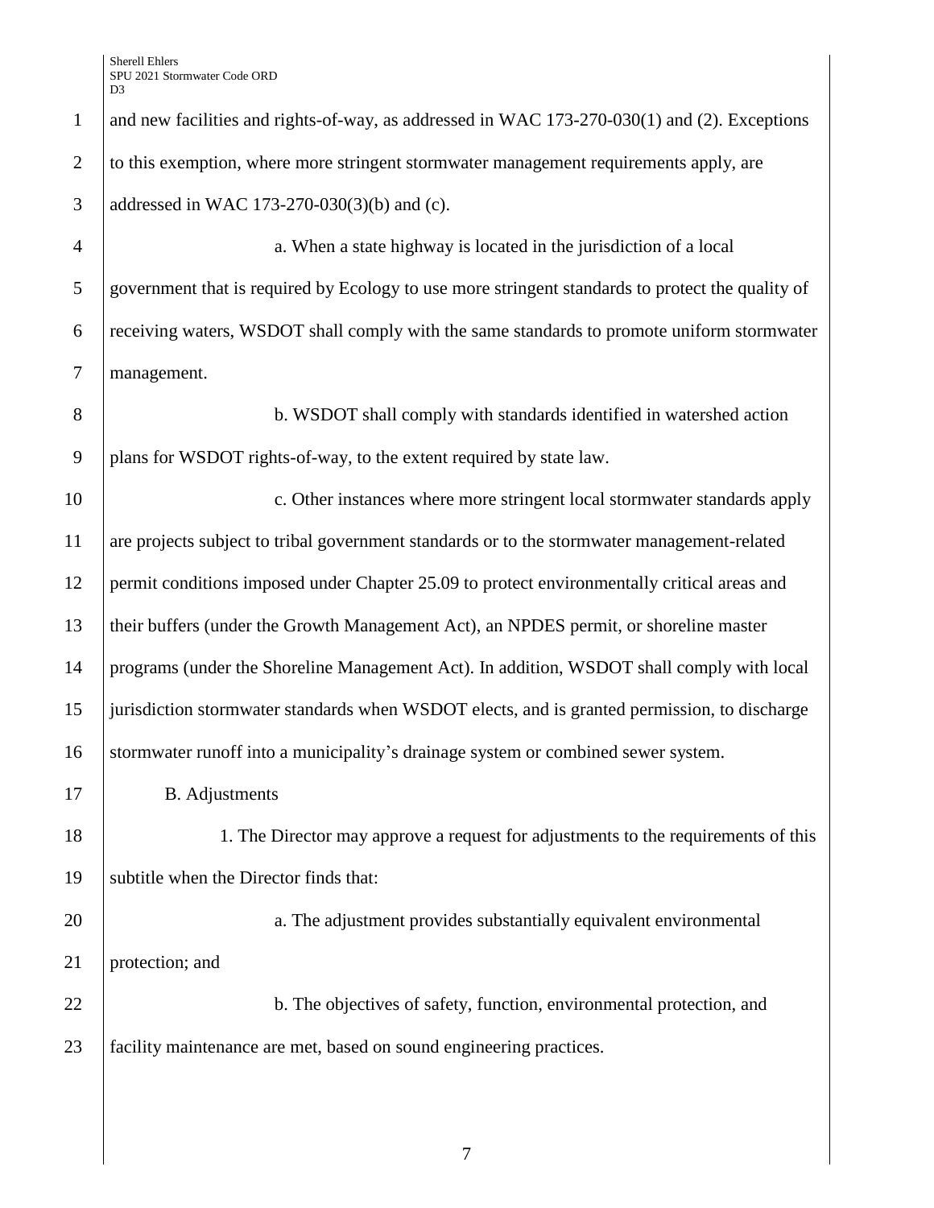and new facilities and rights-of-way, as addressed in WAC 173-270-030(1) and (2). Exceptions to this exemption, where more stringent stormwater management requirements apply, are addressed in WAC 173-270-030(3)(b) and (c).

a. When a state highway is located in the jurisdiction of a local government that is required by Ecology to use more stringent standards to protect the quality of receiving waters, WSDOT shall comply with the same standards to promote uniform stormwater management.

b. WSDOT shall comply with standards identified in watershed action plans for WSDOT rights-of-way, to the extent required by state law.

c. Other instances where more stringent local stormwater standards apply are projects subject to tribal government standards or to the stormwater management-related permit conditions imposed under Chapter 25.09 to protect environmentally critical areas and their buffers (under the Growth Management Act), an NPDES permit, or shoreline master programs (under the Shoreline Management Act). In addition, WSDOT shall comply with local jurisdiction stormwater standards when WSDOT elects, and is granted permission, to discharge stormwater runoff into a municipality's drainage system or combined sewer system.

B. Adjustments

1. The Director may approve a request for adjustments to the requirements of this subtitle when the Director finds that:

a. The adjustment provides substantially equivalent environmental protection; and

b. The objectives of safety, function, environmental protection, and facility maintenance are met, based on sound engineering practices.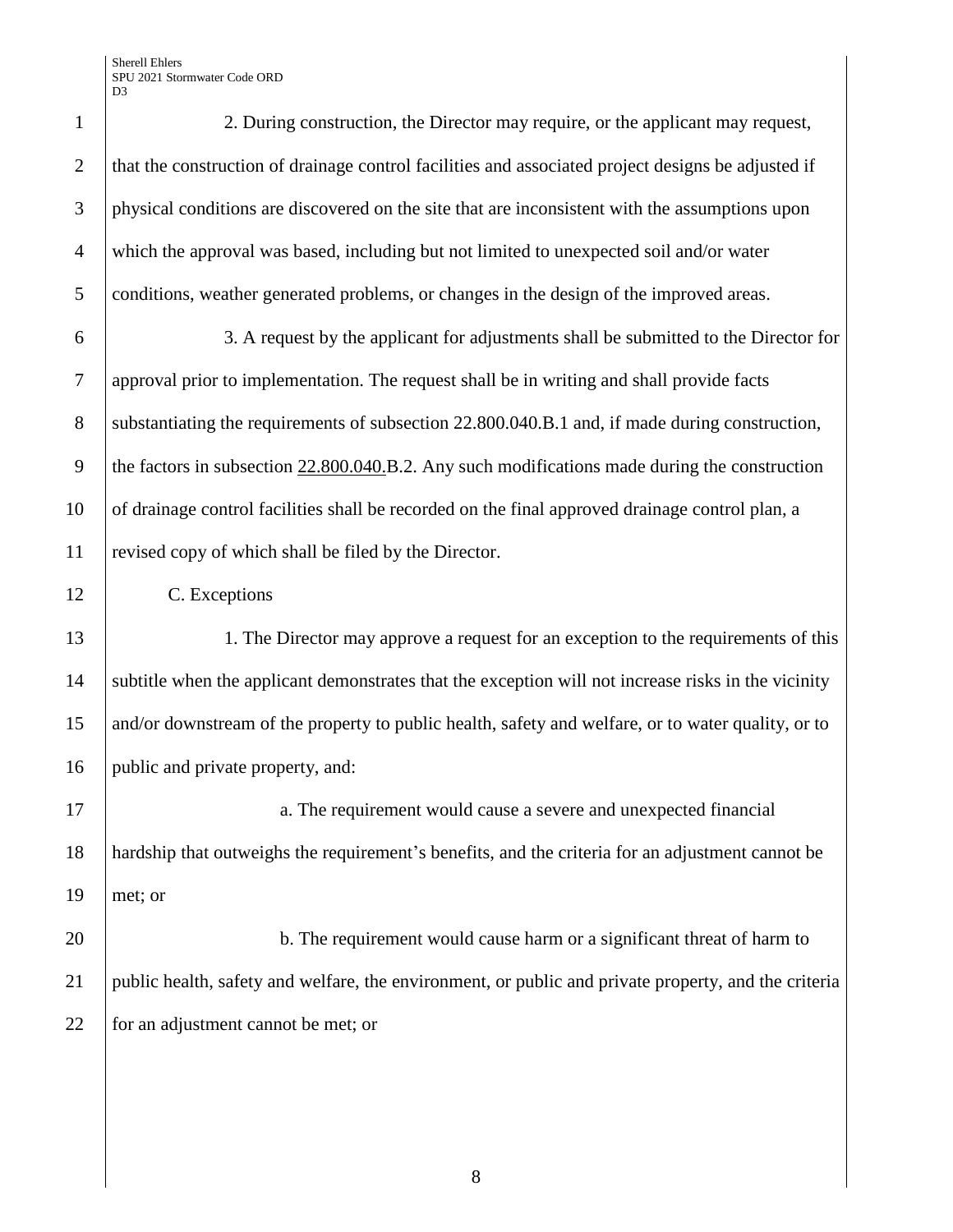2. During construction, the Director may require, or the applicant may request, that the construction of drainage control facilities and associated project designs be adjusted if physical conditions are discovered on the site that are inconsistent with the assumptions upon which the approval was based, including but not limited to unexpected soil and/or water conditions, weather generated problems, or changes in the design of the improved areas.

3. A request by the applicant for adjustments shall be submitted to the Director for approval prior to implementation. The request shall be in writing and shall provide facts substantiating the requirements of subsection 22.800.040.B.1 and, if made during construction, the factors in subsection 22.800.040.B.2. Any such modifications made during the construction of drainage control facilities shall be recorded on the final approved drainage control plan, a revised copy of which shall be filed by the Director.

C. Exceptions

1. The Director may approve a request for an exception to the requirements of this subtitle when the applicant demonstrates that the exception will not increase risks in the vicinity and/or downstream of the property to public health, safety and welfare, or to water quality, or to public and private property, and:

a. The requirement would cause a severe and unexpected financial hardship that outweighs the requirement's benefits, and the criteria for an adjustment cannot be met; or

b. The requirement would cause harm or a significant threat of harm to public health, safety and welfare, the environment, or public and private property, and the criteria for an adjustment cannot be met; or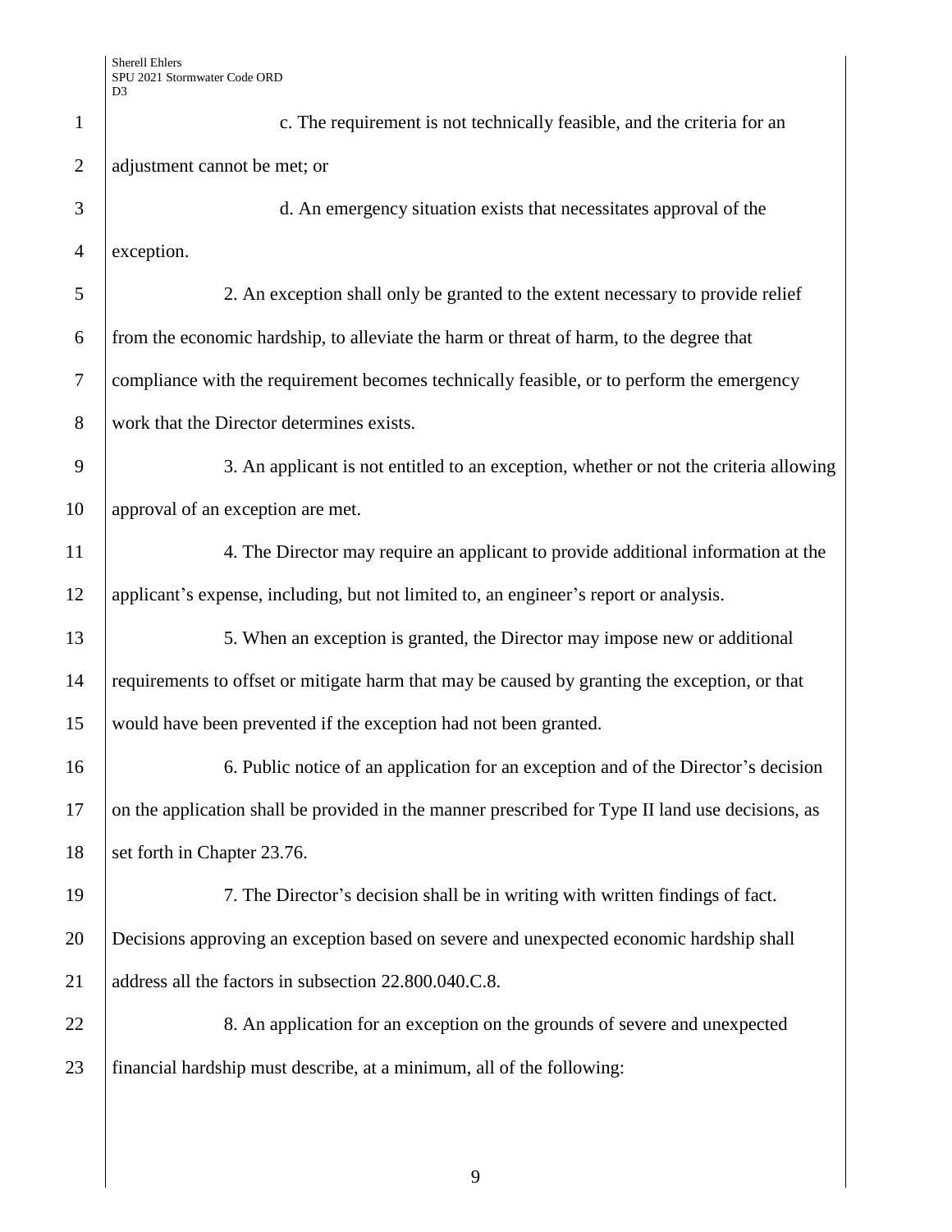c. The requirement is not technically feasible, and the criteria for an adjustment cannot be met; or

d. An emergency situation exists that necessitates approval of the exception.

2. An exception shall only be granted to the extent necessary to provide relief from the economic hardship, to alleviate the harm or threat of harm, to the degree that compliance with the requirement becomes technically feasible, or to perform the emergency work that the Director determines exists.

3. An applicant is not entitled to an exception, whether or not the criteria allowing approval of an exception are met.

4. The Director may require an applicant to provide additional information at the applicant's expense, including, but not limited to, an engineer's report or analysis.

5. When an exception is granted, the Director may impose new or additional requirements to offset or mitigate harm that may be caused by granting the exception, or that would have been prevented if the exception had not been granted.

6. Public notice of an application for an exception and of the Director's decision on the application shall be provided in the manner prescribed for Type II land use decisions, as set forth in Chapter 23.76.

7. The Director's decision shall be in writing with written findings of fact. Decisions approving an exception based on severe and unexpected economic hardship shall address all the factors in subsection 22.800.040.C.8.

8. An application for an exception on the grounds of severe and unexpected financial hardship must describe, at a minimum, all of the following: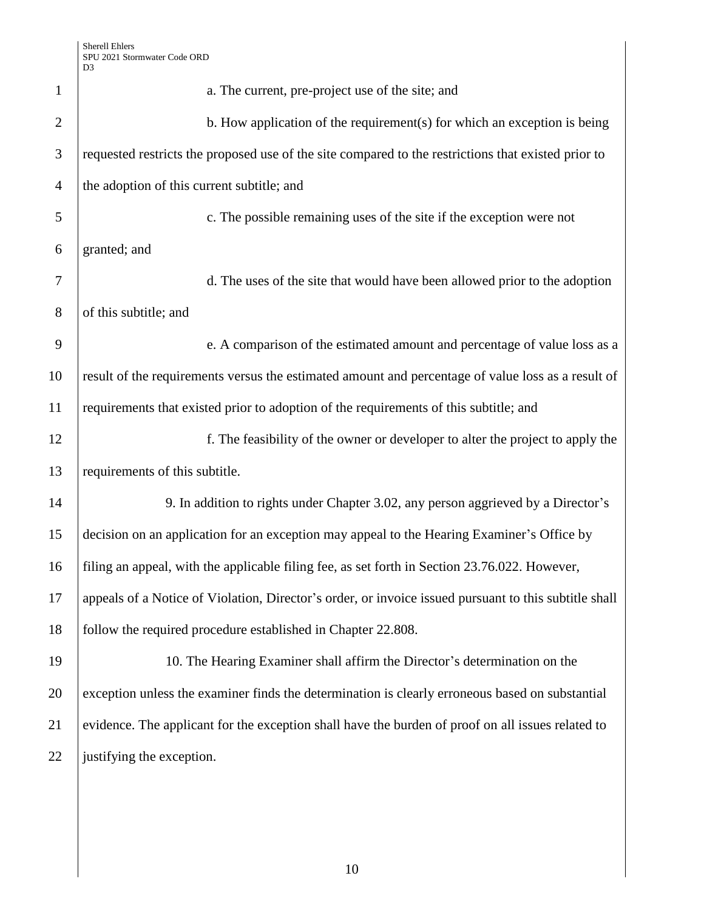a. The current, pre-project use of the site; and

b. How application of the requirement(s) for which an exception is being requested restricts the proposed use of the site compared to the restrictions that existed prior to the adoption of this current subtitle; and

c. The possible remaining uses of the site if the exception were not granted; and

d. The uses of the site that would have been allowed prior to the adoption of this subtitle; and

e. A comparison of the estimated amount and percentage of value loss as a result of the requirements versus the estimated amount and percentage of value loss as a result of requirements that existed prior to adoption of the requirements of this subtitle; and

f. The feasibility of the owner or developer to alter the project to apply the requirements of this subtitle.

9. In addition to rights under Chapter 3.02, any person aggrieved by a Director's decision on an application for an exception may appeal to the Hearing Examiner's Office by filing an appeal, with the applicable filing fee, as set forth in Section 23.76.022. However, appeals of a Notice of Violation, Director's order, or invoice issued pursuant to this subtitle shall follow the required procedure established in Chapter 22.808.

10. The Hearing Examiner shall affirm the Director's determination on the exception unless the examiner finds the determination is clearly erroneous based on substantial evidence. The applicant for the exception shall have the burden of proof on all issues related to justifying the exception.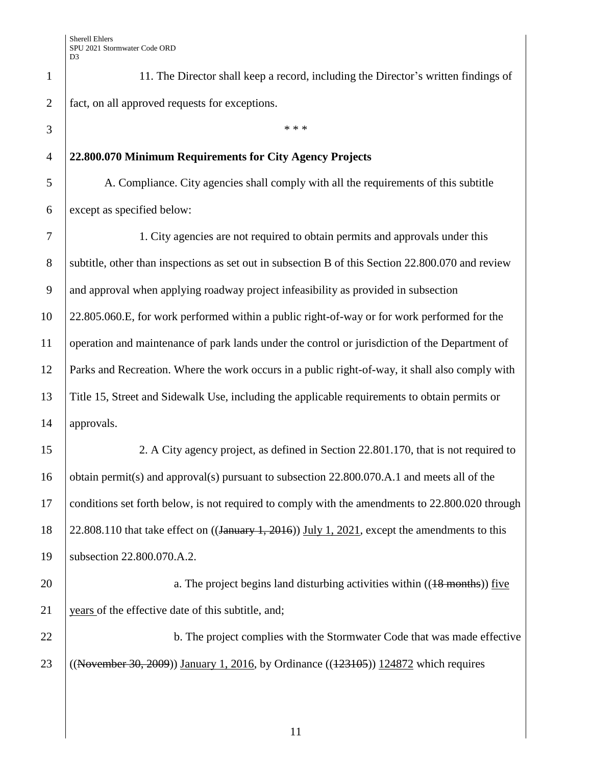11. The Director shall keep a record, including the Director's written findings of fact, on all approved requests for exceptions.

\* \* \*

**22.800.070 Minimum Requirements for City Agency Projects**

A. Compliance. City agencies shall comply with all the requirements of this subtitle except as specified below:

1. City agencies are not required to obtain permits and approvals under this subtitle, other than inspections as set out in subsection B of this Section 22.800.070 and review and approval when applying roadway project infeasibility as provided in subsection 22.805.060.E, for work performed within a public right-of-way or for work performed for the operation and maintenance of park lands under the control or jurisdiction of the Department of Parks and Recreation. Where the work occurs in a public right-of-way, it shall also comply with Title 15, Street and Sidewalk Use, including the applicable requirements to obtain permits or approvals.

2. A City agency project, as defined in Section 22.801.170, that is not required to obtain permit(s) and approval(s) pursuant to subsection 22.800.070.A.1 and meets all of the conditions set forth below, is not required to comply with the amendments to 22.800.020 through 22.808.110 that take effect on ((~~January 1, 2016~~)) <u>July 1, 2021</u>, except the amendments to this subsection 22.800.070.A.2.

a. The project begins land disturbing activities within ((~~18 months~~)) <u>five years</u> of the effective date of this subtitle, and;

b. The project complies with the Stormwater Code that was made effective ((~~November 30, 2009~~)) <u>January 1, 2016</u>, by Ordinance ((~~123105~~)) <u>124872</u> which requires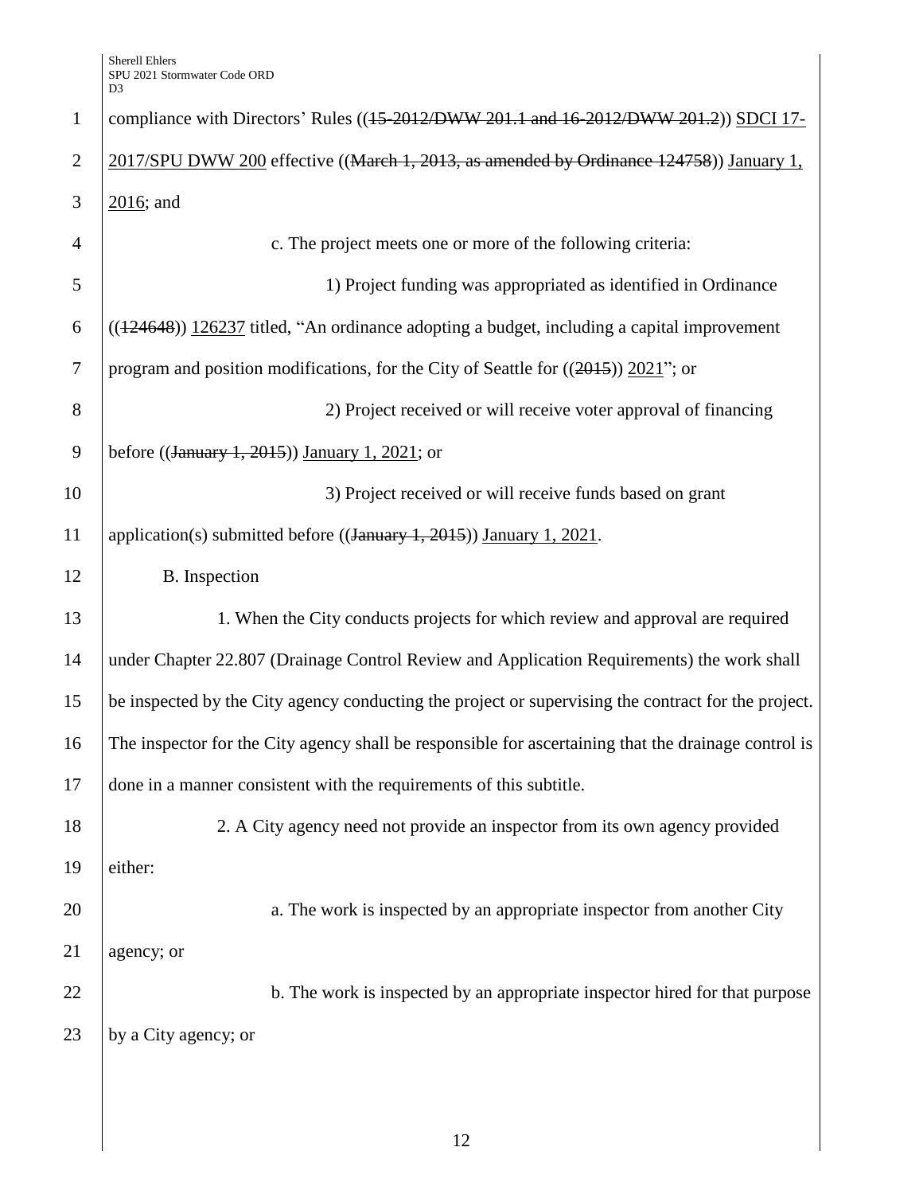compliance with Directors' Rules ((~~15-2012/DWW 201.1 and 16-2012/DWW 201.2~~)) <u>SDCI 17-2017/SPU DWW 200</u> effective ((~~March 1, 2013, as amended by Ordinance 124758~~)) <u>January 1, 2016</u>; and

c. The project meets one or more of the following criteria:

1) Project funding was appropriated as identified in Ordinance ((~~124648~~)) <u>126237</u> titled, "An ordinance adopting a budget, including a capital improvement program and position modifications, for the City of Seattle for ((~~2015~~)) <u>2021</u>"; or

2) Project received or will receive voter approval of financing before ((~~January 1, 2015~~)) <u>January 1, 2021</u>; or

3) Project received or will receive funds based on grant application(s) submitted before ((~~January 1, 2015~~)) <u>January 1, 2021</u>.

B. Inspection

1. When the City conducts projects for which review and approval are required under Chapter 22.807 (Drainage Control Review and Application Requirements) the work shall be inspected by the City agency conducting the project or supervising the contract for the project. The inspector for the City agency shall be responsible for ascertaining that the drainage control is done in a manner consistent with the requirements of this subtitle.

2. A City agency need not provide an inspector from its own agency provided either:

a. The work is inspected by an appropriate inspector from another City agency; or

b. The work is inspected by an appropriate inspector hired for that purpose by a City agency; or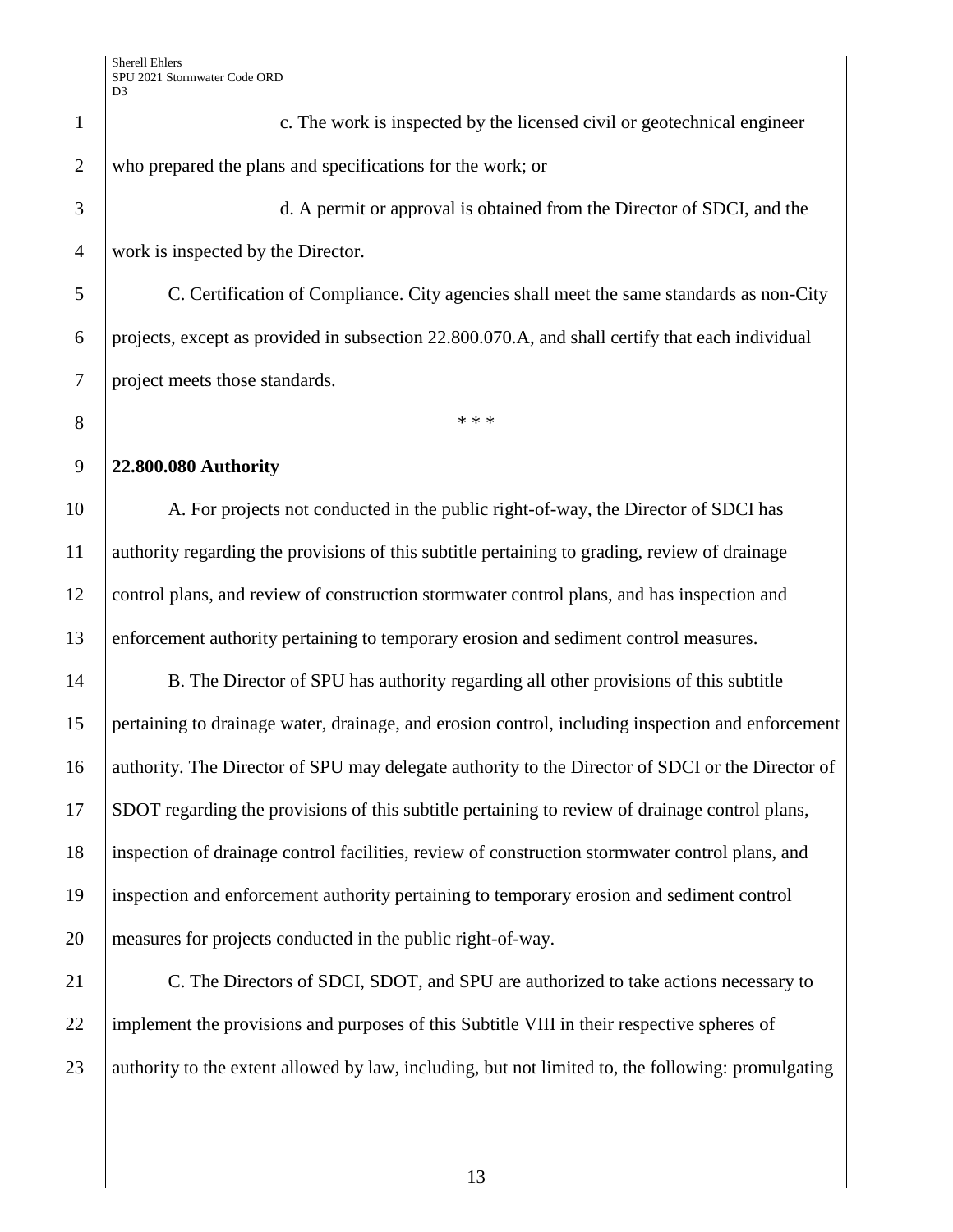c. The work is inspected by the licensed civil or geotechnical engineer who prepared the plans and specifications for the work; or

d. A permit or approval is obtained from the Director of SDCI, and the work is inspected by the Director.

C. Certification of Compliance. City agencies shall meet the same standards as non-City projects, except as provided in subsection 22.800.070.A, and shall certify that each individual project meets those standards.

* * *

**22.800.080 Authority**

A. For projects not conducted in the public right-of-way, the Director of SDCI has authority regarding the provisions of this subtitle pertaining to grading, review of drainage control plans, and review of construction stormwater control plans, and has inspection and enforcement authority pertaining to temporary erosion and sediment control measures.

B. The Director of SPU has authority regarding all other provisions of this subtitle pertaining to drainage water, drainage, and erosion control, including inspection and enforcement authority. The Director of SPU may delegate authority to the Director of SDCI or the Director of SDOT regarding the provisions of this subtitle pertaining to review of drainage control plans, inspection of drainage control facilities, review of construction stormwater control plans, and inspection and enforcement authority pertaining to temporary erosion and sediment control measures for projects conducted in the public right-of-way.

C. The Directors of SDCI, SDOT, and SPU are authorized to take actions necessary to implement the provisions and purposes of this Subtitle VIII in their respective spheres of authority to the extent allowed by law, including, but not limited to, the following: promulgating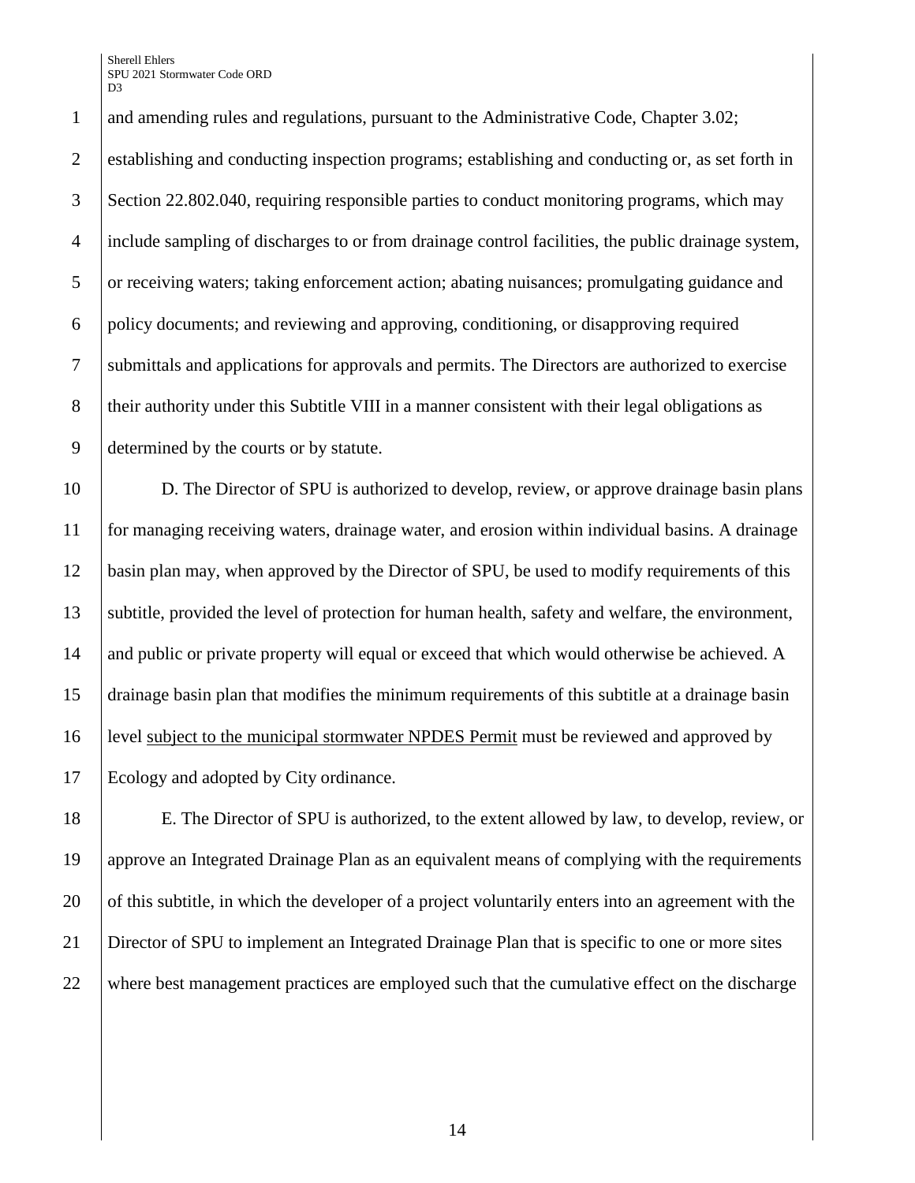and amending rules and regulations, pursuant to the Administrative Code, Chapter 3.02; establishing and conducting inspection programs; establishing and conducting or, as set forth in Section 22.802.040, requiring responsible parties to conduct monitoring programs, which may include sampling of discharges to or from drainage control facilities, the public drainage system, or receiving waters; taking enforcement action; abating nuisances; promulgating guidance and policy documents; and reviewing and approving, conditioning, or disapproving required submittals and applications for approvals and permits. The Directors are authorized to exercise their authority under this Subtitle VIII in a manner consistent with their legal obligations as determined by the courts or by statute.

D. The Director of SPU is authorized to develop, review, or approve drainage basin plans for managing receiving waters, drainage water, and erosion within individual basins. A drainage basin plan may, when approved by the Director of SPU, be used to modify requirements of this subtitle, provided the level of protection for human health, safety and welfare, the environment, and public or private property will equal or exceed that which would otherwise be achieved. A drainage basin plan that modifies the minimum requirements of this subtitle at a drainage basin level <u>subject to the municipal stormwater NPDES Permit</u> must be reviewed and approved by Ecology and adopted by City ordinance.

E. The Director of SPU is authorized, to the extent allowed by law, to develop, review, or approve an Integrated Drainage Plan as an equivalent means of complying with the requirements of this subtitle, in which the developer of a project voluntarily enters into an agreement with the Director of SPU to implement an Integrated Drainage Plan that is specific to one or more sites where best management practices are employed such that the cumulative effect on the discharge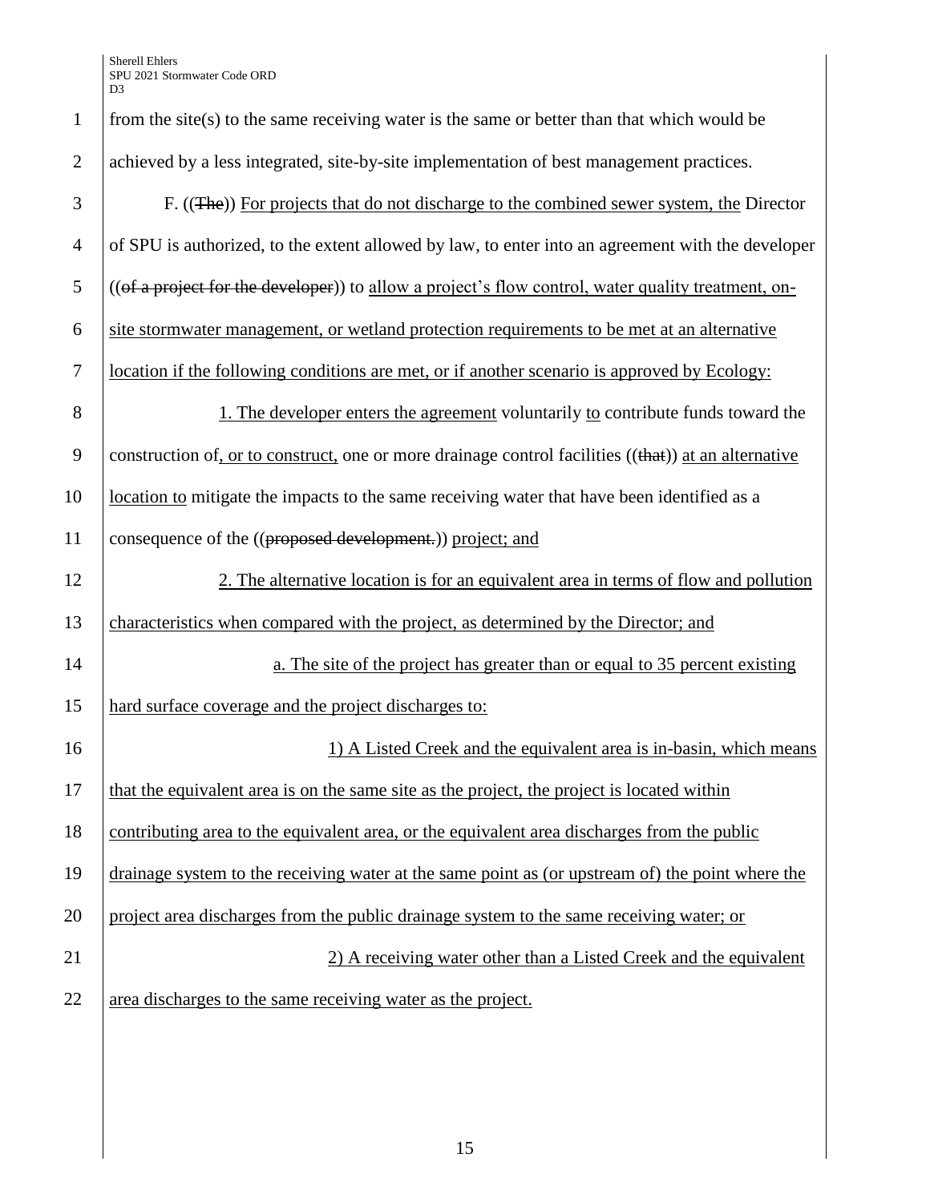from the site(s) to the same receiving water is the same or better than that which would be achieved by a less integrated, site-by-site implementation of best management practices.

F. ((~~The~~)) For projects that do not discharge to the combined sewer system, the Director of SPU is authorized, to the extent allowed by law, to enter into an agreement with the developer ((~~of a project for the developer~~)) to allow a project's flow control, water quality treatment, on-site stormwater management, or wetland protection requirements to be met at an alternative location if the following conditions are met, or if another scenario is approved by Ecology:

1. The developer enters the agreement voluntarily to contribute funds toward the construction of, or to construct, one or more drainage control facilities ((~~that~~)) at an alternative location to mitigate the impacts to the same receiving water that have been identified as a consequence of the ((~~proposed development.~~)) project; and

2. The alternative location is for an equivalent area in terms of flow and pollution characteristics when compared with the project, as determined by the Director; and

a. The site of the project has greater than or equal to 35 percent existing hard surface coverage and the project discharges to:

1) A Listed Creek and the equivalent area is in-basin, which means that the equivalent area is on the same site as the project, the project is located within contributing area to the equivalent area, or the equivalent area discharges from the public drainage system to the receiving water at the same point as (or upstream of) the point where the project area discharges from the public drainage system to the same receiving water; or

2) A receiving water other than a Listed Creek and the equivalent area discharges to the same receiving water as the project.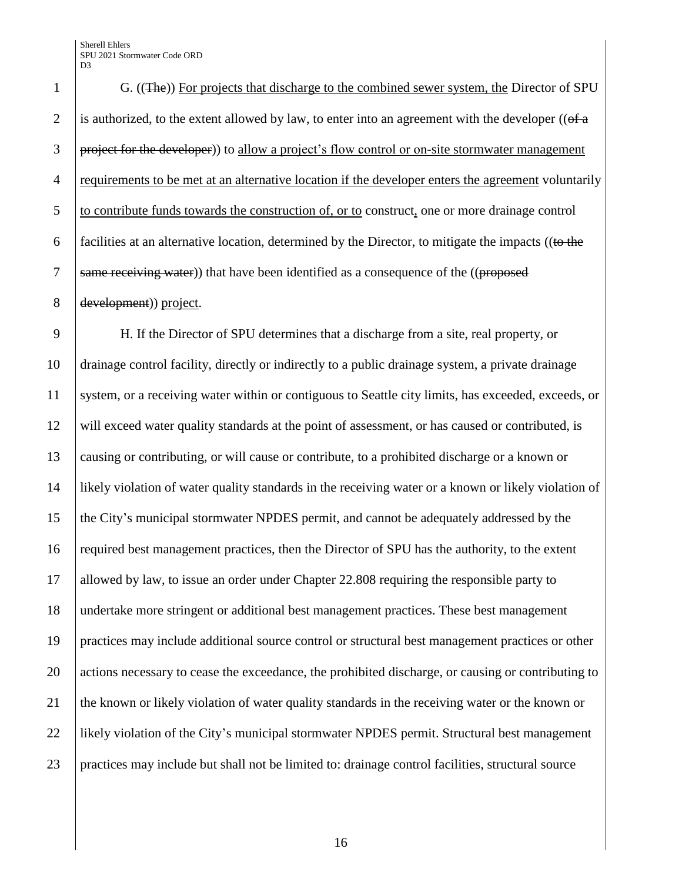G. ((~~The~~)) For projects that discharge to the combined sewer system, the Director of SPU is authorized, to the extent allowed by law, to enter into an agreement with the developer ((~~of a project for the developer~~)) to allow a project's flow control or on-site stormwater management requirements to be met at an alternative location if the developer enters the agreement voluntarily to contribute funds towards the construction of, or to construct, one or more drainage control facilities at an alternative location, determined by the Director, to mitigate the impacts ((~~to the same receiving water~~)) that have been identified as a consequence of the ((~~proposed development~~)) project.

H. If the Director of SPU determines that a discharge from a site, real property, or drainage control facility, directly or indirectly to a public drainage system, a private drainage system, or a receiving water within or contiguous to Seattle city limits, has exceeded, exceeds, or will exceed water quality standards at the point of assessment, or has caused or contributed, is causing or contributing, or will cause or contribute, to a prohibited discharge or a known or likely violation of water quality standards in the receiving water or a known or likely violation of the City's municipal stormwater NPDES permit, and cannot be adequately addressed by the required best management practices, then the Director of SPU has the authority, to the extent allowed by law, to issue an order under Chapter 22.808 requiring the responsible party to undertake more stringent or additional best management practices. These best management practices may include additional source control or structural best management practices or other actions necessary to cease the exceedance, the prohibited discharge, or causing or contributing to the known or likely violation of water quality standards in the receiving water or the known or likely violation of the City's municipal stormwater NPDES permit. Structural best management practices may include but shall not be limited to: drainage control facilities, structural source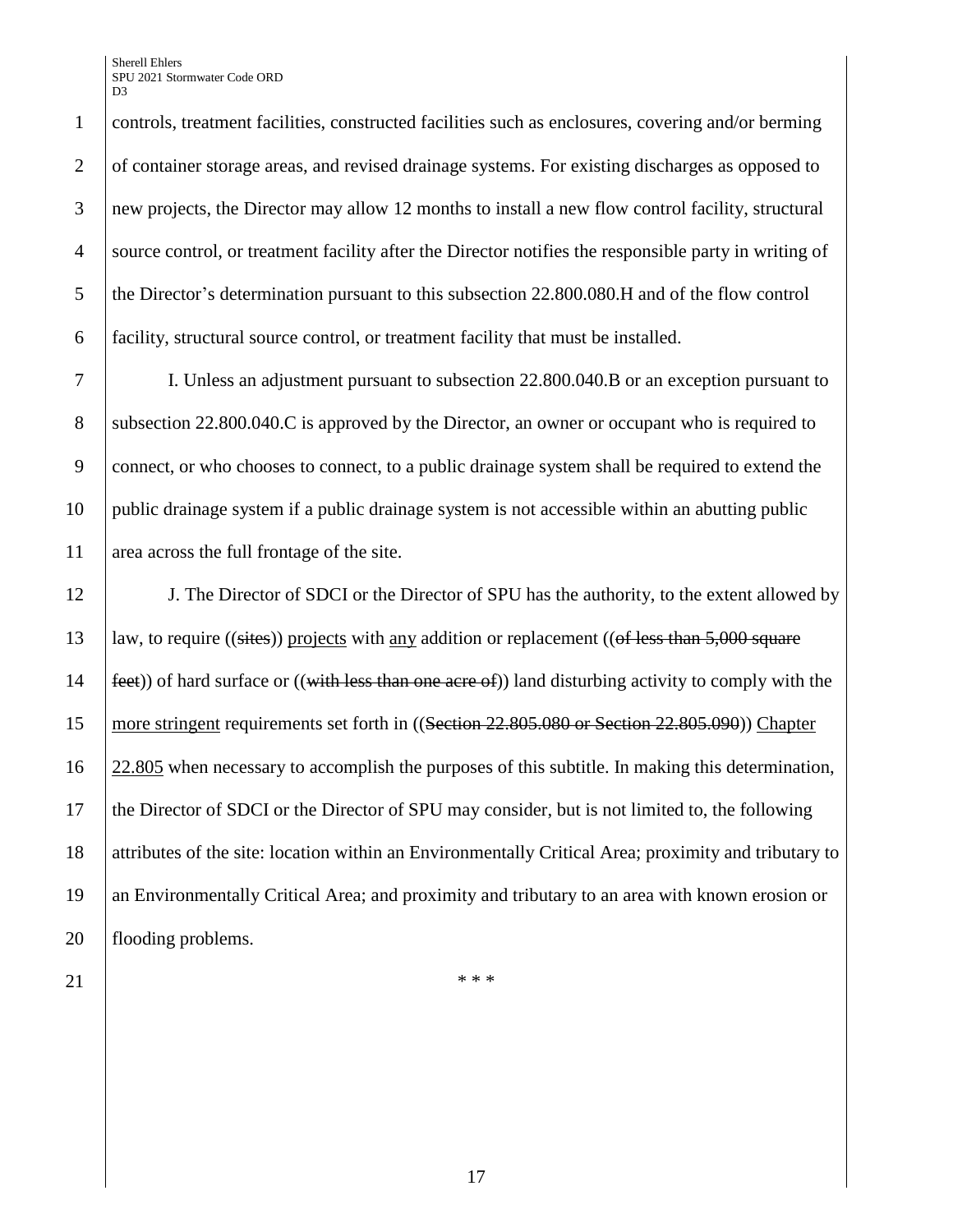controls, treatment facilities, constructed facilities such as enclosures, covering and/or berming of container storage areas, and revised drainage systems. For existing discharges as opposed to new projects, the Director may allow 12 months to install a new flow control facility, structural source control, or treatment facility after the Director notifies the responsible party in writing of the Director's determination pursuant to this subsection 22.800.080.H and of the flow control facility, structural source control, or treatment facility that must be installed.

I. Unless an adjustment pursuant to subsection 22.800.040.B or an exception pursuant to subsection 22.800.040.C is approved by the Director, an owner or occupant who is required to connect, or who chooses to connect, to a public drainage system shall be required to extend the public drainage system if a public drainage system is not accessible within an abutting public area across the full frontage of the site.

J. The Director of SDCI or the Director of SPU has the authority, to the extent allowed by law, to require ((~~sites~~)) <u>projects</u> with <u>any</u> addition or replacement ((~~of less than 5,000 square feet~~)) of hard surface or ((~~with less than one acre of~~)) land disturbing activity to comply with the <u>more stringent</u> requirements set forth in ((~~Section 22.805.080 or Section 22.805.090~~)) <u>Chapter 22.805</u> when necessary to accomplish the purposes of this subtitle. In making this determination, the Director of SDCI or the Director of SPU may consider, but is not limited to, the following attributes of the site: location within an Environmentally Critical Area; proximity and tributary to an Environmentally Critical Area; and proximity and tributary to an area with known erosion or flooding problems.

\* \* \*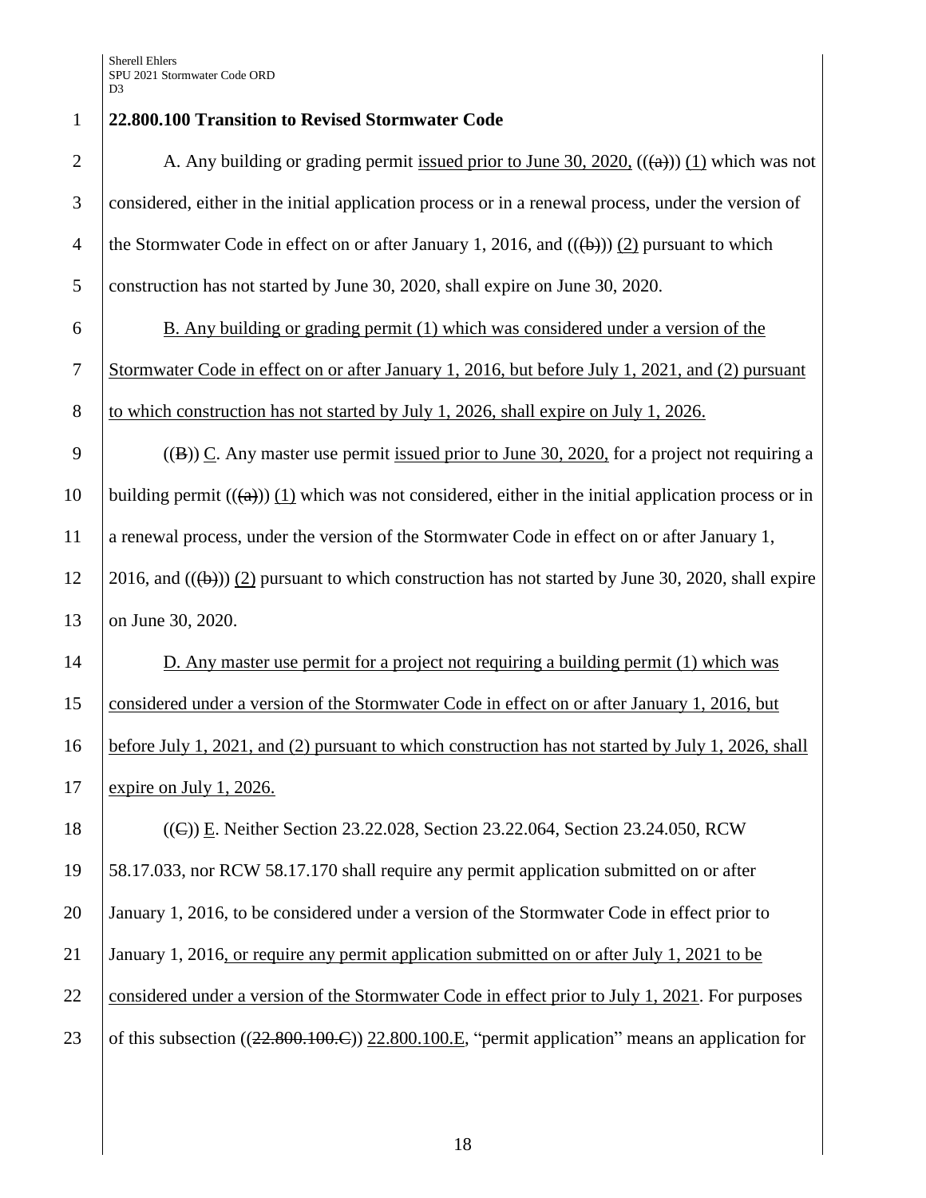**22.800.100 Transition to Revised Stormwater Code**

A. Any building or grading permit issued prior to June 30, 2020, (((a))) (1) which was not considered, either in the initial application process or in a renewal process, under the version of the Stormwater Code in effect on or after January 1, 2016, and (((b))) (2) pursuant to which construction has not started by June 30, 2020, shall expire on June 30, 2020.

B. Any building or grading permit (1) which was considered under a version of the Stormwater Code in effect on or after January 1, 2016, but before July 1, 2021, and (2) pursuant to which construction has not started by July 1, 2026, shall expire on July 1, 2026.

((B)) C. Any master use permit issued prior to June 30, 2020, for a project not requiring a building permit (((a))) (1) which was not considered, either in the initial application process or in a renewal process, under the version of the Stormwater Code in effect on or after January 1, 2016, and (((b))) (2) pursuant to which construction has not started by June 30, 2020, shall expire on June 30, 2020.

D. Any master use permit for a project not requiring a building permit (1) which was considered under a version of the Stormwater Code in effect on or after January 1, 2016, but before July 1, 2021, and (2) pursuant to which construction has not started by July 1, 2026, shall expire on July 1, 2026.

((C)) E. Neither Section 23.22.028, Section 23.22.064, Section 23.24.050, RCW 58.17.033, nor RCW 58.17.170 shall require any permit application submitted on or after January 1, 2016, to be considered under a version of the Stormwater Code in effect prior to January 1, 2016, or require any permit application submitted on or after July 1, 2021 to be considered under a version of the Stormwater Code in effect prior to July 1, 2021. For purposes of this subsection ((22.800.100.C)) 22.800.100.E, "permit application" means an application for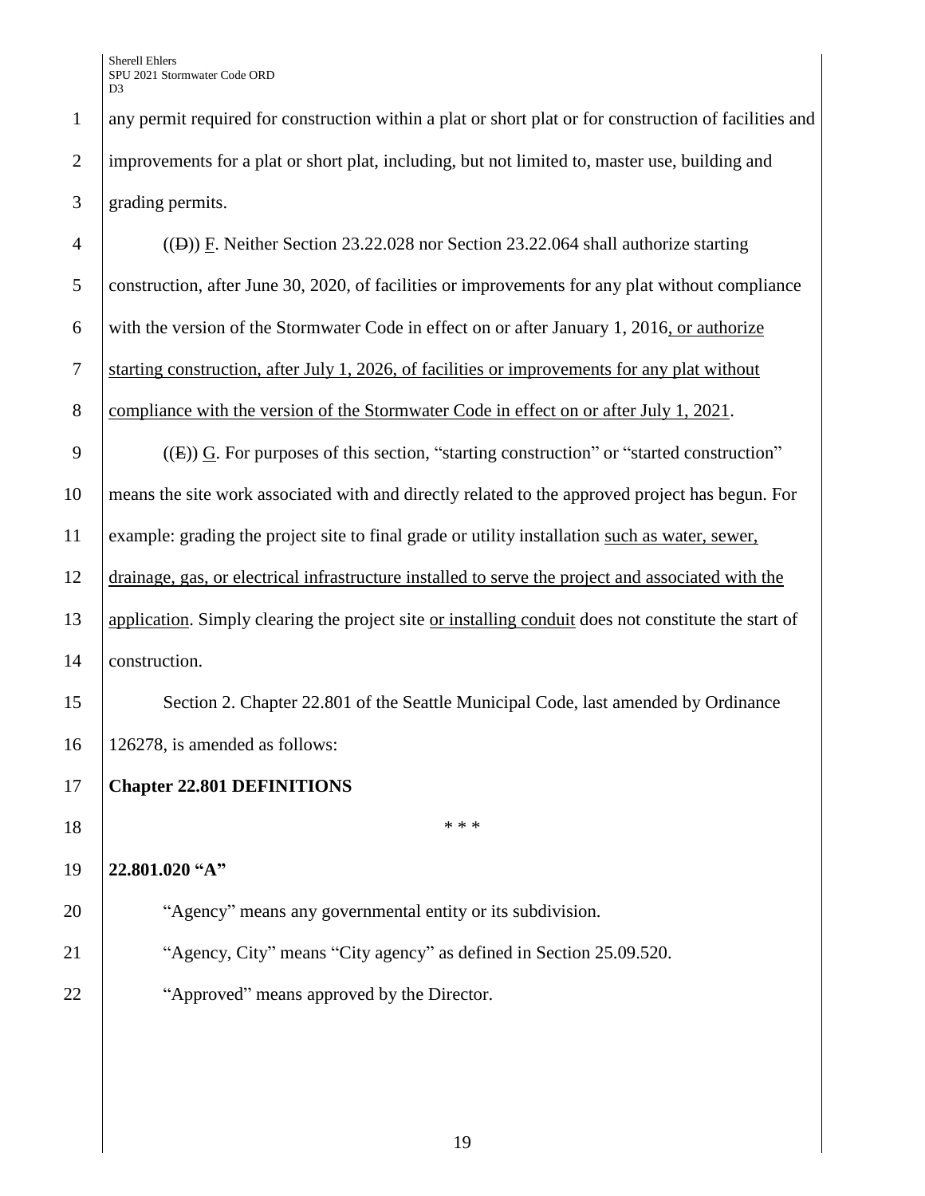any permit required for construction within a plat or short plat or for construction of facilities and improvements for a plat or short plat, including, but not limited to, master use, building and grading permits.

((~~D~~)) F. Neither Section 23.22.028 nor Section 23.22.064 shall authorize starting construction, after June 30, 2020, of facilities or improvements for any plat without compliance with the version of the Stormwater Code in effect on or after January 1, 2016, or authorize starting construction, after July 1, 2026, of facilities or improvements for any plat without compliance with the version of the Stormwater Code in effect on or after July 1, 2021.

((~~E~~)) G. For purposes of this section, "starting construction" or "started construction" means the site work associated with and directly related to the approved project has begun. For example: grading the project site to final grade or utility installation such as water, sewer, drainage, gas, or electrical infrastructure installed to serve the project and associated with the application. Simply clearing the project site or installing conduit does not constitute the start of construction.

Section 2. Chapter 22.801 of the Seattle Municipal Code, last amended by Ordinance 126278, is amended as follows:

**Chapter 22.801 DEFINITIONS**

\* \* \*

**22.801.020 "A"**

"Agency" means any governmental entity or its subdivision.

"Agency, City" means "City agency" as defined in Section 25.09.520.

"Approved" means approved by the Director.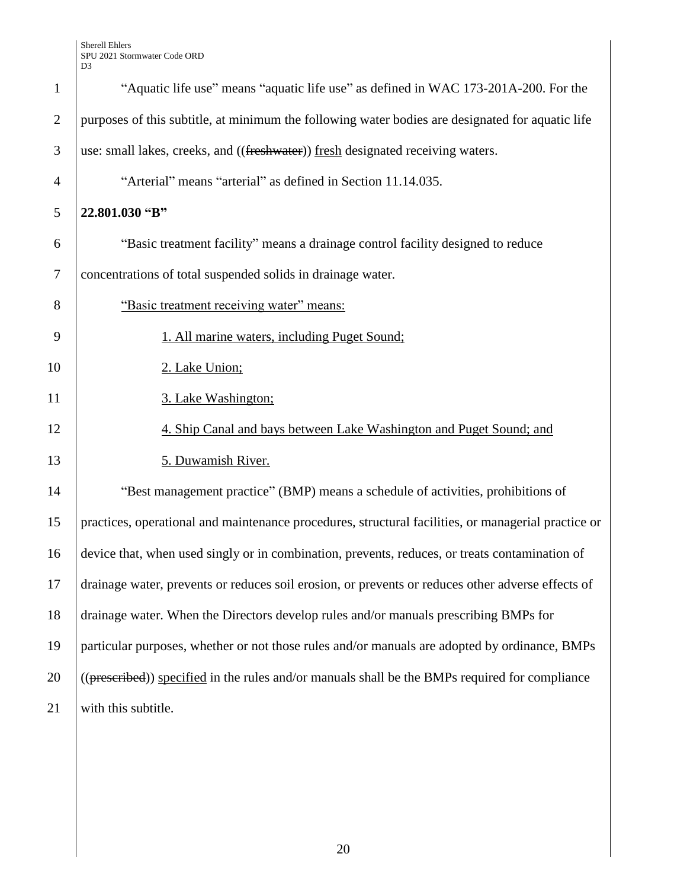"Aquatic life use" means "aquatic life use" as defined in WAC 173-201A-200. For the purposes of this subtitle, at minimum the following water bodies are designated for aquatic life use: small lakes, creeks, and ((~~freshwater~~)) <u>fresh</u> designated receiving waters.

"Arterial" means "arterial" as defined in Section 11.14.035.

**22.801.030 "B"**

"Basic treatment facility" means a drainage control facility designed to reduce concentrations of total suspended solids in drainage water.

<u>"Basic treatment receiving water" means:</u>

<u>1. All marine waters, including Puget Sound;</u>

<u>2. Lake Union;</u>

<u>3. Lake Washington;</u>

<u>4. Ship Canal and bays between Lake Washington and Puget Sound; and</u>

<u>5. Duwamish River.</u>

"Best management practice" (BMP) means a schedule of activities, prohibitions of practices, operational and maintenance procedures, structural facilities, or managerial practice or device that, when used singly or in combination, prevents, reduces, or treats contamination of drainage water, prevents or reduces soil erosion, or prevents or reduces other adverse effects of drainage water. When the Directors develop rules and/or manuals prescribing BMPs for particular purposes, whether or not those rules and/or manuals are adopted by ordinance, BMPs ((~~prescribed~~)) <u>specified</u> in the rules and/or manuals shall be the BMPs required for compliance with this subtitle.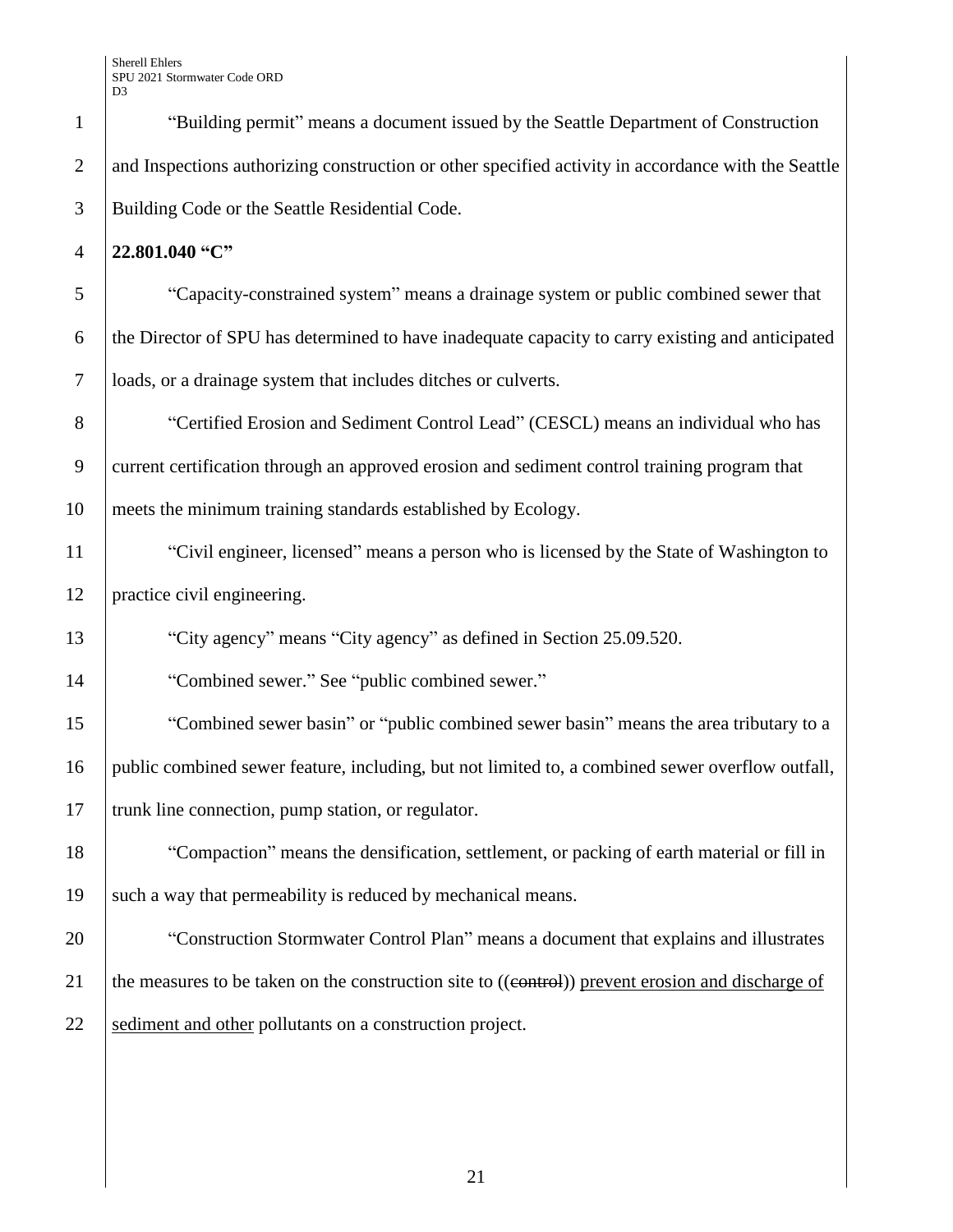"Building permit" means a document issued by the Seattle Department of Construction and Inspections authorizing construction or other specified activity in accordance with the Seattle Building Code or the Seattle Residential Code.

**22.801.040 "C"**

"Capacity-constrained system" means a drainage system or public combined sewer that the Director of SPU has determined to have inadequate capacity to carry existing and anticipated loads, or a drainage system that includes ditches or culverts.

"Certified Erosion and Sediment Control Lead" (CESCL) means an individual who has current certification through an approved erosion and sediment control training program that meets the minimum training standards established by Ecology.

"Civil engineer, licensed" means a person who is licensed by the State of Washington to practice civil engineering.

"City agency" means "City agency" as defined in Section 25.09.520.

"Combined sewer." See "public combined sewer."

"Combined sewer basin" or "public combined sewer basin" means the area tributary to a public combined sewer feature, including, but not limited to, a combined sewer overflow outfall, trunk line connection, pump station, or regulator.

"Compaction" means the densification, settlement, or packing of earth material or fill in such a way that permeability is reduced by mechanical means.

"Construction Stormwater Control Plan" means a document that explains and illustrates the measures to be taken on the construction site to ((~~control~~)) <u>prevent erosion and discharge of sediment and other</u> pollutants on a construction project.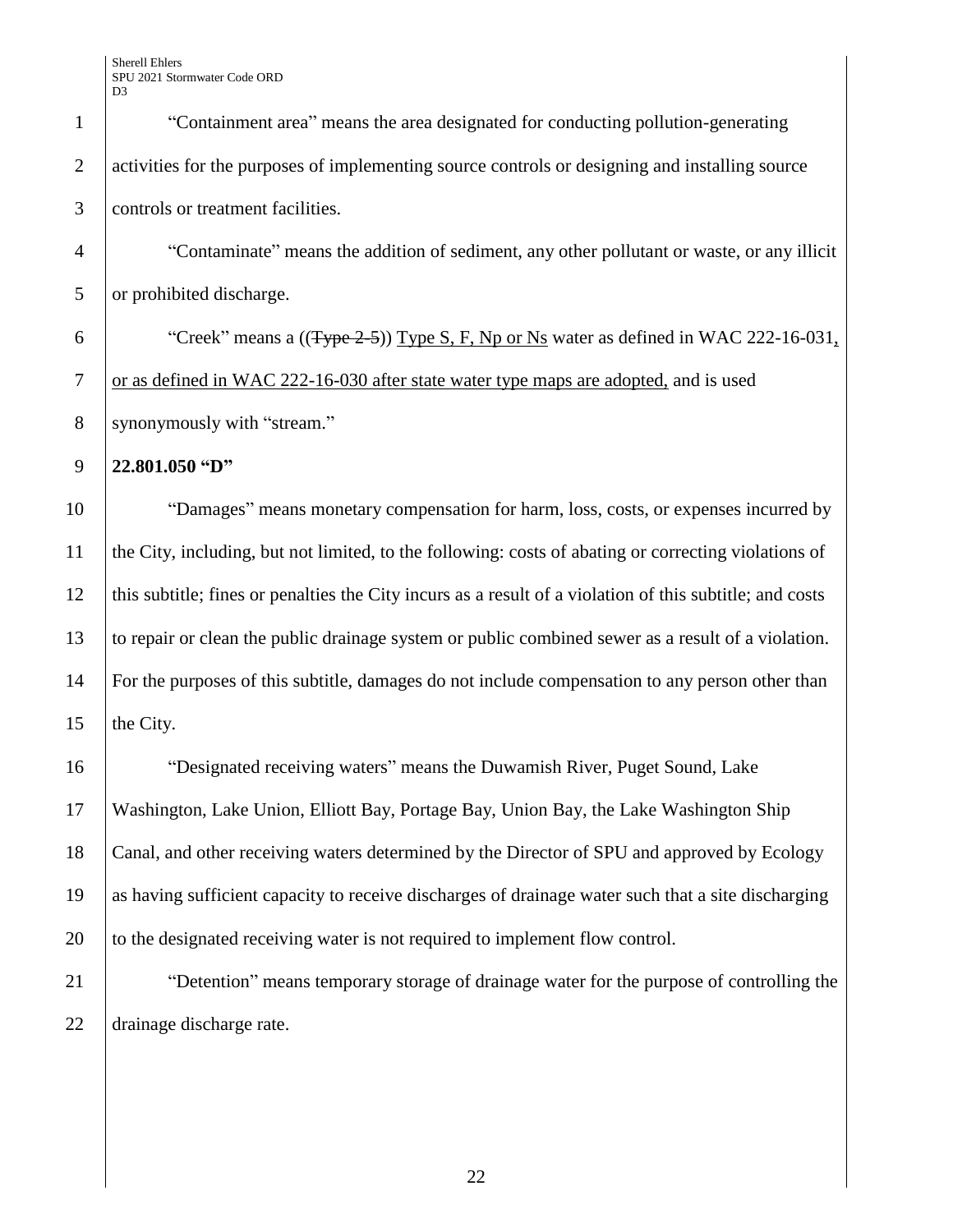"Containment area" means the area designated for conducting pollution-generating activities for the purposes of implementing source controls or designing and installing source controls or treatment facilities.

"Contaminate" means the addition of sediment, any other pollutant or waste, or any illicit or prohibited discharge.

"Creek" means a ((~~Type 2-5~~)) <u>Type S, F, Np or Ns</u> water as defined in WAC 222-16-031<u>, or as defined in WAC 222-16-030 after state water type maps are adopted,</u> and is used synonymously with "stream."

**22.801.050 "D"**

"Damages" means monetary compensation for harm, loss, costs, or expenses incurred by the City, including, but not limited, to the following: costs of abating or correcting violations of this subtitle; fines or penalties the City incurs as a result of a violation of this subtitle; and costs to repair or clean the public drainage system or public combined sewer as a result of a violation. For the purposes of this subtitle, damages do not include compensation to any person other than the City.

"Designated receiving waters" means the Duwamish River, Puget Sound, Lake Washington, Lake Union, Elliott Bay, Portage Bay, Union Bay, the Lake Washington Ship Canal, and other receiving waters determined by the Director of SPU and approved by Ecology as having sufficient capacity to receive discharges of drainage water such that a site discharging to the designated receiving water is not required to implement flow control.

"Detention" means temporary storage of drainage water for the purpose of controlling the drainage discharge rate.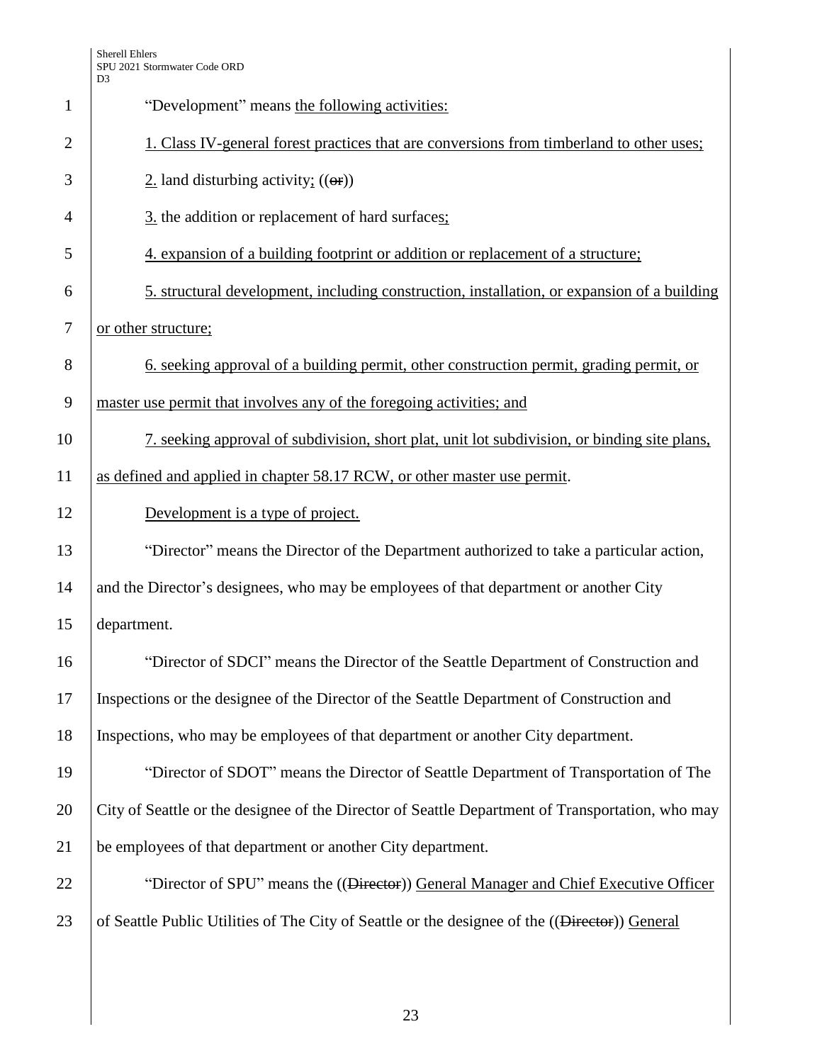"Development" means the following activities:

1. Class IV-general forest practices that are conversions from timberland to other uses;

2. land disturbing activity; ((or))

3. the addition or replacement of hard surfaces;

4. expansion of a building footprint or addition or replacement of a structure;

5. structural development, including construction, installation, or expansion of a building or other structure;

6. seeking approval of a building permit, other construction permit, grading permit, or master use permit that involves any of the foregoing activities; and

7. seeking approval of subdivision, short plat, unit lot subdivision, or binding site plans, as defined and applied in chapter 58.17 RCW, or other master use permit.

Development is a type of project.

"Director" means the Director of the Department authorized to take a particular action, and the Director's designees, who may be employees of that department or another City department.

"Director of SDCI" means the Director of the Seattle Department of Construction and Inspections or the designee of the Director of the Seattle Department of Construction and Inspections, who may be employees of that department or another City department.

"Director of SDOT" means the Director of Seattle Department of Transportation of The City of Seattle or the designee of the Director of Seattle Department of Transportation, who may be employees of that department or another City department.

"Director of SPU" means the ((Director)) General Manager and Chief Executive Officer of Seattle Public Utilities of The City of Seattle or the designee of the ((Director)) General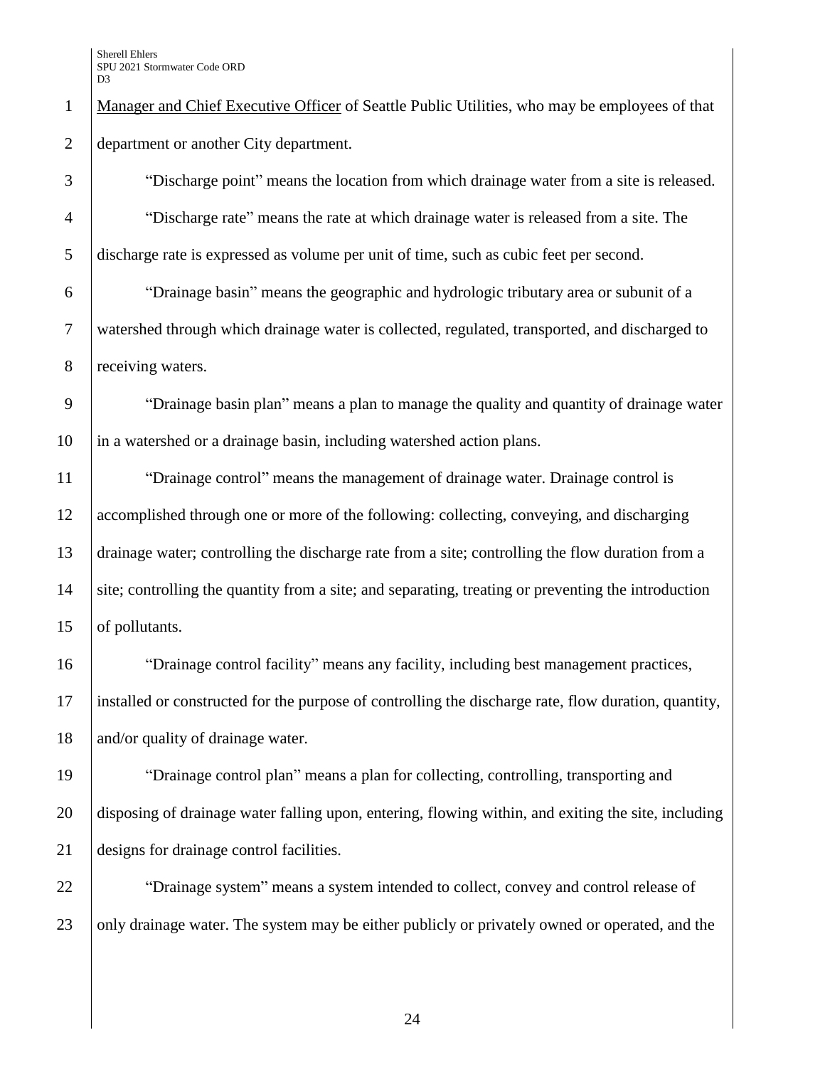Manager and Chief Executive Officer of Seattle Public Utilities, who may be employees of that department or another City department.

"Discharge point" means the location from which drainage water from a site is released.

"Discharge rate" means the rate at which drainage water is released from a site. The discharge rate is expressed as volume per unit of time, such as cubic feet per second.

"Drainage basin" means the geographic and hydrologic tributary area or subunit of a watershed through which drainage water is collected, regulated, transported, and discharged to receiving waters.

"Drainage basin plan" means a plan to manage the quality and quantity of drainage water in a watershed or a drainage basin, including watershed action plans.

"Drainage control" means the management of drainage water. Drainage control is accomplished through one or more of the following: collecting, conveying, and discharging drainage water; controlling the discharge rate from a site; controlling the flow duration from a site; controlling the quantity from a site; and separating, treating or preventing the introduction of pollutants.

"Drainage control facility" means any facility, including best management practices, installed or constructed for the purpose of controlling the discharge rate, flow duration, quantity, and/or quality of drainage water.

"Drainage control plan" means a plan for collecting, controlling, transporting and disposing of drainage water falling upon, entering, flowing within, and exiting the site, including designs for drainage control facilities.

"Drainage system" means a system intended to collect, convey and control release of only drainage water. The system may be either publicly or privately owned or operated, and the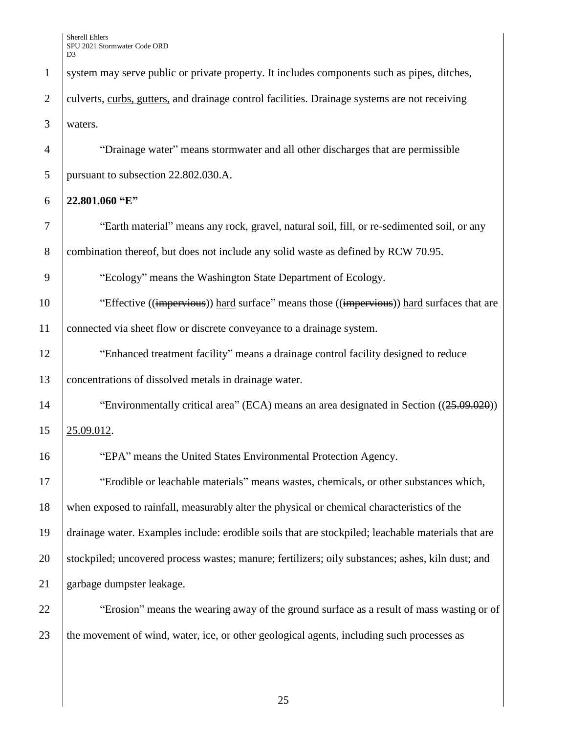system may serve public or private property. It includes components such as pipes, ditches, culverts, curbs, gutters, and drainage control facilities. Drainage systems are not receiving waters.

"Drainage water" means stormwater and all other discharges that are permissible pursuant to subsection 22.802.030.A.

**22.801.060 "E"**

"Earth material" means any rock, gravel, natural soil, fill, or re-sedimented soil, or any combination thereof, but does not include any solid waste as defined by RCW 70.95.

"Ecology" means the Washington State Department of Ecology.

"Effective ((~~impervious~~)) hard surface" means those ((~~impervious~~)) hard surfaces that are connected via sheet flow or discrete conveyance to a drainage system.

"Enhanced treatment facility" means a drainage control facility designed to reduce concentrations of dissolved metals in drainage water.

"Environmentally critical area" (ECA) means an area designated in Section ((~~25.09.020~~)) 25.09.012.

"EPA" means the United States Environmental Protection Agency.

"Erodible or leachable materials" means wastes, chemicals, or other substances which, when exposed to rainfall, measurably alter the physical or chemical characteristics of the drainage water. Examples include: erodible soils that are stockpiled; leachable materials that are stockpiled; uncovered process wastes; manure; fertilizers; oily substances; ashes, kiln dust; and garbage dumpster leakage.

"Erosion" means the wearing away of the ground surface as a result of mass wasting or of the movement of wind, water, ice, or other geological agents, including such processes as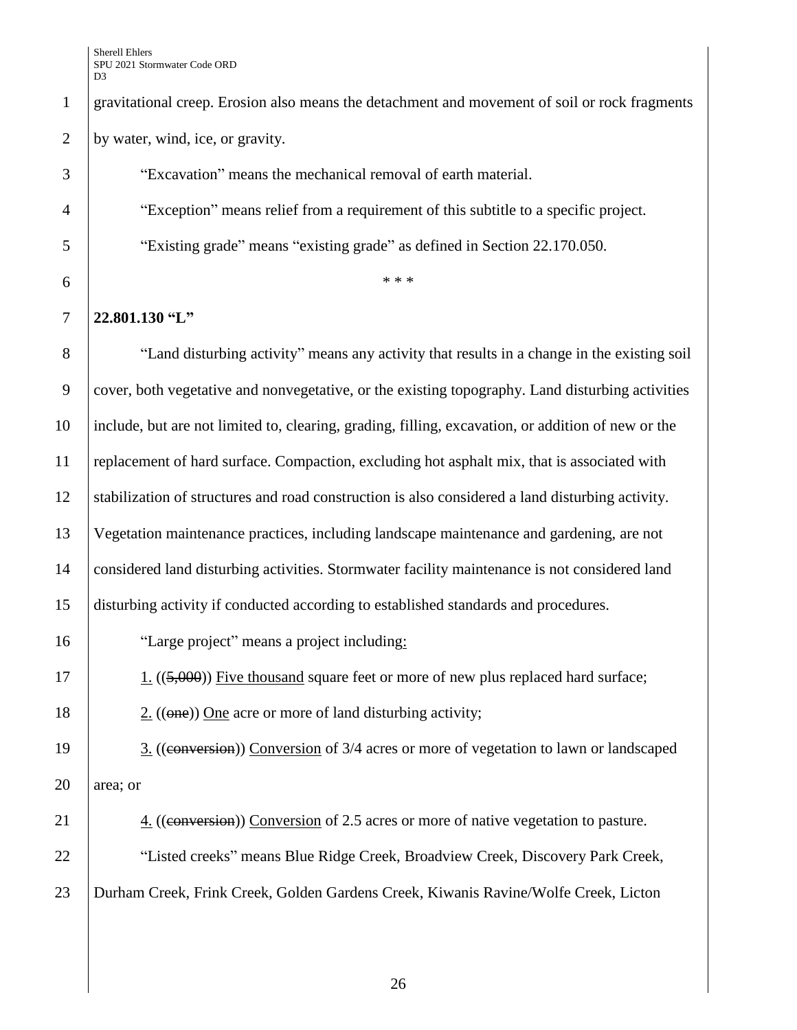gravitational creep. Erosion also means the detachment and movement of soil or rock fragments by water, wind, ice, or gravity.

"Excavation" means the mechanical removal of earth material.

"Exception" means relief from a requirement of this subtitle to a specific project.

"Existing grade" means "existing grade" as defined in Section 22.170.050.

\* \* \*

**22.801.130 "L"**

"Land disturbing activity" means any activity that results in a change in the existing soil cover, both vegetative and nonvegetative, or the existing topography. Land disturbing activities include, but are not limited to, clearing, grading, filling, excavation, or addition of new or the replacement of hard surface. Compaction, excluding hot asphalt mix, that is associated with stabilization of structures and road construction is also considered a land disturbing activity. Vegetation maintenance practices, including landscape maintenance and gardening, are not considered land disturbing activities. Stormwater facility maintenance is not considered land disturbing activity if conducted according to established standards and procedures.

"Large project" means a project including:

1. ((~~5,000~~)) Five thousand square feet or more of new plus replaced hard surface;

2. ((~~one~~)) One acre or more of land disturbing activity;

3. ((~~conversion~~)) Conversion of 3/4 acres or more of vegetation to lawn or landscaped area; or

4. ((~~conversion~~)) Conversion of 2.5 acres or more of native vegetation to pasture.

"Listed creeks" means Blue Ridge Creek, Broadview Creek, Discovery Park Creek, Durham Creek, Frink Creek, Golden Gardens Creek, Kiwanis Ravine/Wolfe Creek, Licton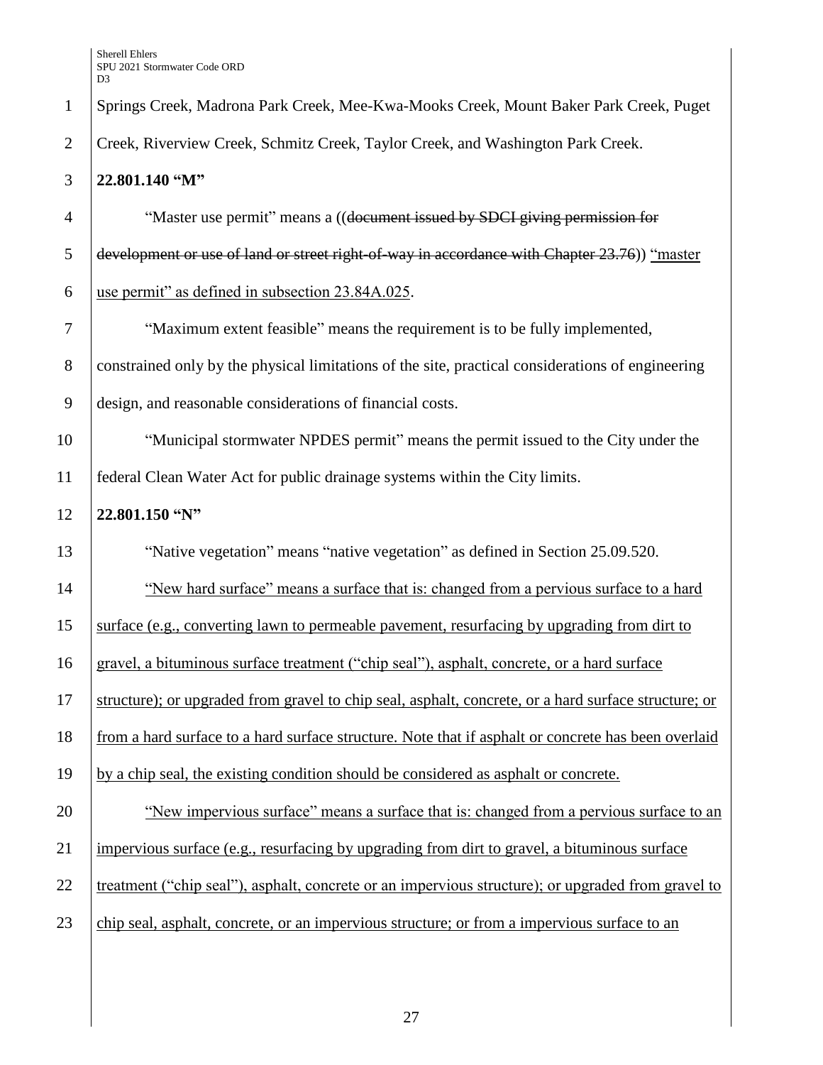Springs Creek, Madrona Park Creek, Mee-Kwa-Mooks Creek, Mount Baker Park Creek, Puget Creek, Riverview Creek, Schmitz Creek, Taylor Creek, and Washington Park Creek.

**22.801.140 "M"**

"Master use permit" means a ((~~document issued by SDCI giving permission for development or use of land or street right-of-way in accordance with Chapter 23.76~~)) "master use permit" as defined in subsection 23.84A.025.

"Maximum extent feasible" means the requirement is to be fully implemented, constrained only by the physical limitations of the site, practical considerations of engineering design, and reasonable considerations of financial costs.

"Municipal stormwater NPDES permit" means the permit issued to the City under the federal Clean Water Act for public drainage systems within the City limits.

**22.801.150 "N"**

"Native vegetation" means "native vegetation" as defined in Section 25.09.520.

"New hard surface" means a surface that is: changed from a pervious surface to a hard surface (e.g., converting lawn to permeable pavement, resurfacing by upgrading from dirt to gravel, a bituminous surface treatment ("chip seal"), asphalt, concrete, or a hard surface structure); or upgraded from gravel to chip seal, asphalt, concrete, or a hard surface structure; or from a hard surface to a hard surface structure. Note that if asphalt or concrete has been overlaid by a chip seal, the existing condition should be considered as asphalt or concrete.

"New impervious surface" means a surface that is: changed from a pervious surface to an impervious surface (e.g., resurfacing by upgrading from dirt to gravel, a bituminous surface treatment ("chip seal"), asphalt, concrete or an impervious structure); or upgraded from gravel to chip seal, asphalt, concrete, or an impervious structure; or from a impervious surface to an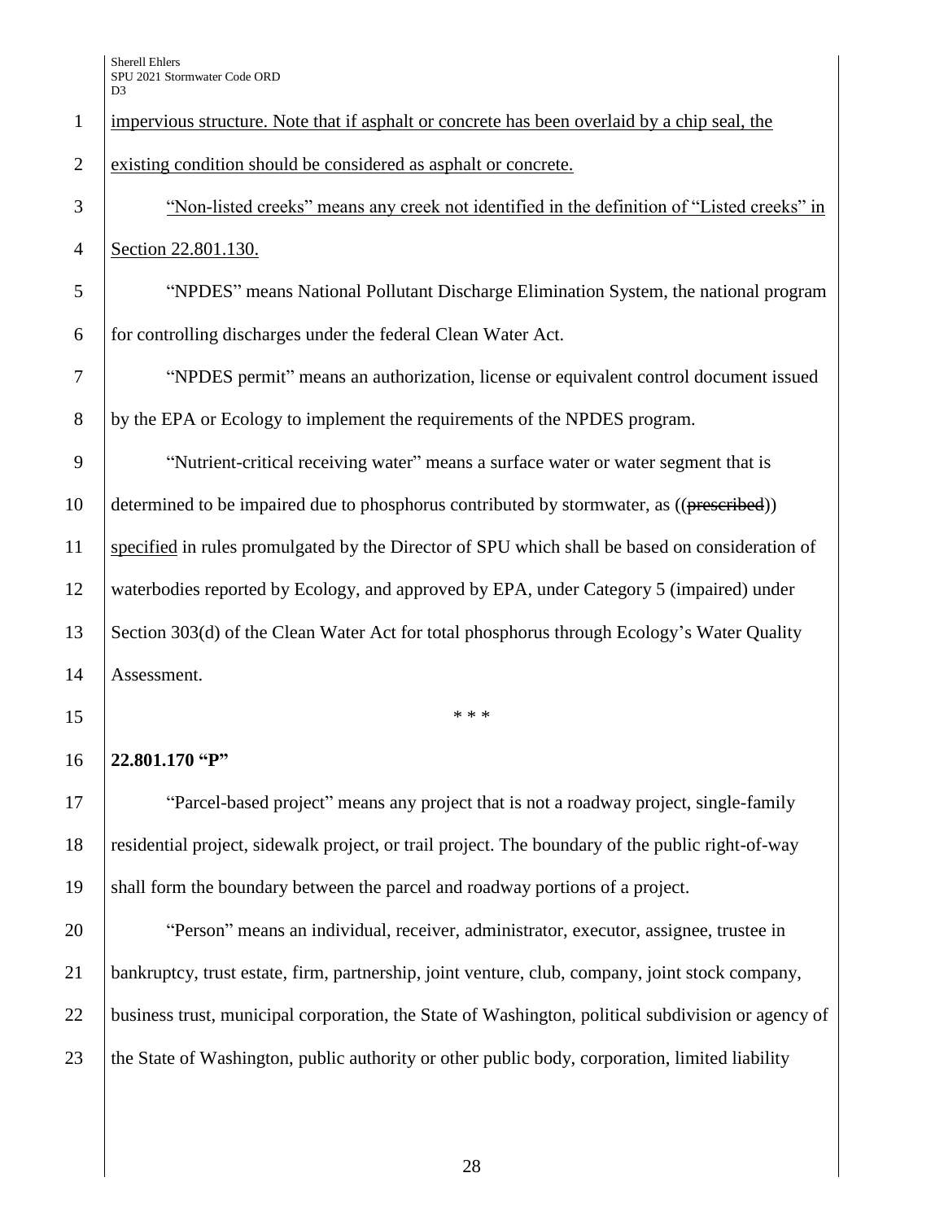impervious structure. Note that if asphalt or concrete has been overlaid by a chip seal, the existing condition should be considered as asphalt or concrete.

"Non-listed creeks" means any creek not identified in the definition of "Listed creeks" in Section 22.801.130.

"NPDES" means National Pollutant Discharge Elimination System, the national program for controlling discharges under the federal Clean Water Act.

"NPDES permit" means an authorization, license or equivalent control document issued by the EPA or Ecology to implement the requirements of the NPDES program.

"Nutrient-critical receiving water" means a surface water or water segment that is determined to be impaired due to phosphorus contributed by stormwater, as ((~~prescribed~~)) specified in rules promulgated by the Director of SPU which shall be based on consideration of waterbodies reported by Ecology, and approved by EPA, under Category 5 (impaired) under Section 303(d) of the Clean Water Act for total phosphorus through Ecology's Water Quality Assessment.

\* \* \*

**22.801.170 "P"**

"Parcel-based project" means any project that is not a roadway project, single-family residential project, sidewalk project, or trail project. The boundary of the public right-of-way shall form the boundary between the parcel and roadway portions of a project.

"Person" means an individual, receiver, administrator, executor, assignee, trustee in bankruptcy, trust estate, firm, partnership, joint venture, club, company, joint stock company, business trust, municipal corporation, the State of Washington, political subdivision or agency of the State of Washington, public authority or other public body, corporation, limited liability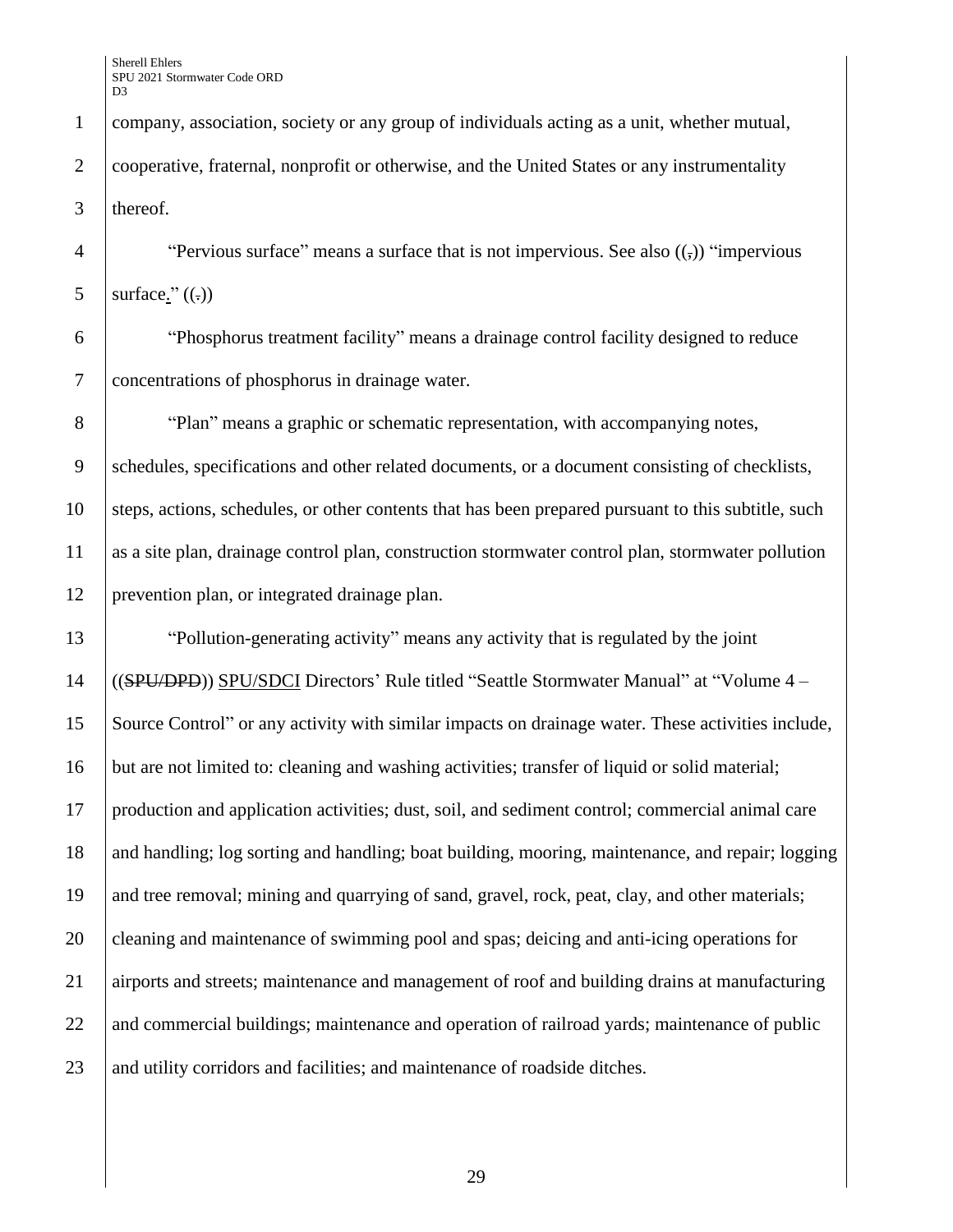company, association, society or any group of individuals acting as a unit, whether mutual, cooperative, fraternal, nonprofit or otherwise, and the United States or any instrumentality thereof.

"Pervious surface" means a surface that is not impervious. See also ((,)) "impervious surface." ((.))

"Phosphorus treatment facility" means a drainage control facility designed to reduce concentrations of phosphorus in drainage water.

"Plan" means a graphic or schematic representation, with accompanying notes, schedules, specifications and other related documents, or a document consisting of checklists, steps, actions, schedules, or other contents that has been prepared pursuant to this subtitle, such as a site plan, drainage control plan, construction stormwater control plan, stormwater pollution prevention plan, or integrated drainage plan.

"Pollution-generating activity" means any activity that is regulated by the joint ((~~SPU/DPD~~)) <u>SPU/SDCI</u> Directors' Rule titled "Seattle Stormwater Manual" at "Volume 4 – Source Control" or any activity with similar impacts on drainage water. These activities include, but are not limited to: cleaning and washing activities; transfer of liquid or solid material; production and application activities; dust, soil, and sediment control; commercial animal care and handling; log sorting and handling; boat building, mooring, maintenance, and repair; logging and tree removal; mining and quarrying of sand, gravel, rock, peat, clay, and other materials; cleaning and maintenance of swimming pool and spas; deicing and anti-icing operations for airports and streets; maintenance and management of roof and building drains at manufacturing and commercial buildings; maintenance and operation of railroad yards; maintenance of public and utility corridors and facilities; and maintenance of roadside ditches.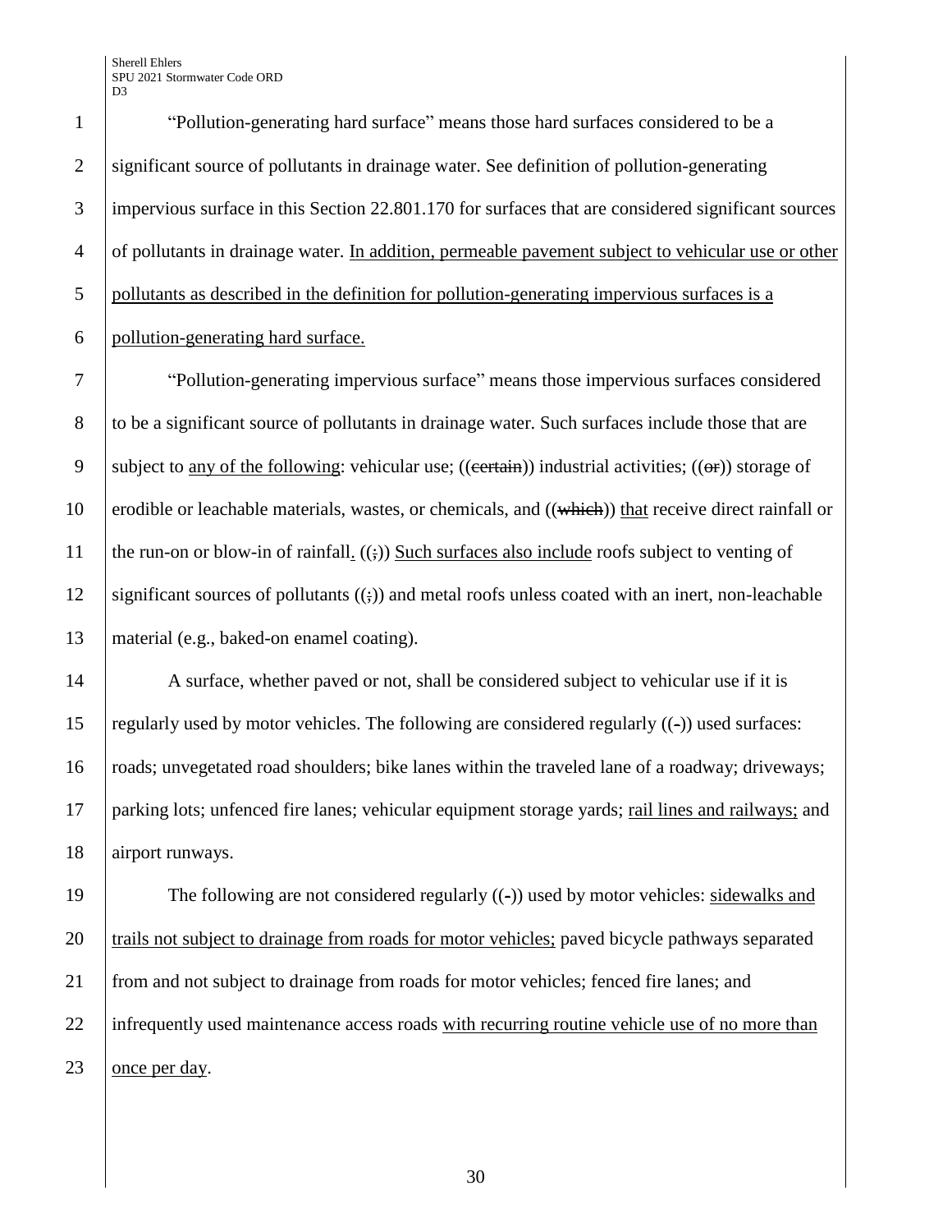"Pollution-generating hard surface" means those hard surfaces considered to be a significant source of pollutants in drainage water. See definition of pollution-generating impervious surface in this Section 22.801.170 for surfaces that are considered significant sources of pollutants in drainage water. <u>In addition, permeable pavement subject to vehicular use or other pollutants as described in the definition for pollution-generating impervious surfaces is a pollution-generating hard surface.</u>

"Pollution-generating impervious surface" means those impervious surfaces considered to be a significant source of pollutants in drainage water. Such surfaces include those that are subject to <u>any of the following</u>: vehicular use; ((~~certain~~)) industrial activities; ((~~or~~)) storage of erodible or leachable materials, wastes, or chemicals, and ((~~which~~)) <u>that</u> receive direct rainfall or the run-on or blow-in of rainfall<u>.</u> ((~~;~~)) <u>Such surfaces also include</u> roofs subject to venting of significant sources of pollutants ((~~;~~)) and metal roofs unless coated with an inert, non-leachable material (e.g., baked-on enamel coating).

A surface, whether paved or not, shall be considered subject to vehicular use if it is regularly used by motor vehicles. The following are considered regularly ((~~-~~)) used surfaces: roads; unvegetated road shoulders; bike lanes within the traveled lane of a roadway; driveways; parking lots; unfenced fire lanes; vehicular equipment storage yards; <u>rail lines and railways;</u> and airport runways.

The following are not considered regularly ((~~-~~)) used by motor vehicles: <u>sidewalks and trails not subject to drainage from roads for motor vehicles;</u> paved bicycle pathways separated from and not subject to drainage from roads for motor vehicles; fenced fire lanes; and infrequently used maintenance access roads <u>with recurring routine vehicle use of no more than once per day</u>.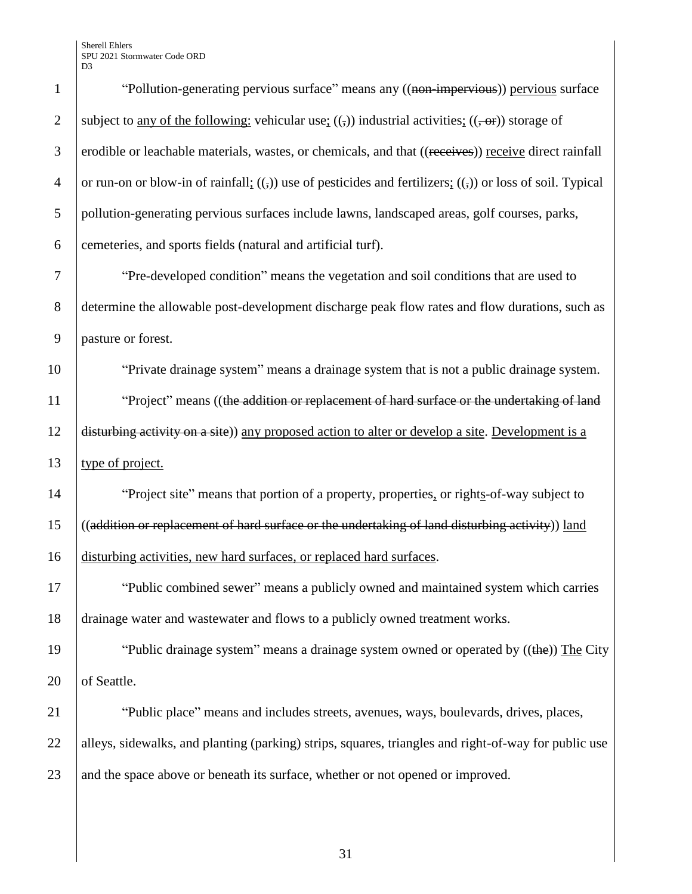"Pollution-generating pervious surface" means any ((~~non-impervious~~)) <u>pervious</u> surface subject to <u>any of the following:</u> vehicular use<u>;</u> ((~~,~~)) industrial activities<u>;</u> ((~~, or~~)) storage of erodible or leachable materials, wastes, or chemicals, and that ((~~receives~~)) <u>receive</u> direct rainfall or run-on or blow-in of rainfall<u>;</u> ((~~,~~)) use of pesticides and fertilizers<u>;</u> ((~~,~~)) or loss of soil. Typical pollution-generating pervious surfaces include lawns, landscaped areas, golf courses, parks, cemeteries, and sports fields (natural and artificial turf).

"Pre-developed condition" means the vegetation and soil conditions that are used to determine the allowable post-development discharge peak flow rates and flow durations, such as pasture or forest.

"Private drainage system" means a drainage system that is not a public drainage system.

"Project" means ((~~the addition or replacement of hard surface or the undertaking of land disturbing activity on a site~~)) <u>any proposed action to alter or develop a site</u>. <u>Development is a type of project.</u>

"Project site" means that portion of a property, properties<u>,</u> or right<u>s</u>-of-way subject to ((~~addition or replacement of hard surface or the undertaking of land disturbing activity~~)) <u>land disturbing activities, new hard surfaces, or replaced hard surfaces</u>.

"Public combined sewer" means a publicly owned and maintained system which carries drainage water and wastewater and flows to a publicly owned treatment works.

"Public drainage system" means a drainage system owned or operated by ((~~the~~)) <u>The</u> City of Seattle.

"Public place" means and includes streets, avenues, ways, boulevards, drives, places, alleys, sidewalks, and planting (parking) strips, squares, triangles and right-of-way for public use and the space above or beneath its surface, whether or not opened or improved.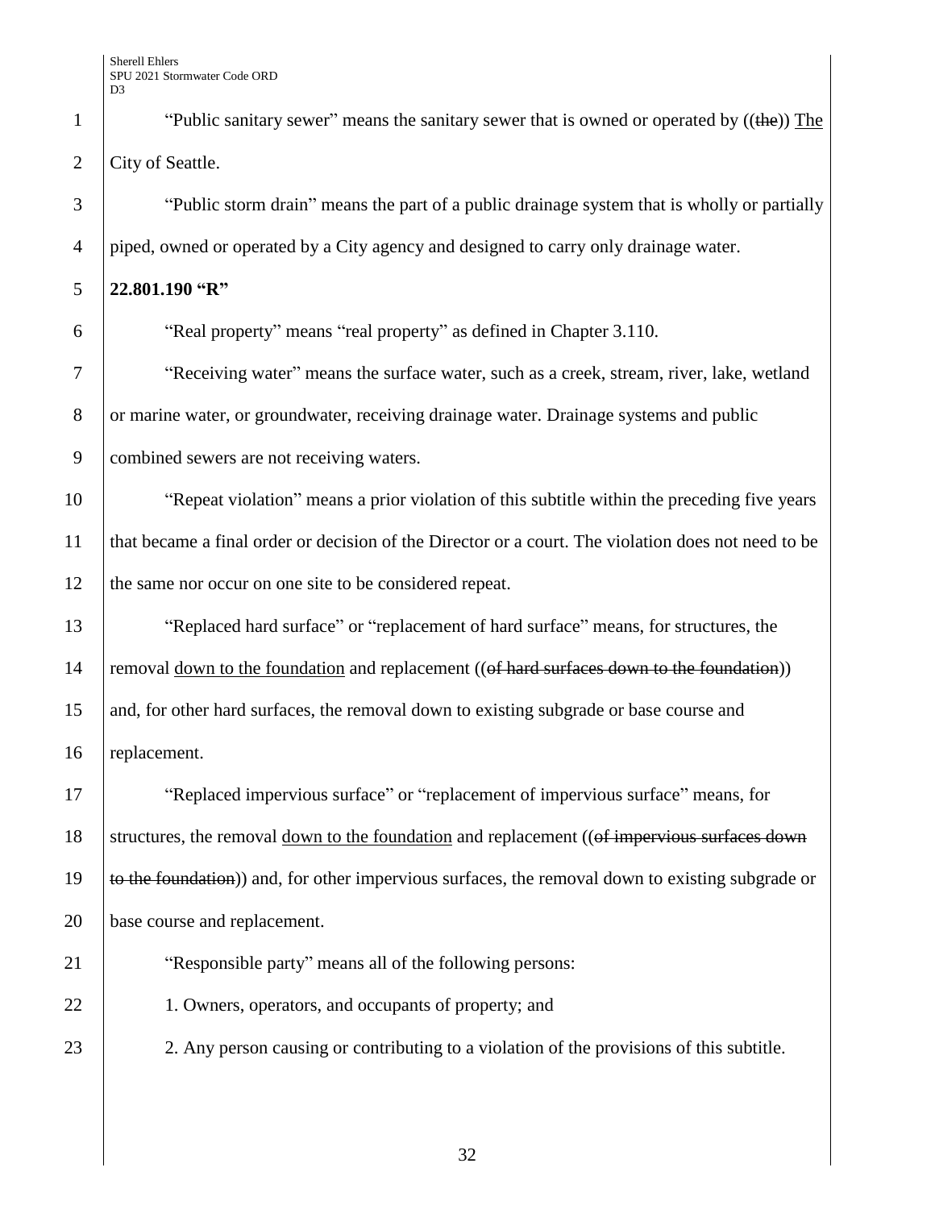"Public sanitary sewer" means the sanitary sewer that is owned or operated by ((~~the~~)) <u>The</u> City of Seattle.

"Public storm drain" means the part of a public drainage system that is wholly or partially piped, owned or operated by a City agency and designed to carry only drainage water.

**22.801.190 "R"**

"Real property" means "real property" as defined in Chapter 3.110.

"Receiving water" means the surface water, such as a creek, stream, river, lake, wetland or marine water, or groundwater, receiving drainage water. Drainage systems and public combined sewers are not receiving waters.

"Repeat violation" means a prior violation of this subtitle within the preceding five years that became a final order or decision of the Director or a court. The violation does not need to be the same nor occur on one site to be considered repeat.

"Replaced hard surface" or "replacement of hard surface" means, for structures, the removal <u>down to the foundation</u> and replacement ((~~of hard surfaces down to the foundation~~)) and, for other hard surfaces, the removal down to existing subgrade or base course and replacement.

"Replaced impervious surface" or "replacement of impervious surface" means, for structures, the removal <u>down to the foundation</u> and replacement ((~~of impervious surfaces down to the foundation~~)) and, for other impervious surfaces, the removal down to existing subgrade or base course and replacement.

"Responsible party" means all of the following persons:

1. Owners, operators, and occupants of property; and

2. Any person causing or contributing to a violation of the provisions of this subtitle.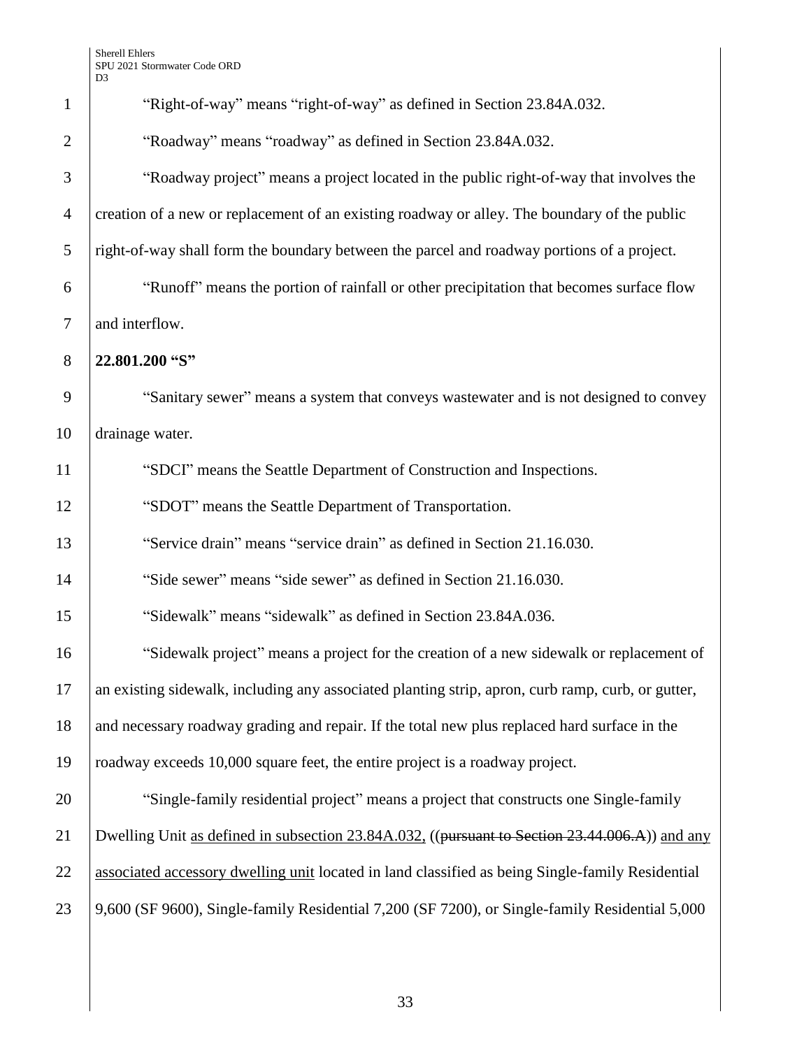"Right-of-way" means "right-of-way" as defined in Section 23.84A.032.

"Roadway" means "roadway" as defined in Section 23.84A.032.

"Roadway project" means a project located in the public right-of-way that involves the creation of a new or replacement of an existing roadway or alley. The boundary of the public right-of-way shall form the boundary between the parcel and roadway portions of a project.

"Runoff" means the portion of rainfall or other precipitation that becomes surface flow and interflow.

**22.801.200 "S"**

"Sanitary sewer" means a system that conveys wastewater and is not designed to convey drainage water.

"SDCI" means the Seattle Department of Construction and Inspections.

"SDOT" means the Seattle Department of Transportation.

"Service drain" means "service drain" as defined in Section 21.16.030.

"Side sewer" means "side sewer" as defined in Section 21.16.030.

"Sidewalk" means "sidewalk" as defined in Section 23.84A.036.

"Sidewalk project" means a project for the creation of a new sidewalk or replacement of an existing sidewalk, including any associated planting strip, apron, curb ramp, curb, or gutter, and necessary roadway grading and repair. If the total new plus replaced hard surface in the roadway exceeds 10,000 square feet, the entire project is a roadway project.

"Single-family residential project" means a project that constructs one Single-family Dwelling Unit <u>as defined in subsection 23.84A.032,</u> ((~~pursuant to Section 23.44.006.A~~)) <u>and any associated accessory dwelling unit</u> located in land classified as being Single-family Residential 9,600 (SF 9600), Single-family Residential 7,200 (SF 7200), or Single-family Residential 5,000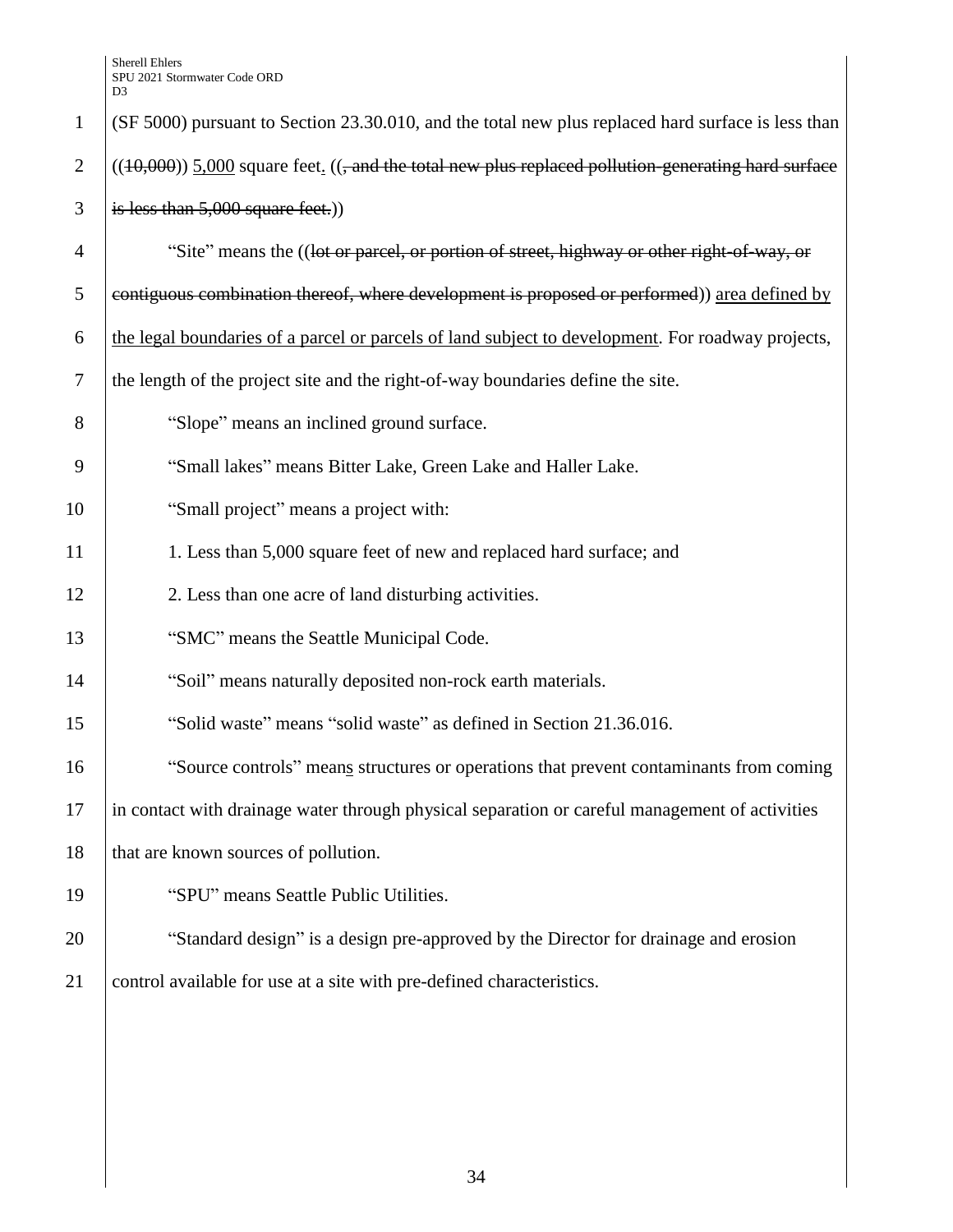(SF 5000) pursuant to Section 23.30.010, and the total new plus replaced hard surface is less than ((~~10,000~~)) <u>5,000</u> square feet<u>.</u> ((~~, and the total new plus replaced pollution-generating hard surface is less than 5,000 square feet.~~))

"Site" means the ((~~lot or parcel, or portion of street, highway or other right-of-way, or contiguous combination thereof, where development is proposed or performed~~)) <u>area defined by the legal boundaries of a parcel or parcels of land subject to development</u>. For roadway projects, the length of the project site and the right-of-way boundaries define the site.

"Slope" means an inclined ground surface.

"Small lakes" means Bitter Lake, Green Lake and Haller Lake.

"Small project" means a project with:

1. Less than 5,000 square feet of new and replaced hard surface; and

2. Less than one acre of land disturbing activities.

"SMC" means the Seattle Municipal Code.

"Soil" means naturally deposited non-rock earth materials.

"Solid waste" means "solid waste" as defined in Section 21.36.016.

"Source controls" mean<u>s</u> structures or operations that prevent contaminants from coming in contact with drainage water through physical separation or careful management of activities that are known sources of pollution.

"SPU" means Seattle Public Utilities.

"Standard design" is a design pre-approved by the Director for drainage and erosion control available for use at a site with pre-defined characteristics.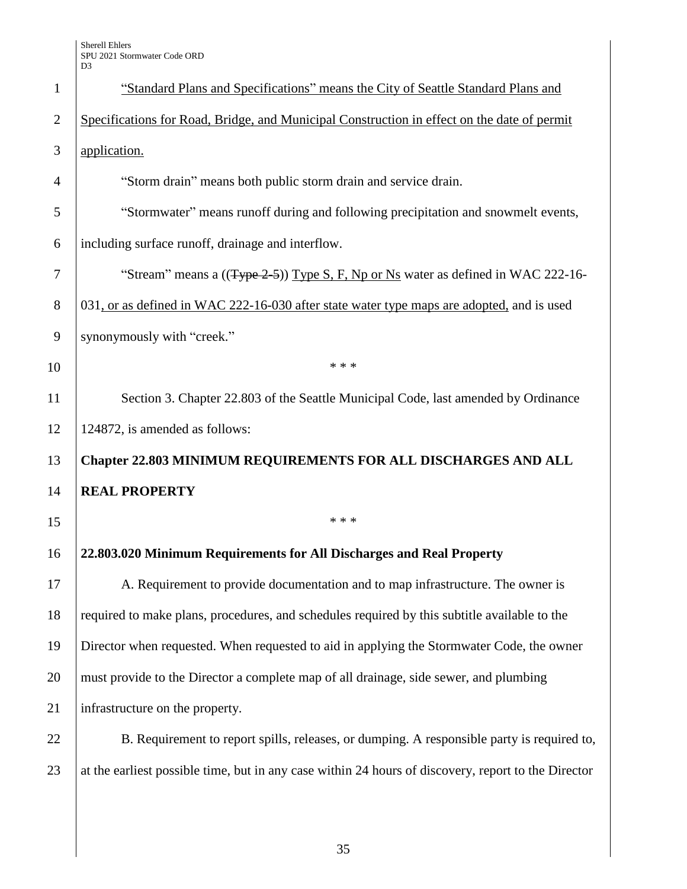"Standard Plans and Specifications" means the City of Seattle Standard Plans and Specifications for Road, Bridge, and Municipal Construction in effect on the date of permit application.

"Storm drain" means both public storm drain and service drain.

"Stormwater" means runoff during and following precipitation and snowmelt events, including surface runoff, drainage and interflow.

"Stream" means a ((~~Type 2-5~~)) Type S, F, Np or Ns water as defined in WAC 222-16-031, or as defined in WAC 222-16-030 after state water type maps are adopted, and is used synonymously with "creek."

\* \* \*

Section 3. Chapter 22.803 of the Seattle Municipal Code, last amended by Ordinance 124872, is amended as follows:

**Chapter 22.803 MINIMUM REQUIREMENTS FOR ALL DISCHARGES AND ALL REAL PROPERTY**

\* \* \*

**22.803.020 Minimum Requirements for All Discharges and Real Property**

A. Requirement to provide documentation and to map infrastructure. The owner is required to make plans, procedures, and schedules required by this subtitle available to the Director when requested. When requested to aid in applying the Stormwater Code, the owner must provide to the Director a complete map of all drainage, side sewer, and plumbing infrastructure on the property.

B. Requirement to report spills, releases, or dumping. A responsible party is required to, at the earliest possible time, but in any case within 24 hours of discovery, report to the Director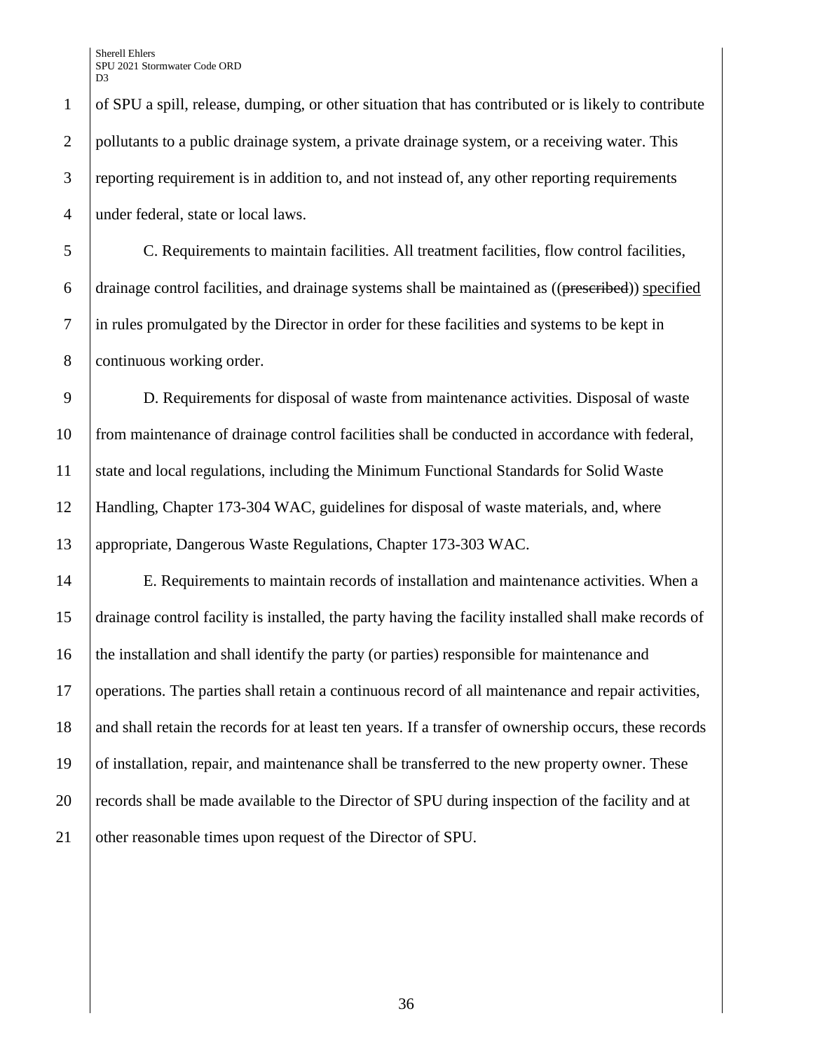of SPU a spill, release, dumping, or other situation that has contributed or is likely to contribute pollutants to a public drainage system, a private drainage system, or a receiving water. This reporting requirement is in addition to, and not instead of, any other reporting requirements under federal, state or local laws.

C. Requirements to maintain facilities. All treatment facilities, flow control facilities, drainage control facilities, and drainage systems shall be maintained as ((~~prescribed~~)) <u>specified</u> in rules promulgated by the Director in order for these facilities and systems to be kept in continuous working order.

D. Requirements for disposal of waste from maintenance activities. Disposal of waste from maintenance of drainage control facilities shall be conducted in accordance with federal, state and local regulations, including the Minimum Functional Standards for Solid Waste Handling, Chapter 173-304 WAC, guidelines for disposal of waste materials, and, where appropriate, Dangerous Waste Regulations, Chapter 173-303 WAC.

E. Requirements to maintain records of installation and maintenance activities. When a drainage control facility is installed, the party having the facility installed shall make records of the installation and shall identify the party (or parties) responsible for maintenance and operations. The parties shall retain a continuous record of all maintenance and repair activities, and shall retain the records for at least ten years. If a transfer of ownership occurs, these records of installation, repair, and maintenance shall be transferred to the new property owner. These records shall be made available to the Director of SPU during inspection of the facility and at other reasonable times upon request of the Director of SPU.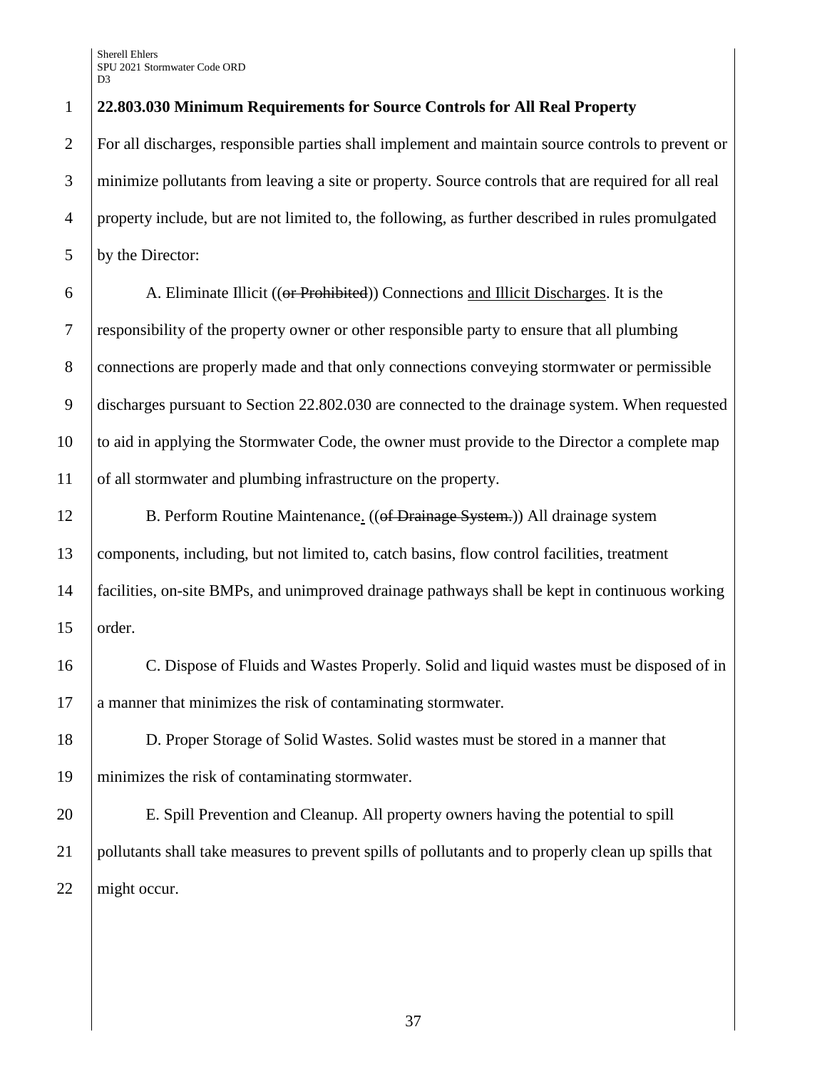**22.803.030 Minimum Requirements for Source Controls for All Real Property**

For all discharges, responsible parties shall implement and maintain source controls to prevent or minimize pollutants from leaving a site or property. Source controls that are required for all real property include, but are not limited to, the following, as further described in rules promulgated by the Director:

A. Eliminate Illicit ((~~or Prohibited~~)) Connections <u>and Illicit Discharges</u>. It is the responsibility of the property owner or other responsible party to ensure that all plumbing connections are properly made and that only connections conveying stormwater or permissible discharges pursuant to Section 22.802.030 are connected to the drainage system. When requested to aid in applying the Stormwater Code, the owner must provide to the Director a complete map of all stormwater and plumbing infrastructure on the property.

B. Perform Routine Maintenance<u>.</u> ((~~of Drainage System.~~)) All drainage system components, including, but not limited to, catch basins, flow control facilities, treatment facilities, on-site BMPs, and unimproved drainage pathways shall be kept in continuous working order.

C. Dispose of Fluids and Wastes Properly. Solid and liquid wastes must be disposed of in a manner that minimizes the risk of contaminating stormwater.

D. Proper Storage of Solid Wastes. Solid wastes must be stored in a manner that minimizes the risk of contaminating stormwater.

E. Spill Prevention and Cleanup. All property owners having the potential to spill pollutants shall take measures to prevent spills of pollutants and to properly clean up spills that might occur.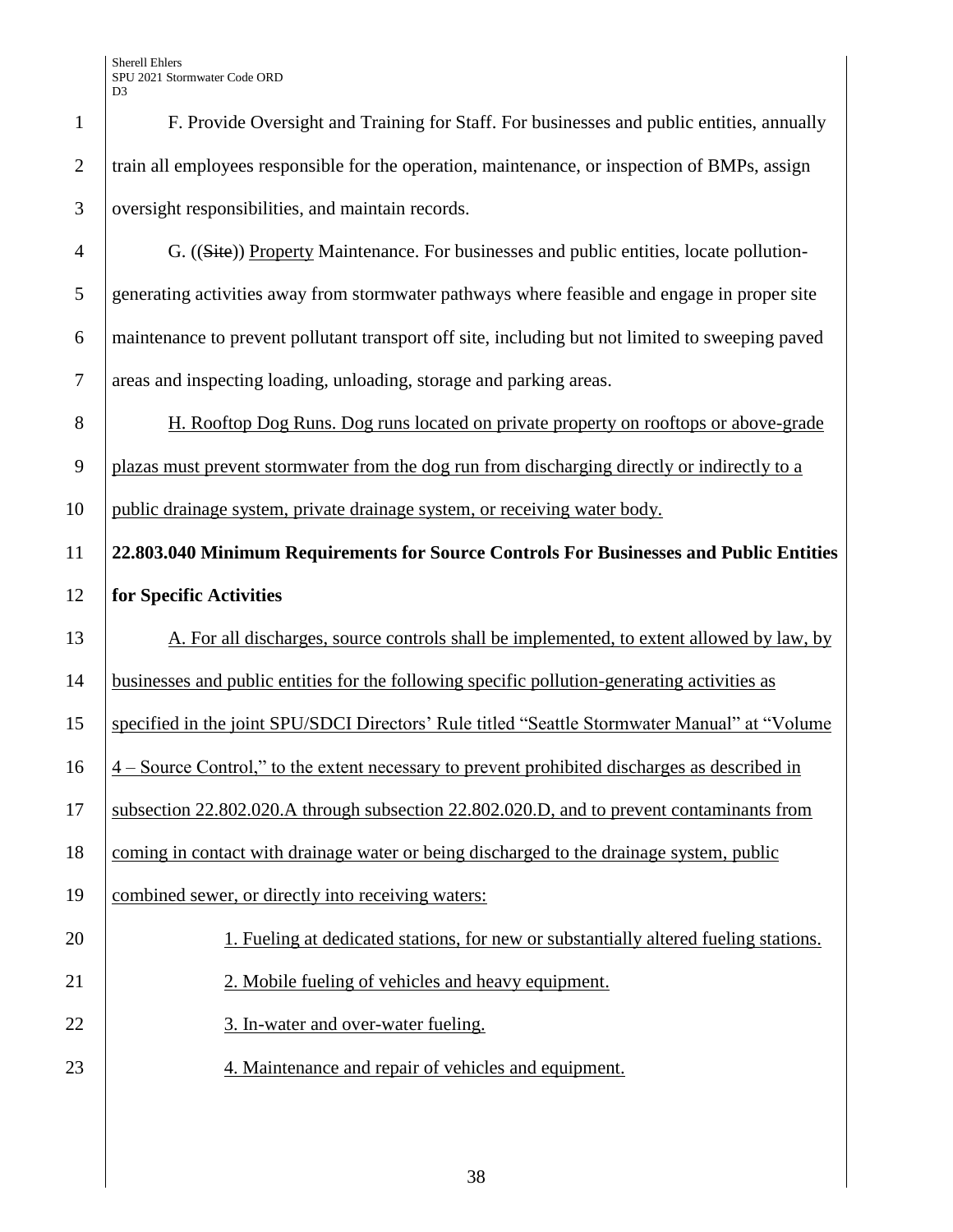F. Provide Oversight and Training for Staff. For businesses and public entities, annually train all employees responsible for the operation, maintenance, or inspection of BMPs, assign oversight responsibilities, and maintain records.

G. ((~~Site~~)) <u>Property</u> Maintenance. For businesses and public entities, locate pollution-generating activities away from stormwater pathways where feasible and engage in proper site maintenance to prevent pollutant transport off site, including but not limited to sweeping paved areas and inspecting loading, unloading, storage and parking areas.

<u>H. Rooftop Dog Runs. Dog runs located on private property on rooftops or above-grade plazas must prevent stormwater from the dog run from discharging directly or indirectly to a public drainage system, private drainage system, or receiving water body.</u>

**22.803.040 Minimum Requirements for Source Controls For Businesses and Public Entities for Specific Activities**

<u>A. For all discharges, source controls shall be implemented, to extent allowed by law, by businesses and public entities for the following specific pollution-generating activities as specified in the joint SPU/SDCI Directors' Rule titled "Seattle Stormwater Manual" at "Volume 4 – Source Control," to the extent necessary to prevent prohibited discharges as described in subsection 22.802.020.A through subsection 22.802.020.D, and to prevent contaminants from coming in contact with drainage water or being discharged to the drainage system, public combined sewer, or directly into receiving waters:</u>

<u>1. Fueling at dedicated stations, for new or substantially altered fueling stations.</u>

<u>2. Mobile fueling of vehicles and heavy equipment.</u>

<u>3. In-water and over-water fueling.</u>

<u>4. Maintenance and repair of vehicles and equipment.</u>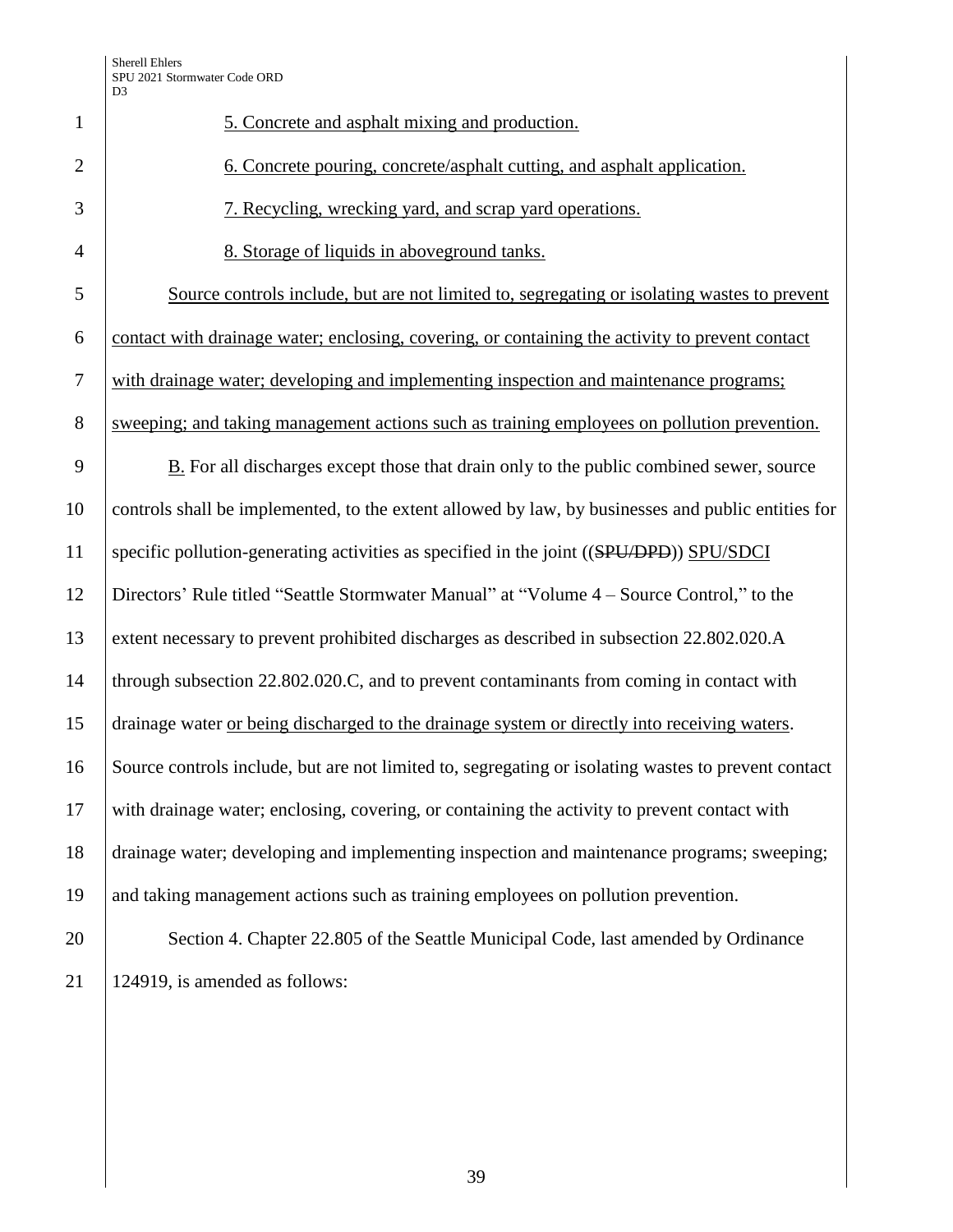5. Concrete and asphalt mixing and production.

6. Concrete pouring, concrete/asphalt cutting, and asphalt application.

7. Recycling, wrecking yard, and scrap yard operations.

8. Storage of liquids in aboveground tanks.

Source controls include, but are not limited to, segregating or isolating wastes to prevent contact with drainage water; enclosing, covering, or containing the activity to prevent contact with drainage water; developing and implementing inspection and maintenance programs; sweeping; and taking management actions such as training employees on pollution prevention.

B. For all discharges except those that drain only to the public combined sewer, source controls shall be implemented, to the extent allowed by law, by businesses and public entities for specific pollution-generating activities as specified in the joint ((~~SPU/DPD~~)) SPU/SDCI Directors' Rule titled "Seattle Stormwater Manual" at "Volume 4 – Source Control," to the extent necessary to prevent prohibited discharges as described in subsection 22.802.020.A through subsection 22.802.020.C, and to prevent contaminants from coming in contact with drainage water or being discharged to the drainage system or directly into receiving waters. Source controls include, but are not limited to, segregating or isolating wastes to prevent contact with drainage water; enclosing, covering, or containing the activity to prevent contact with drainage water; developing and implementing inspection and maintenance programs; sweeping; and taking management actions such as training employees on pollution prevention.

Section 4. Chapter 22.805 of the Seattle Municipal Code, last amended by Ordinance 124919, is amended as follows: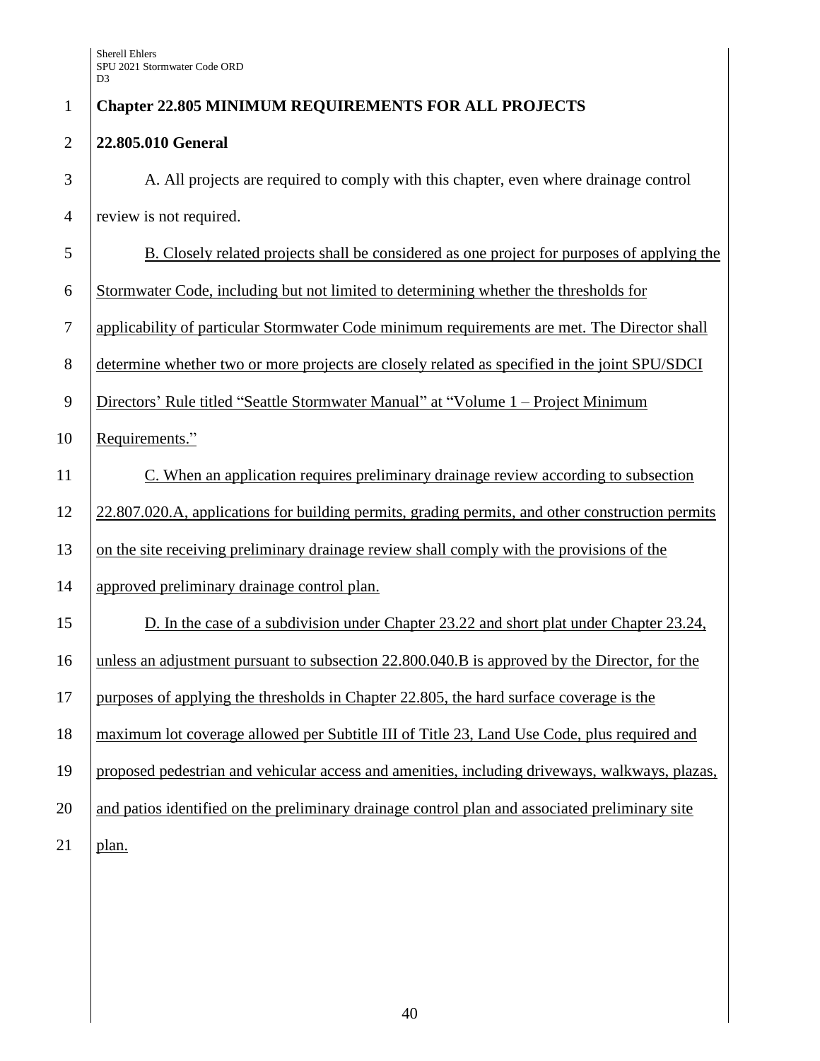**Chapter 22.805 MINIMUM REQUIREMENTS FOR ALL PROJECTS**

**22.805.010 General**

A. All projects are required to comply with this chapter, even where drainage control review is not required.

B. Closely related projects shall be considered as one project for purposes of applying the Stormwater Code, including but not limited to determining whether the thresholds for applicability of particular Stormwater Code minimum requirements are met. The Director shall determine whether two or more projects are closely related as specified in the joint SPU/SDCI Directors' Rule titled "Seattle Stormwater Manual" at "Volume 1 – Project Minimum Requirements."

C. When an application requires preliminary drainage review according to subsection 22.807.020.A, applications for building permits, grading permits, and other construction permits on the site receiving preliminary drainage review shall comply with the provisions of the approved preliminary drainage control plan.

D. In the case of a subdivision under Chapter 23.22 and short plat under Chapter 23.24, unless an adjustment pursuant to subsection 22.800.040.B is approved by the Director, for the purposes of applying the thresholds in Chapter 22.805, the hard surface coverage is the maximum lot coverage allowed per Subtitle III of Title 23, Land Use Code, plus required and proposed pedestrian and vehicular access and amenities, including driveways, walkways, plazas, and patios identified on the preliminary drainage control plan and associated preliminary site plan.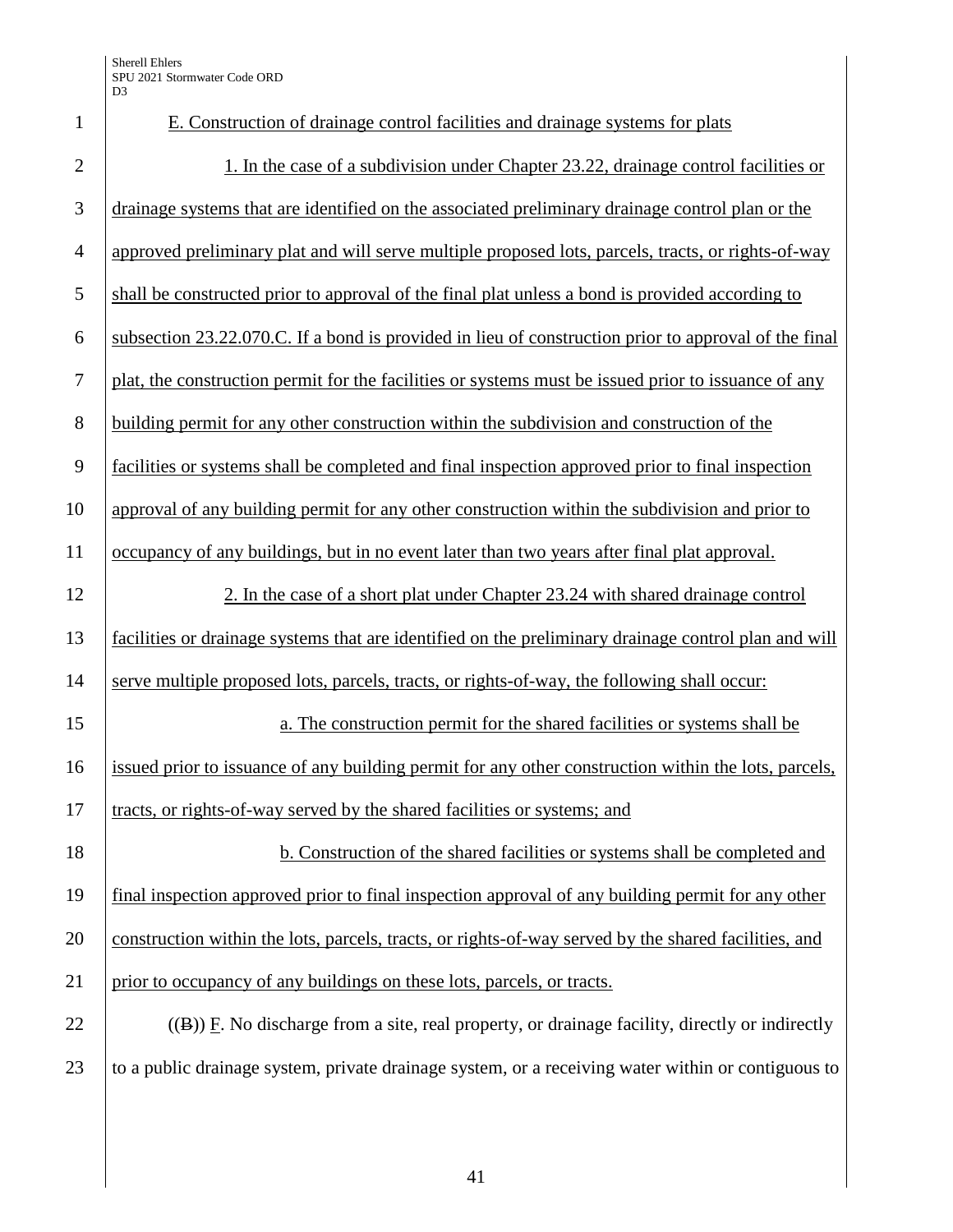E. Construction of drainage control facilities and drainage systems for plats

1. In the case of a subdivision under Chapter 23.22, drainage control facilities or drainage systems that are identified on the associated preliminary drainage control plan or the approved preliminary plat and will serve multiple proposed lots, parcels, tracts, or rights-of-way shall be constructed prior to approval of the final plat unless a bond is provided according to subsection 23.22.070.C. If a bond is provided in lieu of construction prior to approval of the final plat, the construction permit for the facilities or systems must be issued prior to issuance of any building permit for any other construction within the subdivision and construction of the facilities or systems shall be completed and final inspection approved prior to final inspection approval of any building permit for any other construction within the subdivision and prior to occupancy of any buildings, but in no event later than two years after final plat approval.

2. In the case of a short plat under Chapter 23.24 with shared drainage control facilities or drainage systems that are identified on the preliminary drainage control plan and will serve multiple proposed lots, parcels, tracts, or rights-of-way, the following shall occur:

a. The construction permit for the shared facilities or systems shall be issued prior to issuance of any building permit for any other construction within the lots, parcels, tracts, or rights-of-way served by the shared facilities or systems; and

b. Construction of the shared facilities or systems shall be completed and final inspection approved prior to final inspection approval of any building permit for any other construction within the lots, parcels, tracts, or rights-of-way served by the shared facilities, and prior to occupancy of any buildings on these lots, parcels, or tracts.

((~~B~~)) F. No discharge from a site, real property, or drainage facility, directly or indirectly to a public drainage system, private drainage system, or a receiving water within or contiguous to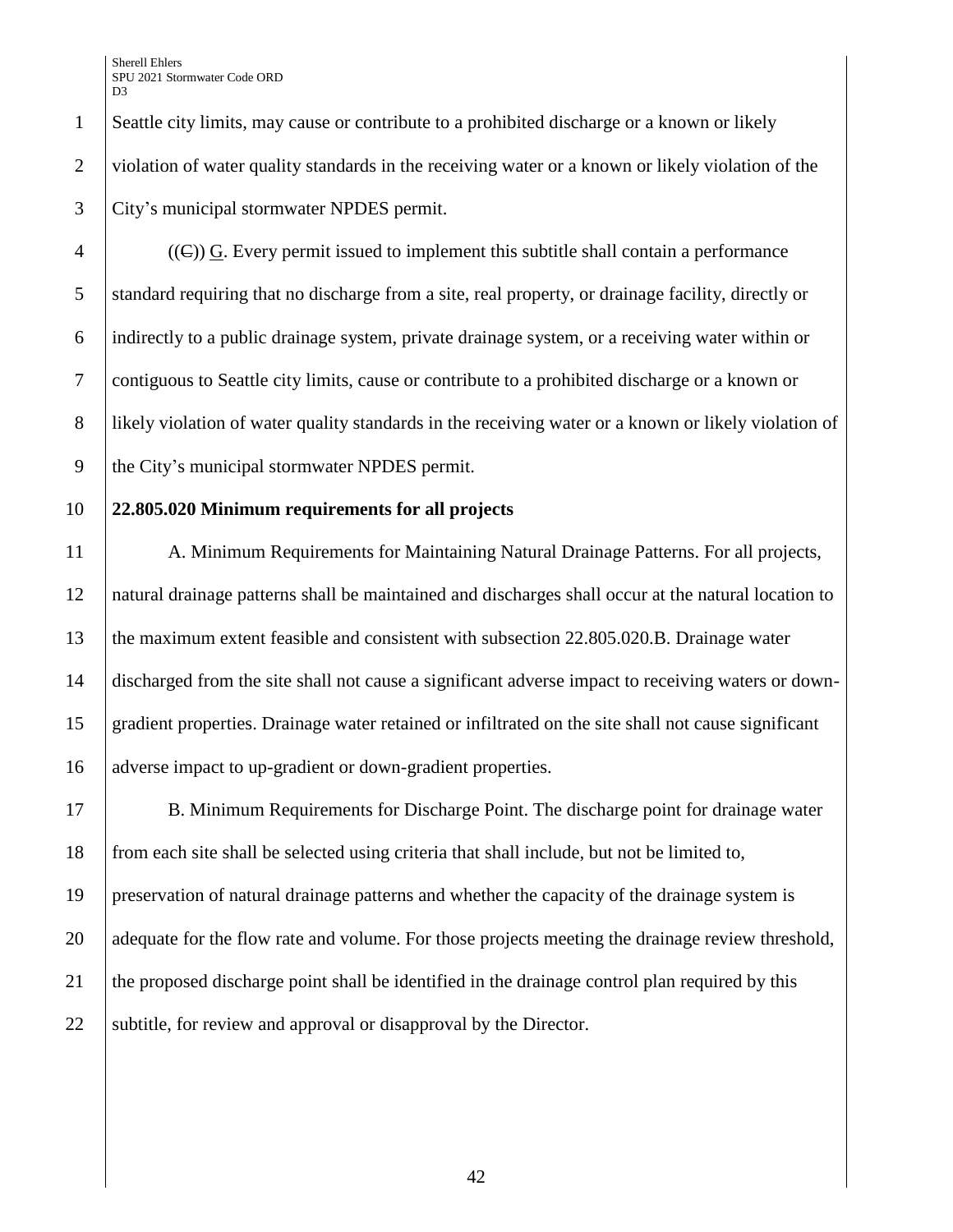Seattle city limits, may cause or contribute to a prohibited discharge or a known or likely violation of water quality standards in the receiving water or a known or likely violation of the City's municipal stormwater NPDES permit.

((~~C~~)) G. Every permit issued to implement this subtitle shall contain a performance standard requiring that no discharge from a site, real property, or drainage facility, directly or indirectly to a public drainage system, private drainage system, or a receiving water within or contiguous to Seattle city limits, cause or contribute to a prohibited discharge or a known or likely violation of water quality standards in the receiving water or a known or likely violation of the City's municipal stormwater NPDES permit.

**22.805.020 Minimum requirements for all projects**

A. Minimum Requirements for Maintaining Natural Drainage Patterns. For all projects, natural drainage patterns shall be maintained and discharges shall occur at the natural location to the maximum extent feasible and consistent with subsection 22.805.020.B. Drainage water discharged from the site shall not cause a significant adverse impact to receiving waters or down-gradient properties. Drainage water retained or infiltrated on the site shall not cause significant adverse impact to up-gradient or down-gradient properties.

B. Minimum Requirements for Discharge Point. The discharge point for drainage water from each site shall be selected using criteria that shall include, but not be limited to, preservation of natural drainage patterns and whether the capacity of the drainage system is adequate for the flow rate and volume. For those projects meeting the drainage review threshold, the proposed discharge point shall be identified in the drainage control plan required by this subtitle, for review and approval or disapproval by the Director.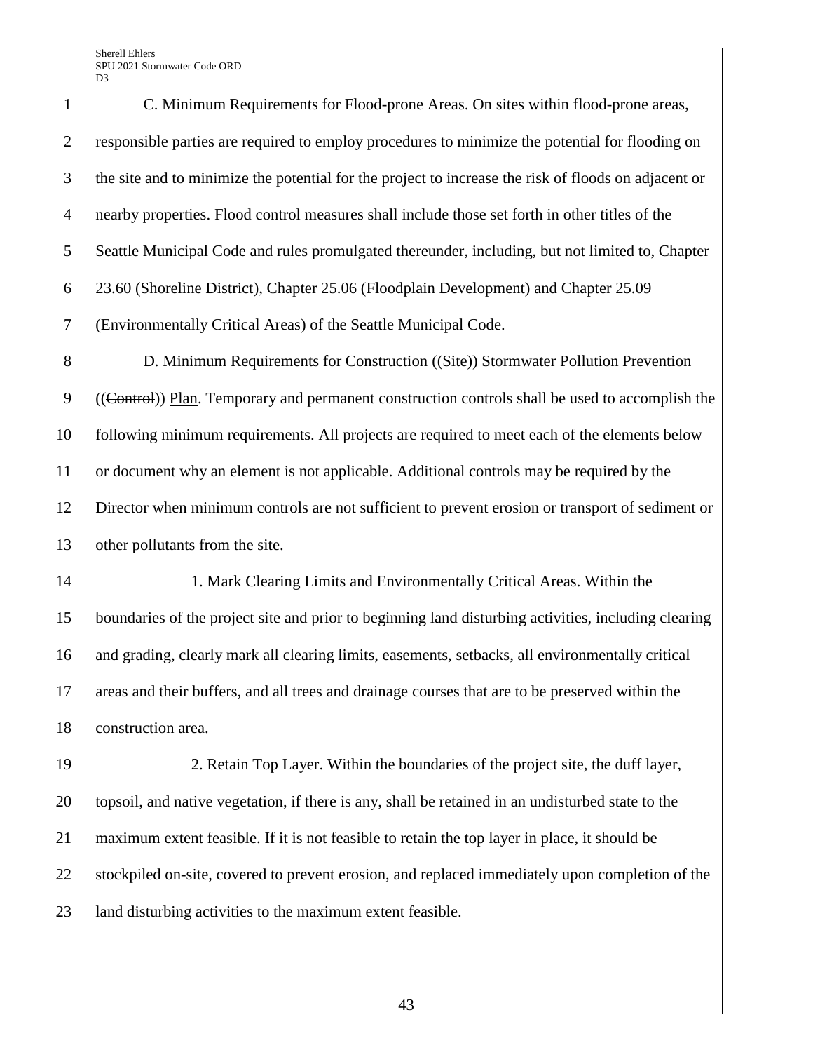C. Minimum Requirements for Flood-prone Areas. On sites within flood-prone areas, responsible parties are required to employ procedures to minimize the potential for flooding on the site and to minimize the potential for the project to increase the risk of floods on adjacent or nearby properties. Flood control measures shall include those set forth in other titles of the Seattle Municipal Code and rules promulgated thereunder, including, but not limited to, Chapter 23.60 (Shoreline District), Chapter 25.06 (Floodplain Development) and Chapter 25.09 (Environmentally Critical Areas) of the Seattle Municipal Code.

D. Minimum Requirements for Construction ((~~Site~~)) Stormwater Pollution Prevention ((~~Control~~)) <u>Plan</u>. Temporary and permanent construction controls shall be used to accomplish the following minimum requirements. All projects are required to meet each of the elements below or document why an element is not applicable. Additional controls may be required by the Director when minimum controls are not sufficient to prevent erosion or transport of sediment or other pollutants from the site.

1. Mark Clearing Limits and Environmentally Critical Areas. Within the boundaries of the project site and prior to beginning land disturbing activities, including clearing and grading, clearly mark all clearing limits, easements, setbacks, all environmentally critical areas and their buffers, and all trees and drainage courses that are to be preserved within the construction area.

2. Retain Top Layer. Within the boundaries of the project site, the duff layer, topsoil, and native vegetation, if there is any, shall be retained in an undisturbed state to the maximum extent feasible. If it is not feasible to retain the top layer in place, it should be stockpiled on-site, covered to prevent erosion, and replaced immediately upon completion of the land disturbing activities to the maximum extent feasible.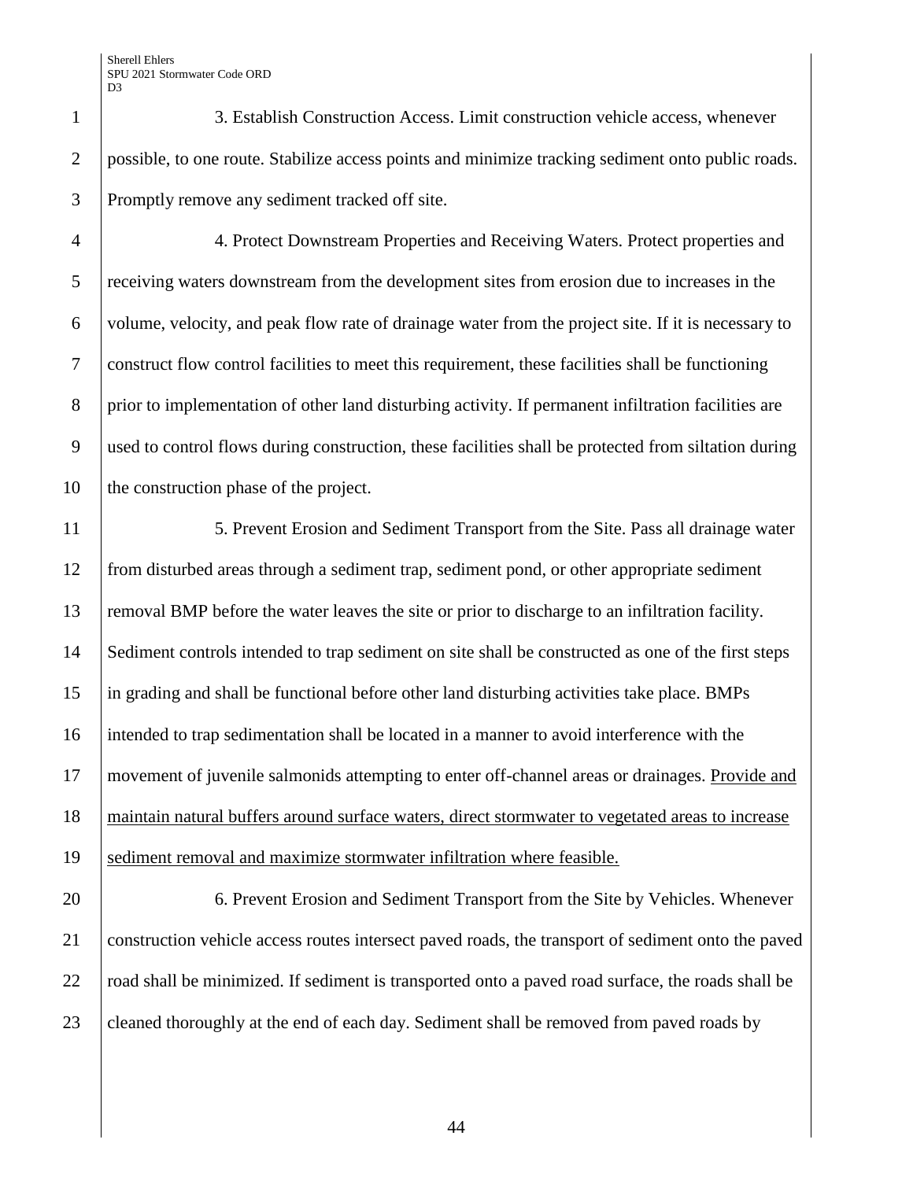3. Establish Construction Access. Limit construction vehicle access, whenever possible, to one route. Stabilize access points and minimize tracking sediment onto public roads. Promptly remove any sediment tracked off site.

4. Protect Downstream Properties and Receiving Waters. Protect properties and receiving waters downstream from the development sites from erosion due to increases in the volume, velocity, and peak flow rate of drainage water from the project site. If it is necessary to construct flow control facilities to meet this requirement, these facilities shall be functioning prior to implementation of other land disturbing activity. If permanent infiltration facilities are used to control flows during construction, these facilities shall be protected from siltation during the construction phase of the project.

5. Prevent Erosion and Sediment Transport from the Site. Pass all drainage water from disturbed areas through a sediment trap, sediment pond, or other appropriate sediment removal BMP before the water leaves the site or prior to discharge to an infiltration facility. Sediment controls intended to trap sediment on site shall be constructed as one of the first steps in grading and shall be functional before other land disturbing activities take place. BMPs intended to trap sedimentation shall be located in a manner to avoid interference with the movement of juvenile salmonids attempting to enter off-channel areas or drainages. <u>Provide and maintain natural buffers around surface waters, direct stormwater to vegetated areas to increase sediment removal and maximize stormwater infiltration where feasible.</u>

6. Prevent Erosion and Sediment Transport from the Site by Vehicles. Whenever construction vehicle access routes intersect paved roads, the transport of sediment onto the paved road shall be minimized. If sediment is transported onto a paved road surface, the roads shall be cleaned thoroughly at the end of each day. Sediment shall be removed from paved roads by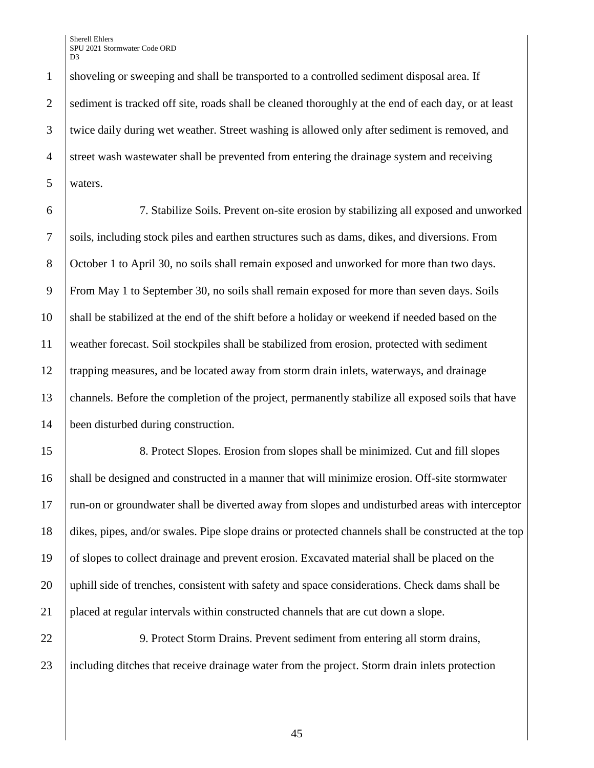shoveling or sweeping and shall be transported to a controlled sediment disposal area. If sediment is tracked off site, roads shall be cleaned thoroughly at the end of each day, or at least twice daily during wet weather. Street washing is allowed only after sediment is removed, and street wash wastewater shall be prevented from entering the drainage system and receiving waters.

7. Stabilize Soils. Prevent on-site erosion by stabilizing all exposed and unworked soils, including stock piles and earthen structures such as dams, dikes, and diversions. From October 1 to April 30, no soils shall remain exposed and unworked for more than two days. From May 1 to September 30, no soils shall remain exposed for more than seven days. Soils shall be stabilized at the end of the shift before a holiday or weekend if needed based on the weather forecast. Soil stockpiles shall be stabilized from erosion, protected with sediment trapping measures, and be located away from storm drain inlets, waterways, and drainage channels. Before the completion of the project, permanently stabilize all exposed soils that have been disturbed during construction.

8. Protect Slopes. Erosion from slopes shall be minimized. Cut and fill slopes shall be designed and constructed in a manner that will minimize erosion. Off-site stormwater run-on or groundwater shall be diverted away from slopes and undisturbed areas with interceptor dikes, pipes, and/or swales. Pipe slope drains or protected channels shall be constructed at the top of slopes to collect drainage and prevent erosion. Excavated material shall be placed on the uphill side of trenches, consistent with safety and space considerations. Check dams shall be placed at regular intervals within constructed channels that are cut down a slope.

9. Protect Storm Drains. Prevent sediment from entering all storm drains, including ditches that receive drainage water from the project. Storm drain inlets protection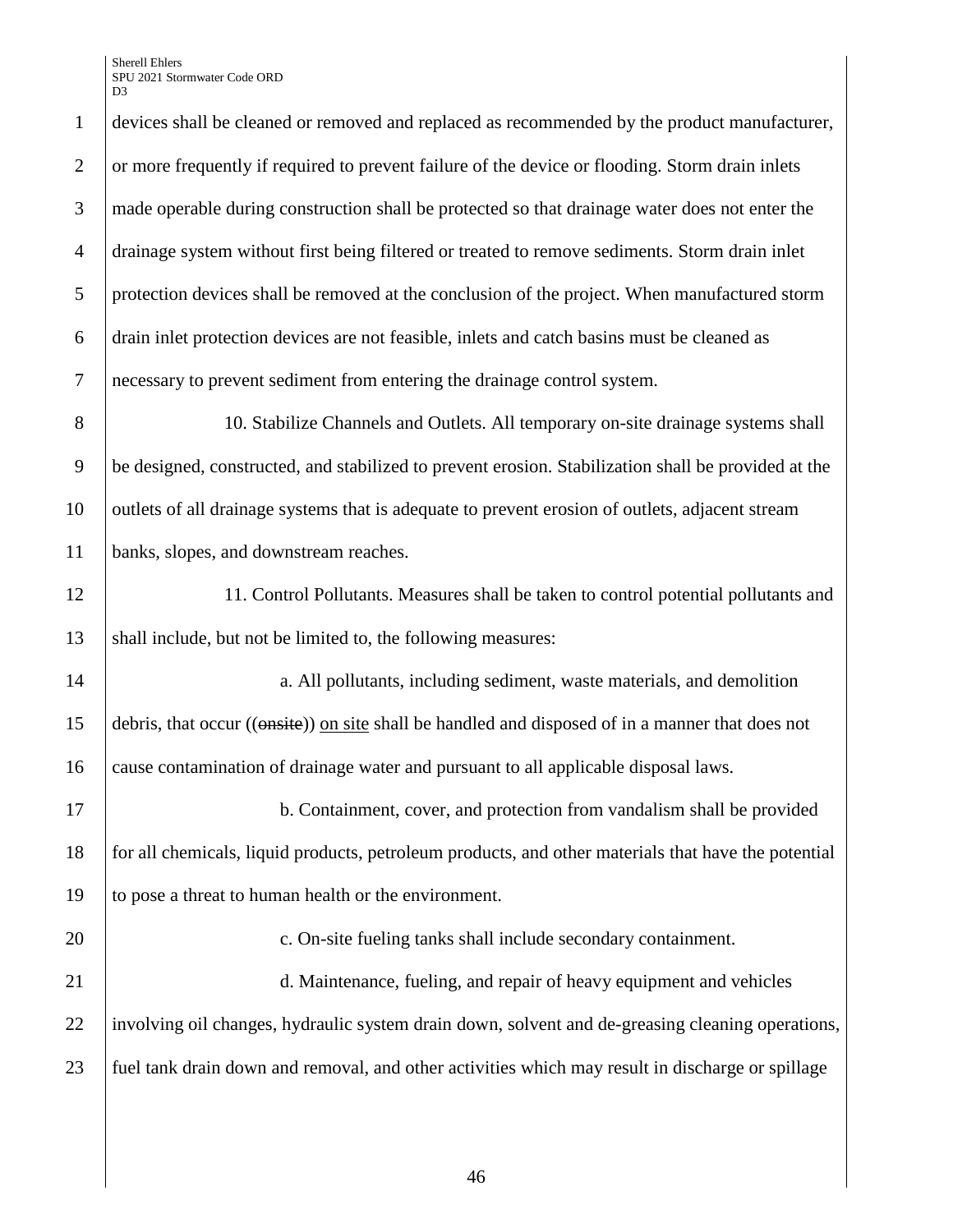devices shall be cleaned or removed and replaced as recommended by the product manufacturer, or more frequently if required to prevent failure of the device or flooding. Storm drain inlets made operable during construction shall be protected so that drainage water does not enter the drainage system without first being filtered or treated to remove sediments. Storm drain inlet protection devices shall be removed at the conclusion of the project. When manufactured storm drain inlet protection devices are not feasible, inlets and catch basins must be cleaned as necessary to prevent sediment from entering the drainage control system.

10. Stabilize Channels and Outlets. All temporary on-site drainage systems shall be designed, constructed, and stabilized to prevent erosion. Stabilization shall be provided at the outlets of all drainage systems that is adequate to prevent erosion of outlets, adjacent stream banks, slopes, and downstream reaches.

11. Control Pollutants. Measures shall be taken to control potential pollutants and shall include, but not be limited to, the following measures:

a. All pollutants, including sediment, waste materials, and demolition debris, that occur ((~~onsite~~)) <u>on site</u> shall be handled and disposed of in a manner that does not cause contamination of drainage water and pursuant to all applicable disposal laws.

b. Containment, cover, and protection from vandalism shall be provided for all chemicals, liquid products, petroleum products, and other materials that have the potential to pose a threat to human health or the environment.

c. On-site fueling tanks shall include secondary containment.

d. Maintenance, fueling, and repair of heavy equipment and vehicles involving oil changes, hydraulic system drain down, solvent and de-greasing cleaning operations, fuel tank drain down and removal, and other activities which may result in discharge or spillage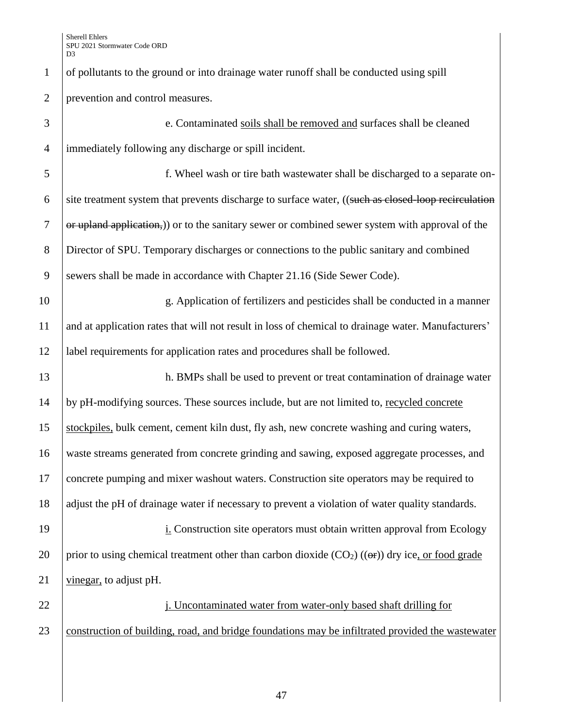of pollutants to the ground or into drainage water runoff shall be conducted using spill prevention and control measures.

e. Contaminated soils shall be removed and surfaces shall be cleaned immediately following any discharge or spill incident.

f. Wheel wash or tire bath wastewater shall be discharged to a separate on-site treatment system that prevents discharge to surface water, ((~~such as closed-loop recirculation or upland application,~~)) or to the sanitary sewer or combined sewer system with approval of the Director of SPU. Temporary discharges or connections to the public sanitary and combined sewers shall be made in accordance with Chapter 21.16 (Side Sewer Code).

g. Application of fertilizers and pesticides shall be conducted in a manner and at application rates that will not result in loss of chemical to drainage water. Manufacturers' label requirements for application rates and procedures shall be followed.

h. BMPs shall be used to prevent or treat contamination of drainage water by pH-modifying sources. These sources include, but are not limited to, recycled concrete stockpiles, bulk cement, cement kiln dust, fly ash, new concrete washing and curing waters, waste streams generated from concrete grinding and sawing, exposed aggregate processes, and concrete pumping and mixer washout waters. Construction site operators may be required to adjust the pH of drainage water if necessary to prevent a violation of water quality standards.

i. Construction site operators must obtain written approval from Ecology prior to using chemical treatment other than carbon dioxide ($CO_2$) ((~~or~~)) dry ice, or food grade vinegar, to adjust pH.

j. Uncontaminated water from water-only based shaft drilling for construction of building, road, and bridge foundations may be infiltrated provided the wastewater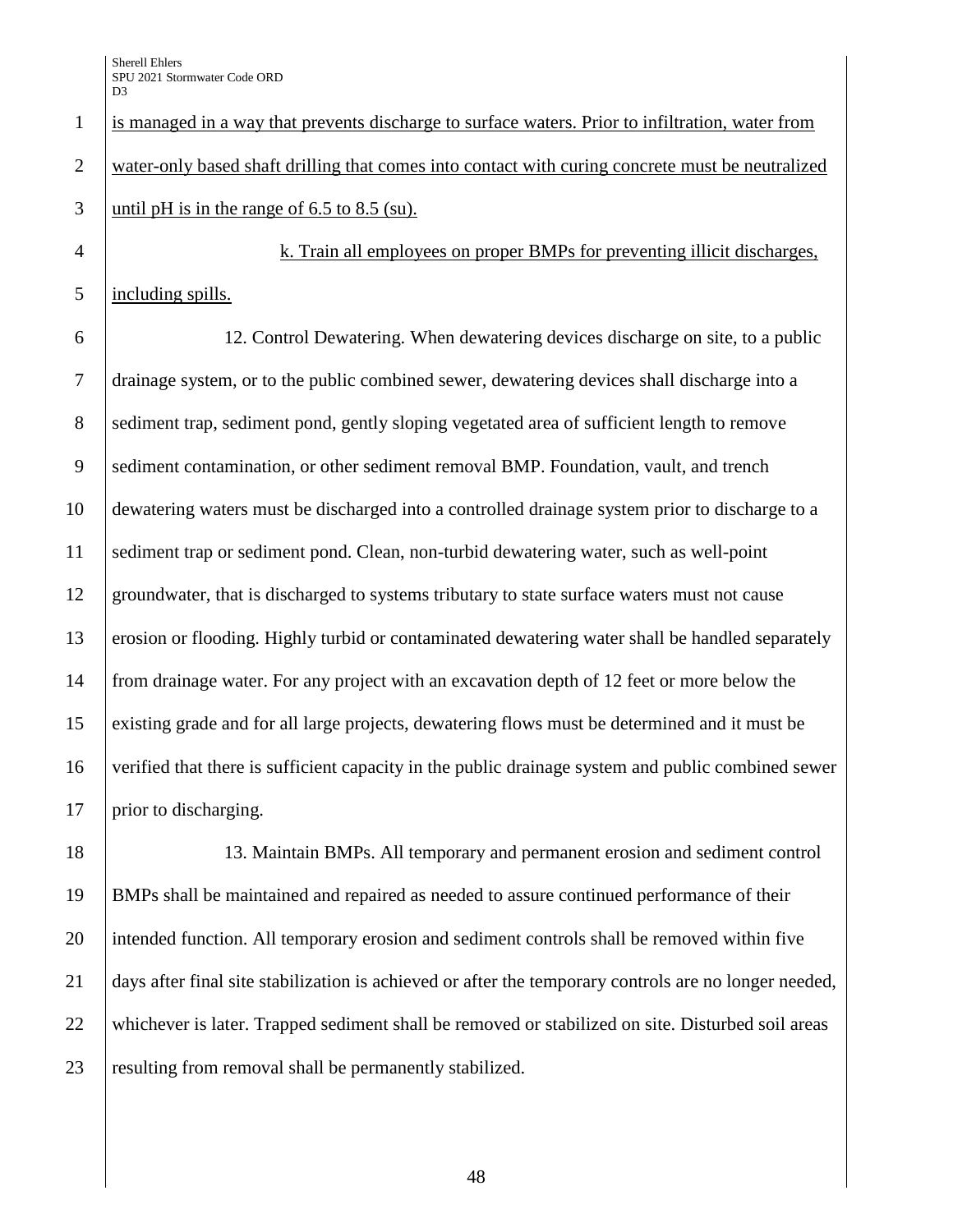is managed in a way that prevents discharge to surface waters. Prior to infiltration, water from water-only based shaft drilling that comes into contact with curing concrete must be neutralized until pH is in the range of 6.5 to 8.5 (su).

k. Train all employees on proper BMPs for preventing illicit discharges, including spills.

12. Control Dewatering. When dewatering devices discharge on site, to a public drainage system, or to the public combined sewer, dewatering devices shall discharge into a sediment trap, sediment pond, gently sloping vegetated area of sufficient length to remove sediment contamination, or other sediment removal BMP. Foundation, vault, and trench dewatering waters must be discharged into a controlled drainage system prior to discharge to a sediment trap or sediment pond. Clean, non-turbid dewatering water, such as well-point groundwater, that is discharged to systems tributary to state surface waters must not cause erosion or flooding. Highly turbid or contaminated dewatering water shall be handled separately from drainage water. For any project with an excavation depth of 12 feet or more below the existing grade and for all large projects, dewatering flows must be determined and it must be verified that there is sufficient capacity in the public drainage system and public combined sewer prior to discharging.

13. Maintain BMPs. All temporary and permanent erosion and sediment control BMPs shall be maintained and repaired as needed to assure continued performance of their intended function. All temporary erosion and sediment controls shall be removed within five days after final site stabilization is achieved or after the temporary controls are no longer needed, whichever is later. Trapped sediment shall be removed or stabilized on site. Disturbed soil areas resulting from removal shall be permanently stabilized.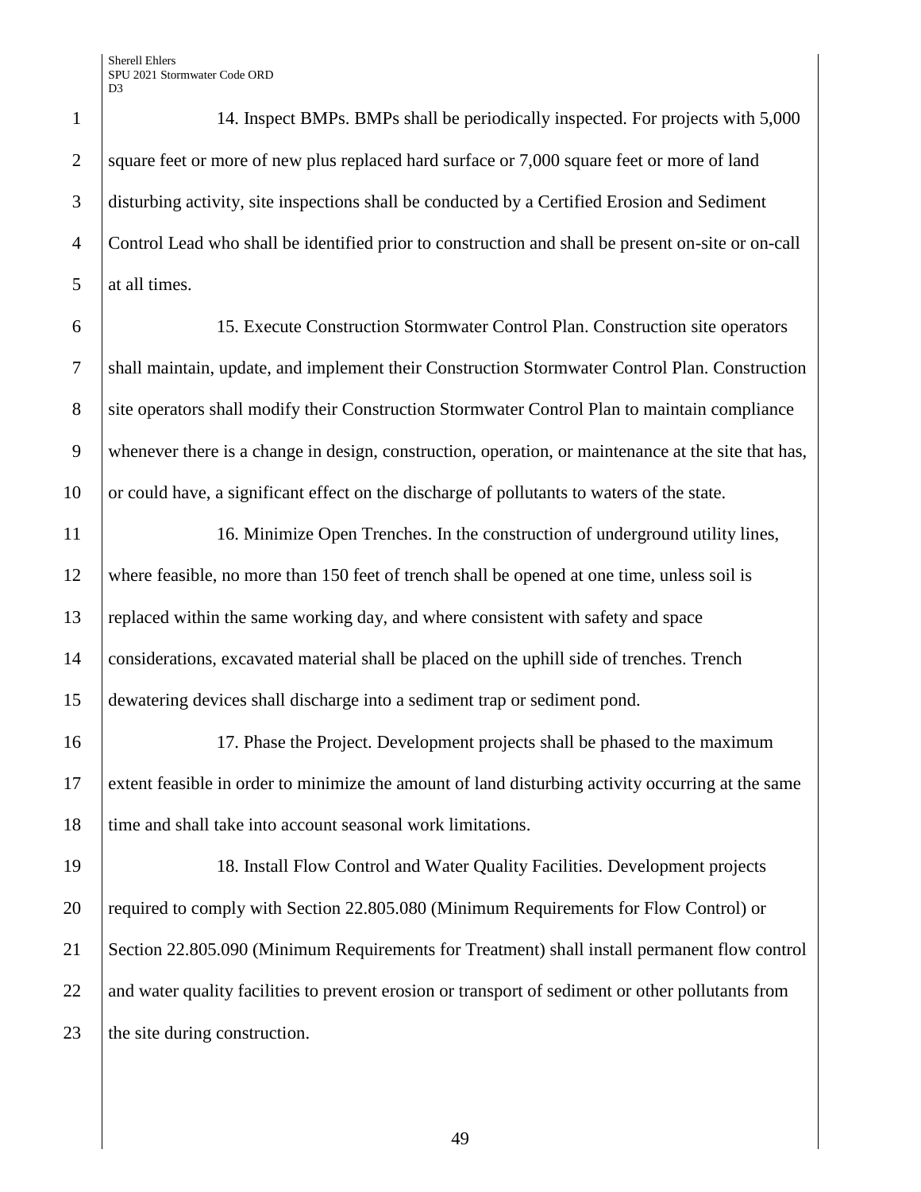14. Inspect BMPs. BMPs shall be periodically inspected. For projects with 5,000 square feet or more of new plus replaced hard surface or 7,000 square feet or more of land disturbing activity, site inspections shall be conducted by a Certified Erosion and Sediment Control Lead who shall be identified prior to construction and shall be present on-site or on-call at all times.

15. Execute Construction Stormwater Control Plan. Construction site operators shall maintain, update, and implement their Construction Stormwater Control Plan. Construction site operators shall modify their Construction Stormwater Control Plan to maintain compliance whenever there is a change in design, construction, operation, or maintenance at the site that has, or could have, a significant effect on the discharge of pollutants to waters of the state.

16. Minimize Open Trenches. In the construction of underground utility lines, where feasible, no more than 150 feet of trench shall be opened at one time, unless soil is replaced within the same working day, and where consistent with safety and space considerations, excavated material shall be placed on the uphill side of trenches. Trench dewatering devices shall discharge into a sediment trap or sediment pond.

17. Phase the Project. Development projects shall be phased to the maximum extent feasible in order to minimize the amount of land disturbing activity occurring at the same time and shall take into account seasonal work limitations.

18. Install Flow Control and Water Quality Facilities. Development projects required to comply with Section 22.805.080 (Minimum Requirements for Flow Control) or Section 22.805.090 (Minimum Requirements for Treatment) shall install permanent flow control and water quality facilities to prevent erosion or transport of sediment or other pollutants from the site during construction.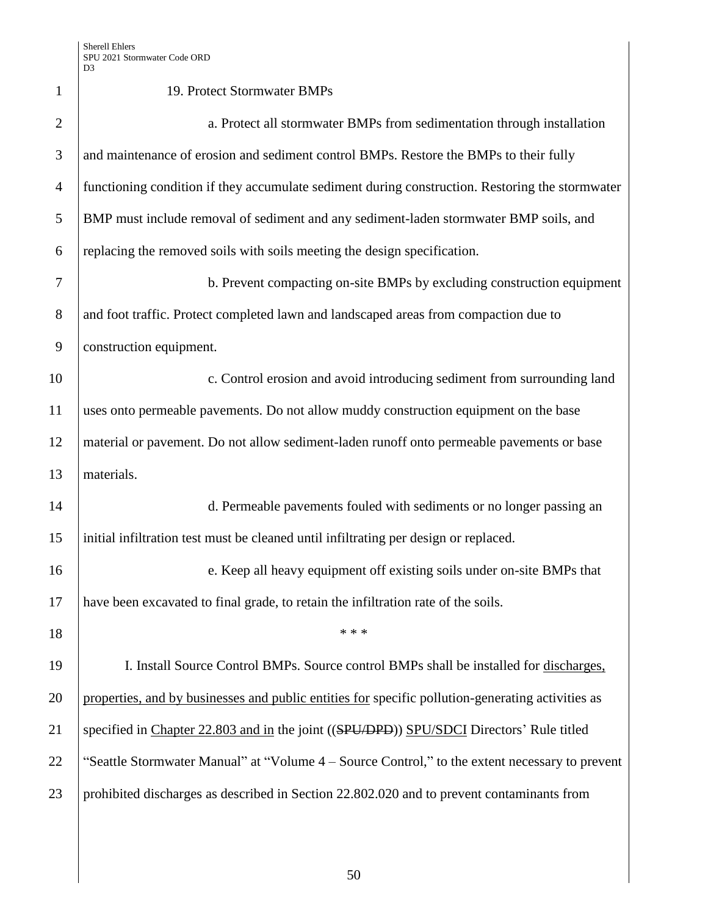19. Protect Stormwater BMPs

a. Protect all stormwater BMPs from sedimentation through installation and maintenance of erosion and sediment control BMPs. Restore the BMPs to their fully functioning condition if they accumulate sediment during construction. Restoring the stormwater BMP must include removal of sediment and any sediment-laden stormwater BMP soils, and replacing the removed soils with soils meeting the design specification.

b. Prevent compacting on-site BMPs by excluding construction equipment and foot traffic. Protect completed lawn and landscaped areas from compaction due to construction equipment.

c. Control erosion and avoid introducing sediment from surrounding land uses onto permeable pavements. Do not allow muddy construction equipment on the base material or pavement. Do not allow sediment-laden runoff onto permeable pavements or base materials.

d. Permeable pavements fouled with sediments or no longer passing an initial infiltration test must be cleaned until infiltrating per design or replaced.

e. Keep all heavy equipment off existing soils under on-site BMPs that have been excavated to final grade, to retain the infiltration rate of the soils.

\* \* \*

I. Install Source Control BMPs. Source control BMPs shall be installed for discharges, properties, and by businesses and public entities for specific pollution-generating activities as specified in Chapter 22.803 and in the joint ((~~SPU/DPD~~)) SPU/SDCI Directors' Rule titled "Seattle Stormwater Manual" at "Volume 4 – Source Control," to the extent necessary to prevent prohibited discharges as described in Section 22.802.020 and to prevent contaminants from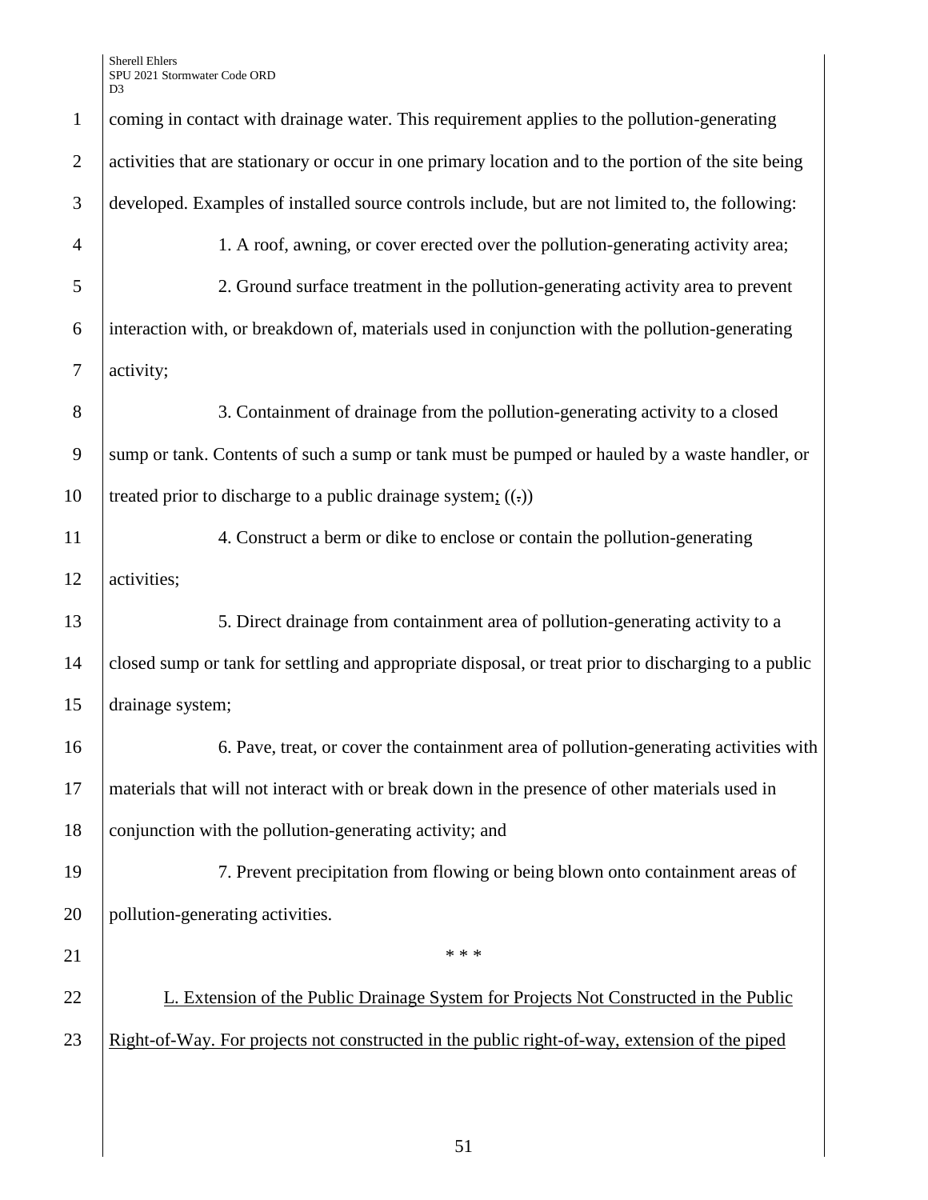coming in contact with drainage water. This requirement applies to the pollution-generating activities that are stationary or occur in one primary location and to the portion of the site being developed. Examples of installed source controls include, but are not limited to, the following:

1. A roof, awning, or cover erected over the pollution-generating activity area;

2. Ground surface treatment in the pollution-generating activity area to prevent interaction with, or breakdown of, materials used in conjunction with the pollution-generating activity;

3. Containment of drainage from the pollution-generating activity to a closed sump or tank. Contents of such a sump or tank must be pumped or hauled by a waste handler, or treated prior to discharge to a public drainage system; ((.))

4. Construct a berm or dike to enclose or contain the pollution-generating activities;

5. Direct drainage from containment area of pollution-generating activity to a closed sump or tank for settling and appropriate disposal, or treat prior to discharging to a public drainage system;

6. Pave, treat, or cover the containment area of pollution-generating activities with materials that will not interact with or break down in the presence of other materials used in conjunction with the pollution-generating activity; and

7. Prevent precipitation from flowing or being blown onto containment areas of pollution-generating activities.

\* \* \*

L. Extension of the Public Drainage System for Projects Not Constructed in the Public Right-of-Way. For projects not constructed in the public right-of-way, extension of the piped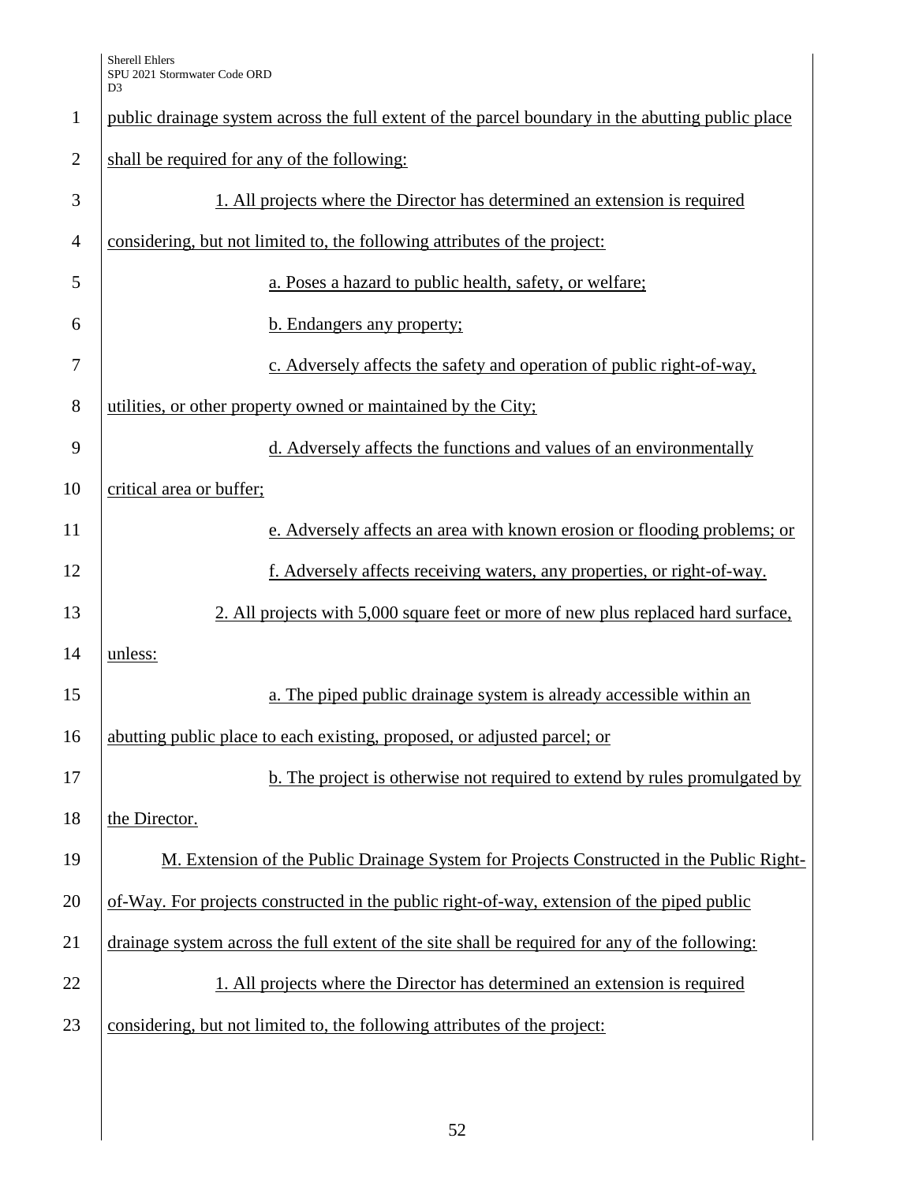public drainage system across the full extent of the parcel boundary in the abutting public place shall be required for any of the following:

1. All projects where the Director has determined an extension is required considering, but not limited to, the following attributes of the project:

a. Poses a hazard to public health, safety, or welfare;

b. Endangers any property;

c. Adversely affects the safety and operation of public right-of-way, utilities, or other property owned or maintained by the City;

d. Adversely affects the functions and values of an environmentally critical area or buffer;

e. Adversely affects an area with known erosion or flooding problems; or

f. Adversely affects receiving waters, any properties, or right-of-way.

2. All projects with 5,000 square feet or more of new plus replaced hard surface, unless:

a. The piped public drainage system is already accessible within an abutting public place to each existing, proposed, or adjusted parcel; or

b. The project is otherwise not required to extend by rules promulgated by the Director.

M. Extension of the Public Drainage System for Projects Constructed in the Public Right-of-Way. For projects constructed in the public right-of-way, extension of the piped public drainage system across the full extent of the site shall be required for any of the following:

1. All projects where the Director has determined an extension is required considering, but not limited to, the following attributes of the project: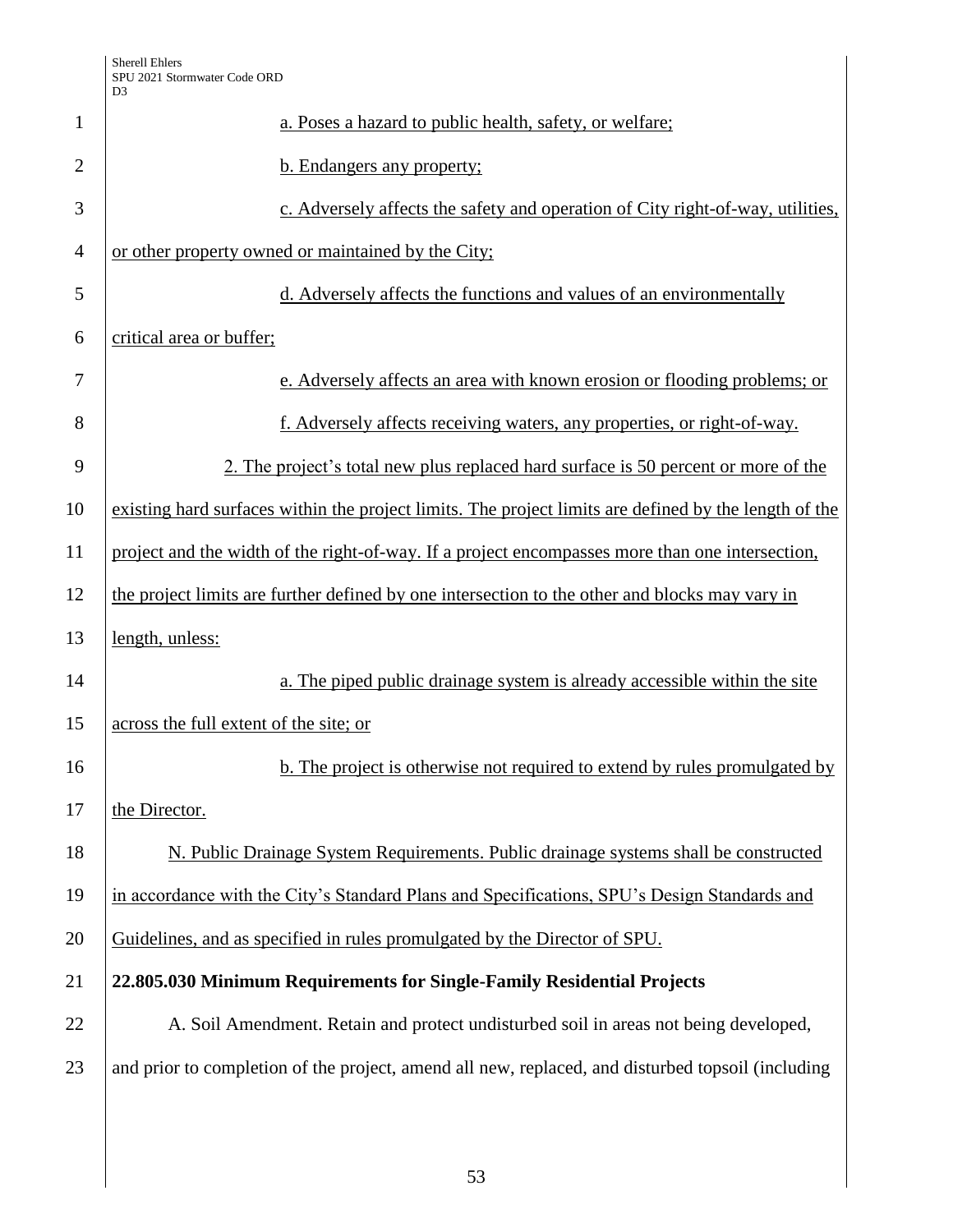a. Poses a hazard to public health, safety, or welfare;

b. Endangers any property;

c. Adversely affects the safety and operation of City right-of-way, utilities, or other property owned or maintained by the City;

d. Adversely affects the functions and values of an environmentally critical area or buffer;

e. Adversely affects an area with known erosion or flooding problems; or

f. Adversely affects receiving waters, any properties, or right-of-way.

2. The project's total new plus replaced hard surface is 50 percent or more of the existing hard surfaces within the project limits. The project limits are defined by the length of the project and the width of the right-of-way. If a project encompasses more than one intersection, the project limits are further defined by one intersection to the other and blocks may vary in length, unless:

a. The piped public drainage system is already accessible within the site across the full extent of the site; or

b. The project is otherwise not required to extend by rules promulgated by the Director.

N. Public Drainage System Requirements. Public drainage systems shall be constructed in accordance with the City's Standard Plans and Specifications, SPU's Design Standards and Guidelines, and as specified in rules promulgated by the Director of SPU.

**22.805.030 Minimum Requirements for Single-Family Residential Projects**

A. Soil Amendment. Retain and protect undisturbed soil in areas not being developed, and prior to completion of the project, amend all new, replaced, and disturbed topsoil (including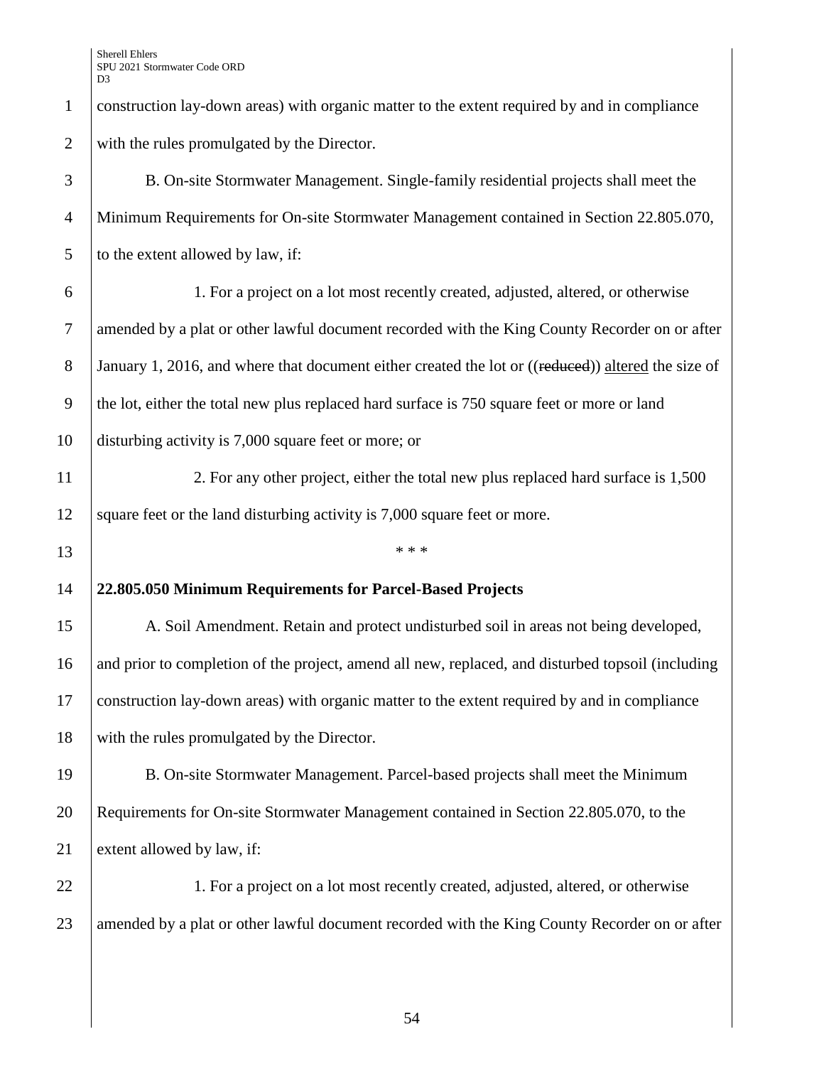construction lay-down areas) with organic matter to the extent required by and in compliance with the rules promulgated by the Director.

B. On-site Stormwater Management. Single-family residential projects shall meet the Minimum Requirements for On-site Stormwater Management contained in Section 22.805.070, to the extent allowed by law, if:

1. For a project on a lot most recently created, adjusted, altered, or otherwise amended by a plat or other lawful document recorded with the King County Recorder on or after January 1, 2016, and where that document either created the lot or ((~~reduced~~)) altered the size of the lot, either the total new plus replaced hard surface is 750 square feet or more or land disturbing activity is 7,000 square feet or more; or

2. For any other project, either the total new plus replaced hard surface is 1,500 square feet or the land disturbing activity is 7,000 square feet or more.

\* \* \*

**22.805.050 Minimum Requirements for Parcel-Based Projects**

A. Soil Amendment. Retain and protect undisturbed soil in areas not being developed, and prior to completion of the project, amend all new, replaced, and disturbed topsoil (including construction lay-down areas) with organic matter to the extent required by and in compliance with the rules promulgated by the Director.

B. On-site Stormwater Management. Parcel-based projects shall meet the Minimum Requirements for On-site Stormwater Management contained in Section 22.805.070, to the extent allowed by law, if:

1. For a project on a lot most recently created, adjusted, altered, or otherwise amended by a plat or other lawful document recorded with the King County Recorder on or after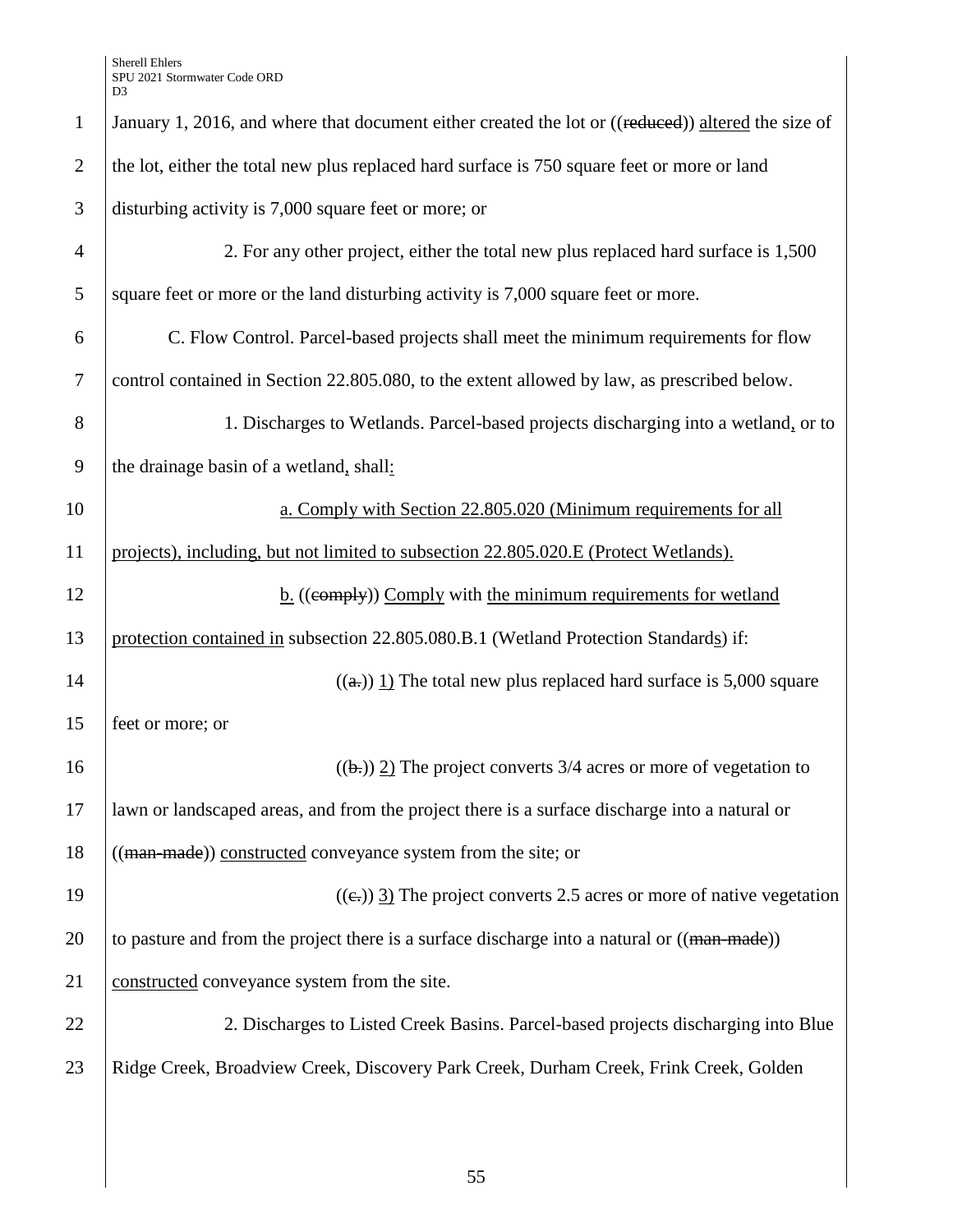January 1, 2016, and where that document either created the lot or ((~~reduced~~)) altered the size of the lot, either the total new plus replaced hard surface is 750 square feet or more or land disturbing activity is 7,000 square feet or more; or

2. For any other project, either the total new plus replaced hard surface is 1,500 square feet or more or the land disturbing activity is 7,000 square feet or more.

C. Flow Control. Parcel-based projects shall meet the minimum requirements for flow control contained in Section 22.805.080, to the extent allowed by law, as prescribed below.

1. Discharges to Wetlands. Parcel-based projects discharging into a wetland, or to the drainage basin of a wetland, shall:

a. Comply with Section 22.805.020 (Minimum requirements for all projects), including, but not limited to subsection 22.805.020.E (Protect Wetlands).

b. ((~~comply~~)) Comply with the minimum requirements for wetland protection contained in subsection 22.805.080.B.1 (Wetland Protection Standards) if:

((~~a.~~)) 1) The total new plus replaced hard surface is 5,000 square feet or more; or

((~~b.~~)) 2) The project converts 3/4 acres or more of vegetation to lawn or landscaped areas, and from the project there is a surface discharge into a natural or ((~~man-made~~)) constructed conveyance system from the site; or

((~~c.~~)) 3) The project converts 2.5 acres or more of native vegetation to pasture and from the project there is a surface discharge into a natural or ((~~man-made~~)) constructed conveyance system from the site.

2. Discharges to Listed Creek Basins. Parcel-based projects discharging into Blue Ridge Creek, Broadview Creek, Discovery Park Creek, Durham Creek, Frink Creek, Golden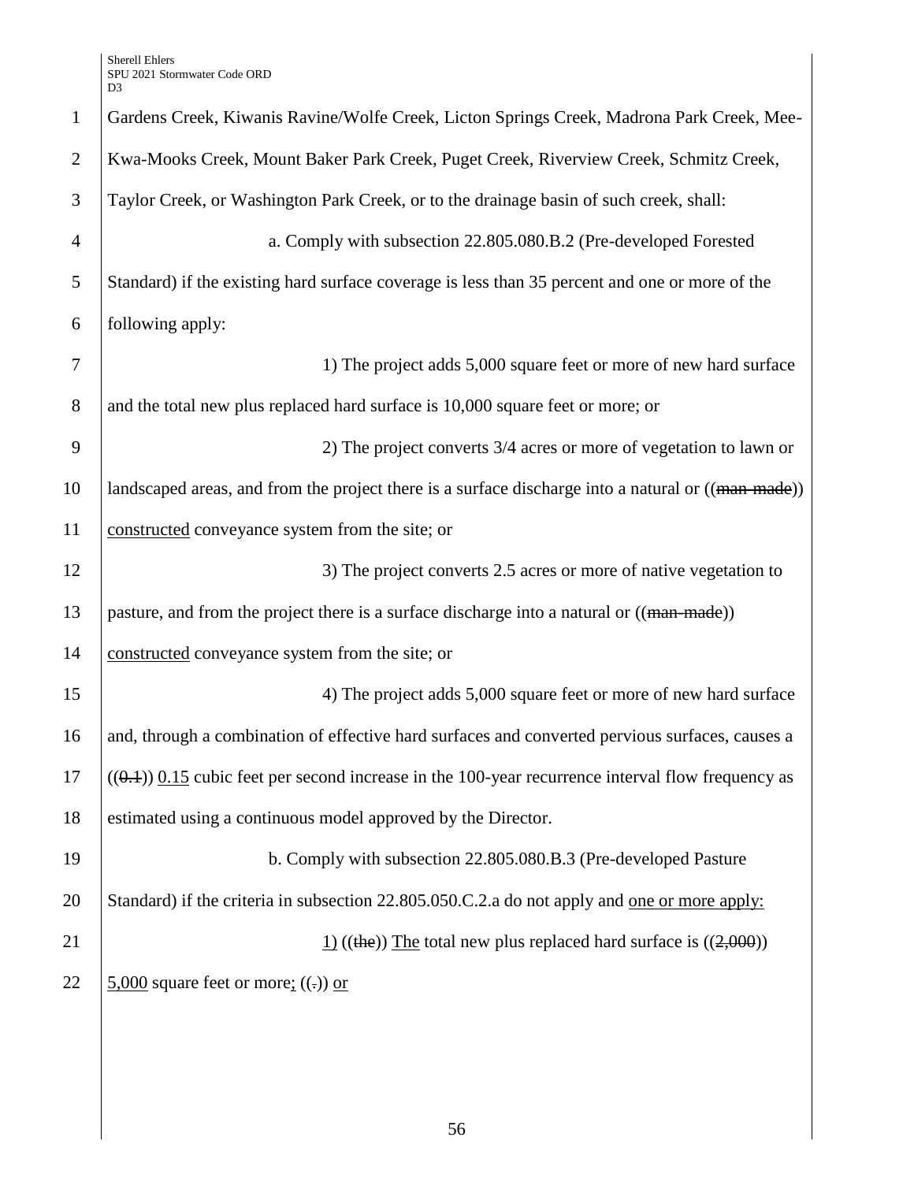Gardens Creek, Kiwanis Ravine/Wolfe Creek, Licton Springs Creek, Madrona Park Creek, Mee-Kwa-Mooks Creek, Mount Baker Park Creek, Puget Creek, Riverview Creek, Schmitz Creek, Taylor Creek, or Washington Park Creek, or to the drainage basin of such creek, shall:

a. Comply with subsection 22.805.080.B.2 (Pre-developed Forested Standard) if the existing hard surface coverage is less than 35 percent and one or more of the following apply:

1) The project adds 5,000 square feet or more of new hard surface and the total new plus replaced hard surface is 10,000 square feet or more; or

2) The project converts 3/4 acres or more of vegetation to lawn or landscaped areas, and from the project there is a surface discharge into a natural or ((~~man-made~~)) constructed conveyance system from the site; or

3) The project converts 2.5 acres or more of native vegetation to pasture, and from the project there is a surface discharge into a natural or ((~~man-made~~)) constructed conveyance system from the site; or

4) The project adds 5,000 square feet or more of new hard surface and, through a combination of effective hard surfaces and converted pervious surfaces, causes a ((~~0.1~~)) 0.15 cubic feet per second increase in the 100-year recurrence interval flow frequency as estimated using a continuous model approved by the Director.

b. Comply with subsection 22.805.080.B.3 (Pre-developed Pasture Standard) if the criteria in subsection 22.805.050.C.2.a do not apply and one or more apply:

1) ((~~the~~)) The total new plus replaced hard surface is ((~~2,000~~)) 5,000 square feet or more; ((~~.~~)) or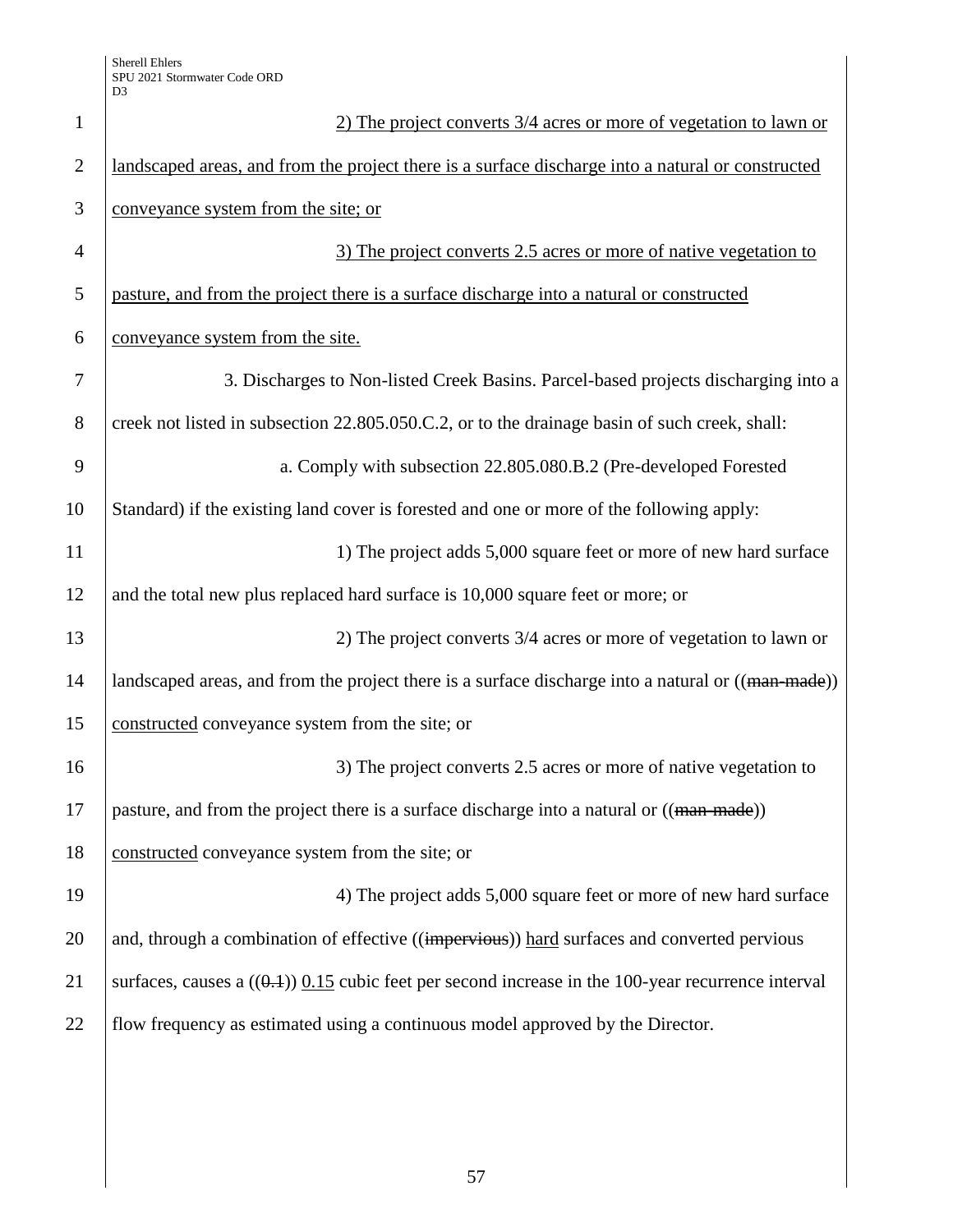2) The project converts 3/4 acres or more of vegetation to lawn or landscaped areas, and from the project there is a surface discharge into a natural or constructed conveyance system from the site; or

3) The project converts 2.5 acres or more of native vegetation to pasture, and from the project there is a surface discharge into a natural or constructed conveyance system from the site.

3. Discharges to Non-listed Creek Basins. Parcel-based projects discharging into a creek not listed in subsection 22.805.050.C.2, or to the drainage basin of such creek, shall:

a. Comply with subsection 22.805.080.B.2 (Pre-developed Forested Standard) if the existing land cover is forested and one or more of the following apply:

1) The project adds 5,000 square feet or more of new hard surface and the total new plus replaced hard surface is 10,000 square feet or more; or

2) The project converts 3/4 acres or more of vegetation to lawn or landscaped areas, and from the project there is a surface discharge into a natural or ((~~man-made~~)) constructed conveyance system from the site; or

3) The project converts 2.5 acres or more of native vegetation to pasture, and from the project there is a surface discharge into a natural or ((~~man-made~~)) constructed conveyance system from the site; or

4) The project adds 5,000 square feet or more of new hard surface and, through a combination of effective ((~~impervious~~)) hard surfaces and converted pervious surfaces, causes a ((~~0.1~~)) 0.15 cubic feet per second increase in the 100-year recurrence interval flow frequency as estimated using a continuous model approved by the Director.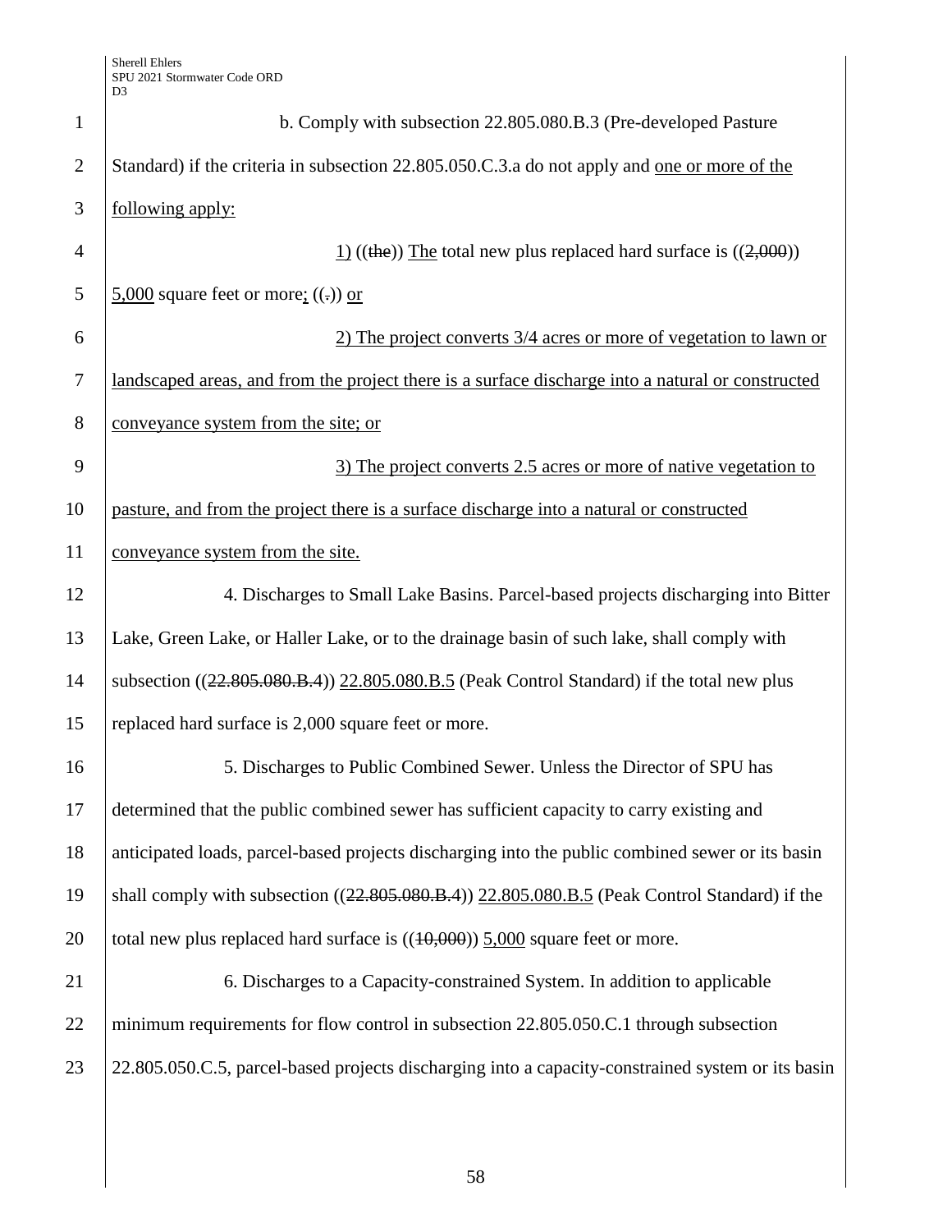b. Comply with subsection 22.805.080.B.3 (Pre-developed Pasture Standard) if the criteria in subsection 22.805.050.C.3.a do not apply and one or more of the following apply:

1) ((the)) The total new plus replaced hard surface is ((2,000)) 5,000 square feet or more; ((.)) or

2) The project converts 3/4 acres or more of vegetation to lawn or landscaped areas, and from the project there is a surface discharge into a natural or constructed conveyance system from the site; or

3) The project converts 2.5 acres or more of native vegetation to pasture, and from the project there is a surface discharge into a natural or constructed conveyance system from the site.

4. Discharges to Small Lake Basins. Parcel-based projects discharging into Bitter Lake, Green Lake, or Haller Lake, or to the drainage basin of such lake, shall comply with subsection ((22.805.080.B.4)) 22.805.080.B.5 (Peak Control Standard) if the total new plus replaced hard surface is 2,000 square feet or more.

5. Discharges to Public Combined Sewer. Unless the Director of SPU has determined that the public combined sewer has sufficient capacity to carry existing and anticipated loads, parcel-based projects discharging into the public combined sewer or its basin shall comply with subsection ((22.805.080.B.4)) 22.805.080.B.5 (Peak Control Standard) if the total new plus replaced hard surface is ((10,000)) 5,000 square feet or more.

6. Discharges to a Capacity-constrained System. In addition to applicable minimum requirements for flow control in subsection 22.805.050.C.1 through subsection 22.805.050.C.5, parcel-based projects discharging into a capacity-constrained system or its basin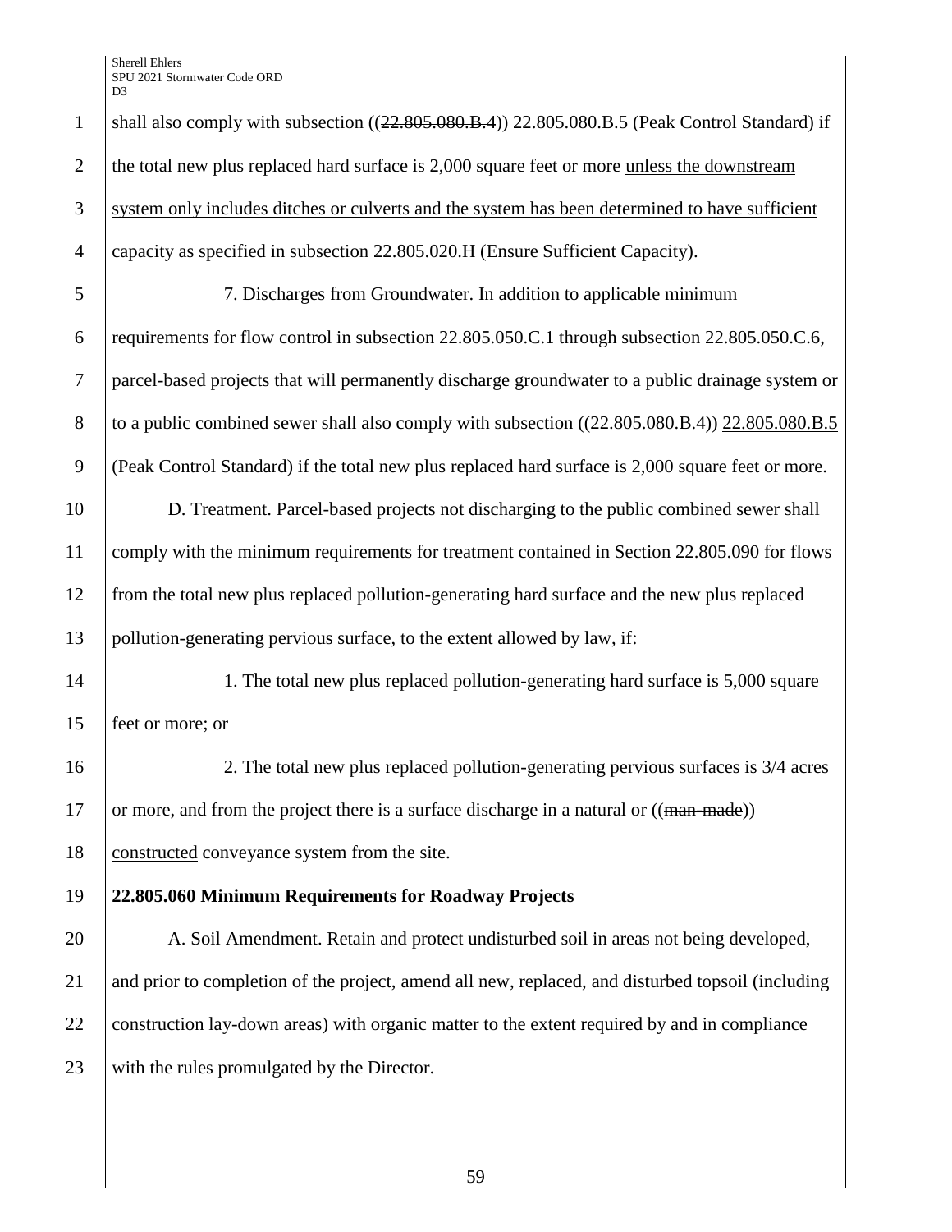shall also comply with subsection ((~~22.805.080.B.4~~)) 22.805.080.B.5 (Peak Control Standard) if the total new plus replaced hard surface is 2,000 square feet or more unless the downstream system only includes ditches or culverts and the system has been determined to have sufficient capacity as specified in subsection 22.805.020.H (Ensure Sufficient Capacity).

7. Discharges from Groundwater. In addition to applicable minimum requirements for flow control in subsection 22.805.050.C.1 through subsection 22.805.050.C.6, parcel-based projects that will permanently discharge groundwater to a public drainage system or to a public combined sewer shall also comply with subsection ((~~22.805.080.B.4~~)) 22.805.080.B.5 (Peak Control Standard) if the total new plus replaced hard surface is 2,000 square feet or more.

D. Treatment. Parcel-based projects not discharging to the public combined sewer shall comply with the minimum requirements for treatment contained in Section 22.805.090 for flows from the total new plus replaced pollution-generating hard surface and the new plus replaced pollution-generating pervious surface, to the extent allowed by law, if:

1. The total new plus replaced pollution-generating hard surface is 5,000 square feet or more; or

2. The total new plus replaced pollution-generating pervious surfaces is 3/4 acres or more, and from the project there is a surface discharge in a natural or ((~~man-made~~)) constructed conveyance system from the site.

**22.805.060 Minimum Requirements for Roadway Projects**

A. Soil Amendment. Retain and protect undisturbed soil in areas not being developed, and prior to completion of the project, amend all new, replaced, and disturbed topsoil (including construction lay-down areas) with organic matter to the extent required by and in compliance with the rules promulgated by the Director.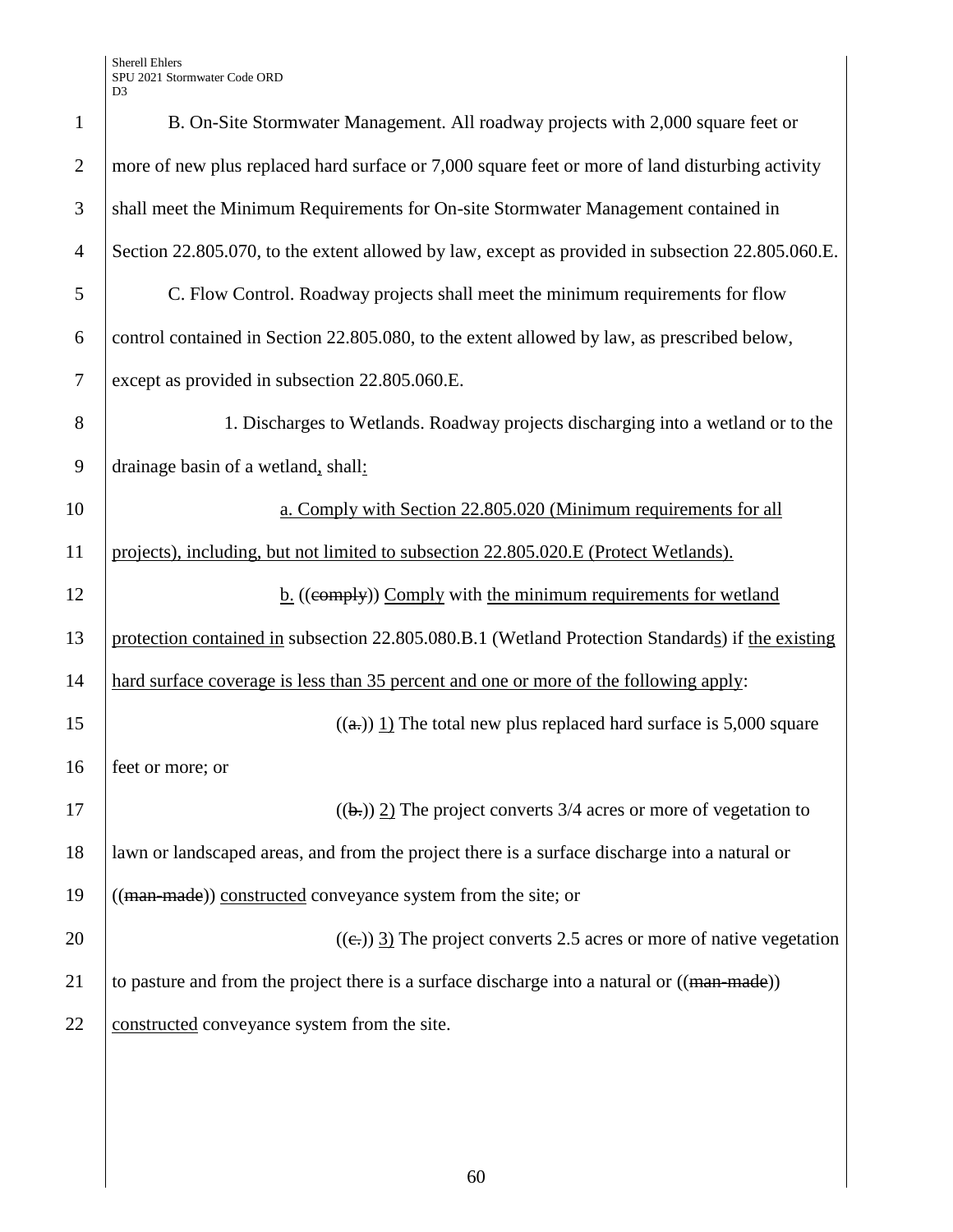B. On-Site Stormwater Management. All roadway projects with 2,000 square feet or more of new plus replaced hard surface or 7,000 square feet or more of land disturbing activity shall meet the Minimum Requirements for On-site Stormwater Management contained in Section 22.805.070, to the extent allowed by law, except as provided in subsection 22.805.060.E.

C. Flow Control. Roadway projects shall meet the minimum requirements for flow control contained in Section 22.805.080, to the extent allowed by law, as prescribed below, except as provided in subsection 22.805.060.E.

1. Discharges to Wetlands. Roadway projects discharging into a wetland or to the drainage basin of a wetland, shall:

a. Comply with Section 22.805.020 (Minimum requirements for all projects), including, but not limited to subsection 22.805.020.E (Protect Wetlands).

b. ((~~comply~~)) Comply with the minimum requirements for wetland protection contained in subsection 22.805.080.B.1 (Wetland Protection Standards) if the existing hard surface coverage is less than 35 percent and one or more of the following apply:

((~~a.~~)) 1) The total new plus replaced hard surface is 5,000 square feet or more; or

((~~b.~~)) 2) The project converts 3/4 acres or more of vegetation to lawn or landscaped areas, and from the project there is a surface discharge into a natural or ((~~man-made~~)) constructed conveyance system from the site; or

((~~c.~~)) 3) The project converts 2.5 acres or more of native vegetation to pasture and from the project there is a surface discharge into a natural or ((~~man-made~~)) constructed conveyance system from the site.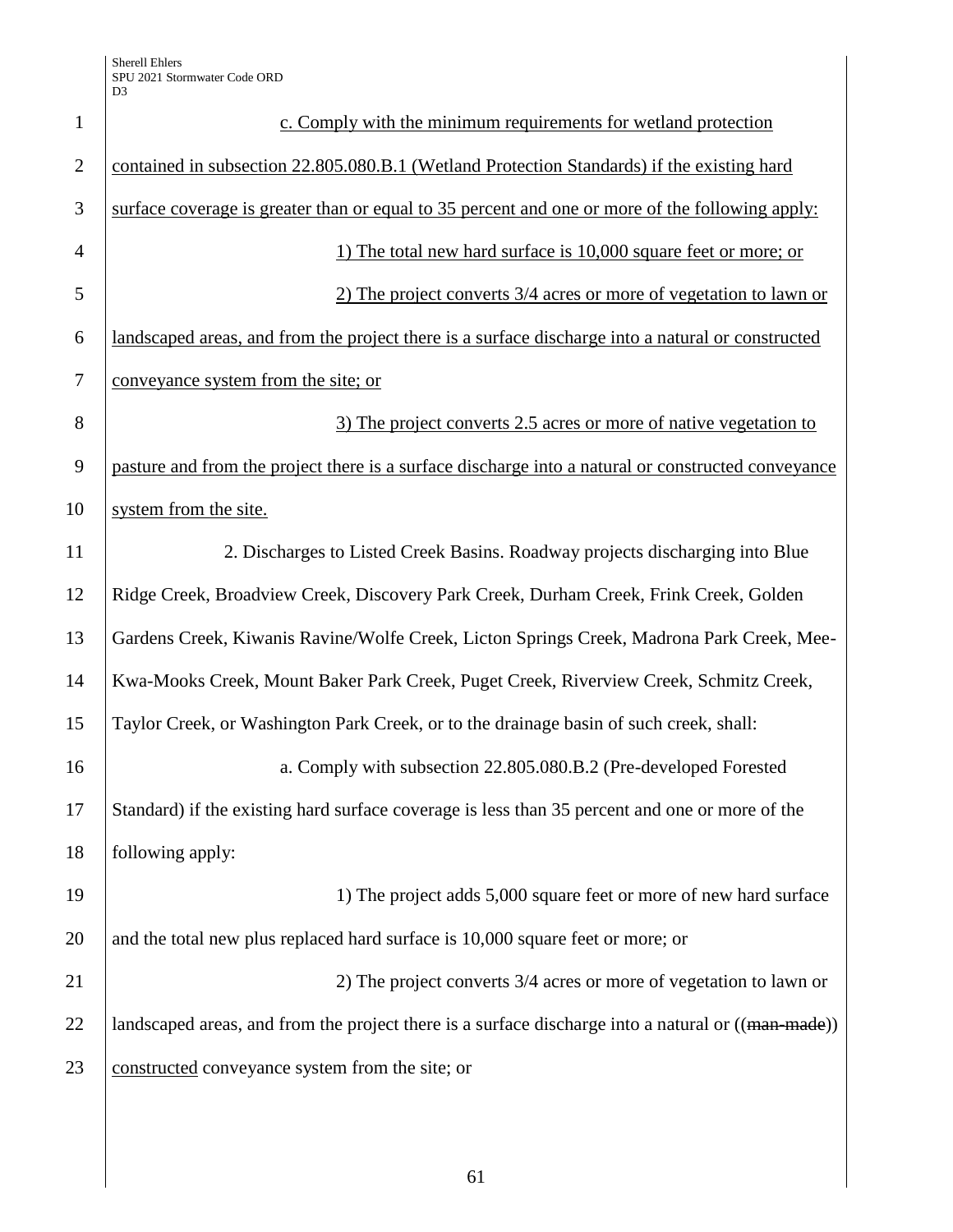c. Comply with the minimum requirements for wetland protection contained in subsection 22.805.080.B.1 (Wetland Protection Standards) if the existing hard surface coverage is greater than or equal to 35 percent and one or more of the following apply:

1) The total new hard surface is 10,000 square feet or more; or

2) The project converts 3/4 acres or more of vegetation to lawn or landscaped areas, and from the project there is a surface discharge into a natural or constructed conveyance system from the site; or

3) The project converts 2.5 acres or more of native vegetation to pasture and from the project there is a surface discharge into a natural or constructed conveyance system from the site.

2. Discharges to Listed Creek Basins. Roadway projects discharging into Blue Ridge Creek, Broadview Creek, Discovery Park Creek, Durham Creek, Frink Creek, Golden Gardens Creek, Kiwanis Ravine/Wolfe Creek, Licton Springs Creek, Madrona Park Creek, Mee-Kwa-Mooks Creek, Mount Baker Park Creek, Puget Creek, Riverview Creek, Schmitz Creek, Taylor Creek, or Washington Park Creek, or to the drainage basin of such creek, shall:

a. Comply with subsection 22.805.080.B.2 (Pre-developed Forested Standard) if the existing hard surface coverage is less than 35 percent and one or more of the following apply:

1) The project adds 5,000 square feet or more of new hard surface and the total new plus replaced hard surface is 10,000 square feet or more; or

2) The project converts 3/4 acres or more of vegetation to lawn or landscaped areas, and from the project there is a surface discharge into a natural or ((~~man-made~~)) constructed conveyance system from the site; or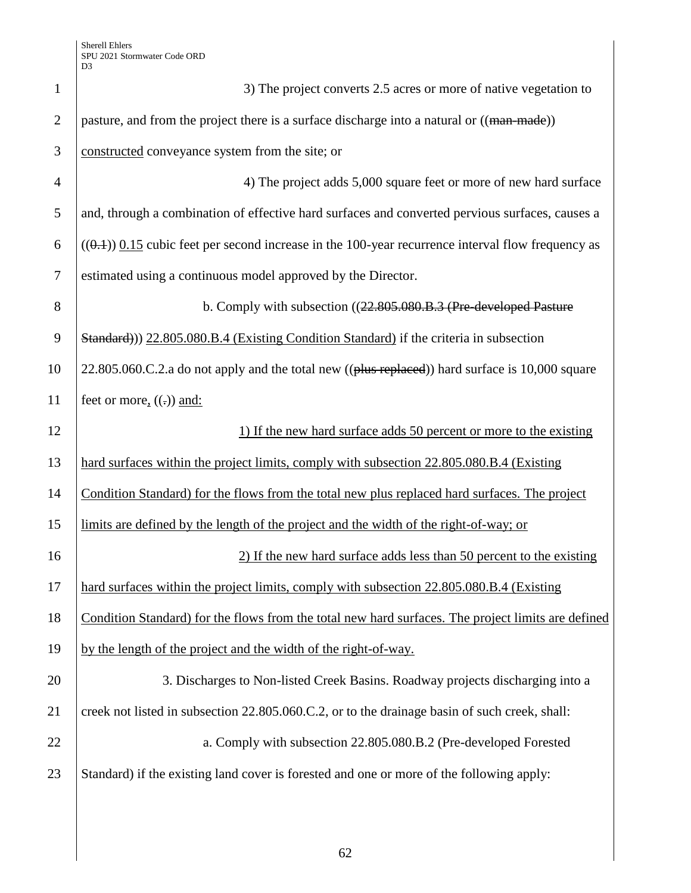3) The project converts 2.5 acres or more of native vegetation to pasture, and from the project there is a surface discharge into a natural or ((~~man-made~~)) <u>constructed</u> conveyance system from the site; or

4) The project adds 5,000 square feet or more of new hard surface and, through a combination of effective hard surfaces and converted pervious surfaces, causes a ((~~0.1~~)) <u>0.15</u> cubic feet per second increase in the 100-year recurrence interval flow frequency as estimated using a continuous model approved by the Director.

b. Comply with subsection ((~~22.805.080.B.3 (Pre-developed Pasture Standard)~~)) <u>22.805.080.B.4 (Existing Condition Standard)</u> if the criteria in subsection 22.805.060.C.2.a do not apply and the total new ((~~plus replaced~~)) hard surface is 10,000 square feet or more<u>,</u> ((~~.~~)) <u>and:</u>

<u>1) If the new hard surface adds 50 percent or more to the existing hard surfaces within the project limits, comply with subsection 22.805.080.B.4 (Existing Condition Standard) for the flows from the total new plus replaced hard surfaces. The project limits are defined by the length of the project and the width of the right-of-way; or</u>

<u>2) If the new hard surface adds less than 50 percent to the existing hard surfaces within the project limits, comply with subsection 22.805.080.B.4 (Existing Condition Standard) for the flows from the total new hard surfaces. The project limits are defined by the length of the project and the width of the right-of-way.</u>

3. Discharges to Non-listed Creek Basins. Roadway projects discharging into a creek not listed in subsection 22.805.060.C.2, or to the drainage basin of such creek, shall:

a. Comply with subsection 22.805.080.B.2 (Pre-developed Forested Standard) if the existing land cover is forested and one or more of the following apply: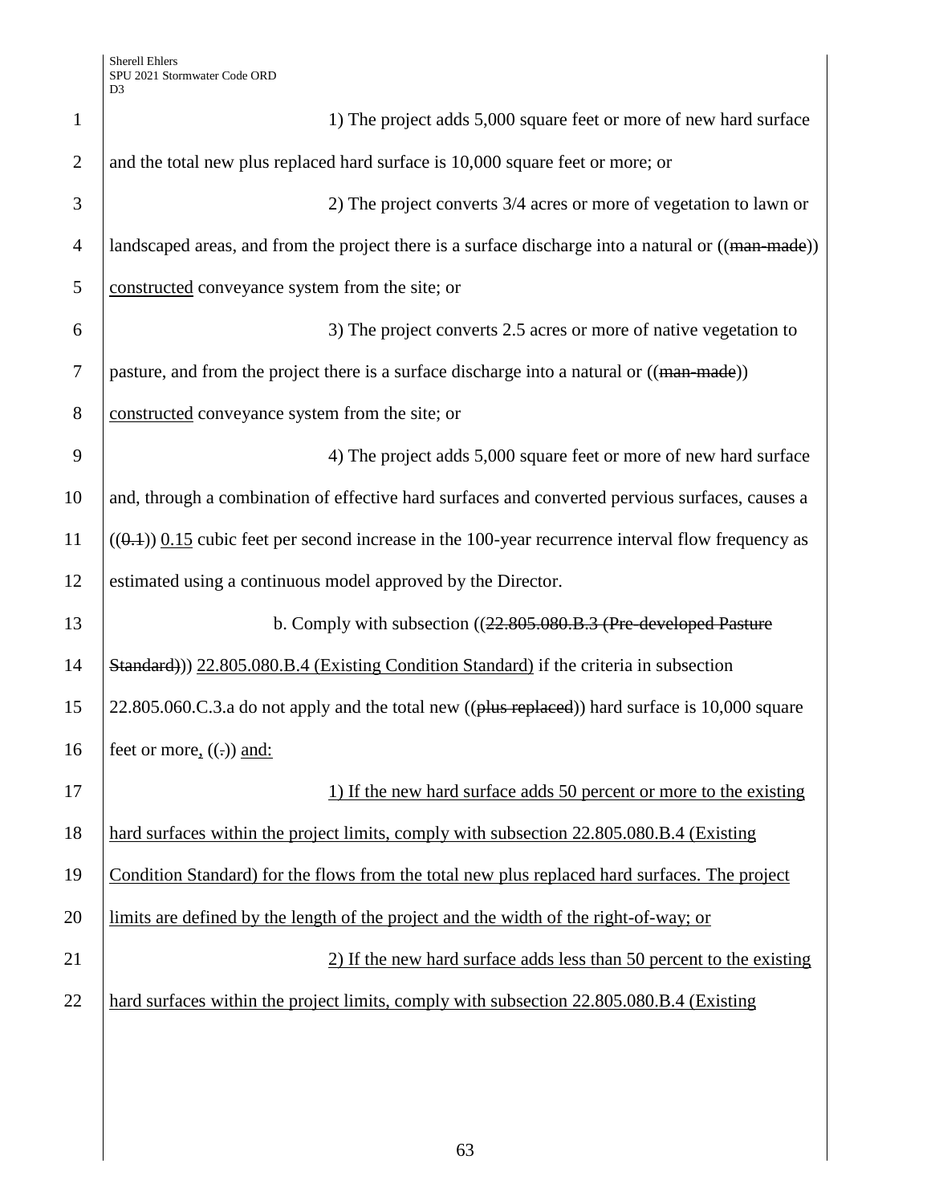1) The project adds 5,000 square feet or more of new hard surface and the total new plus replaced hard surface is 10,000 square feet or more; or

2) The project converts 3/4 acres or more of vegetation to lawn or landscaped areas, and from the project there is a surface discharge into a natural or ((~~man-made~~)) <u>constructed</u> conveyance system from the site; or

3) The project converts 2.5 acres or more of native vegetation to pasture, and from the project there is a surface discharge into a natural or ((~~man-made~~)) <u>constructed</u> conveyance system from the site; or

4) The project adds 5,000 square feet or more of new hard surface and, through a combination of effective hard surfaces and converted pervious surfaces, causes a ((~~0.1~~)) <u>0.15</u> cubic feet per second increase in the 100-year recurrence interval flow frequency as estimated using a continuous model approved by the Director.

b. Comply with subsection ((~~22.805.080.B.3 (Pre-developed Pasture Standard)~~)) <u>22.805.080.B.4 (Existing Condition Standard)</u> if the criteria in subsection 22.805.060.C.3.a do not apply and the total new ((~~plus replaced~~)) hard surface is 10,000 square feet or more<u>,</u> ((~~.~~)) <u>and:</u>

<u>1) If the new hard surface adds 50 percent or more to the existing hard surfaces within the project limits, comply with subsection 22.805.080.B.4 (Existing Condition Standard) for the flows from the total new plus replaced hard surfaces. The project limits are defined by the length of the project and the width of the right-of-way; or</u>

<u>2) If the new hard surface adds less than 50 percent to the existing hard surfaces within the project limits, comply with subsection 22.805.080.B.4 (Existing</u>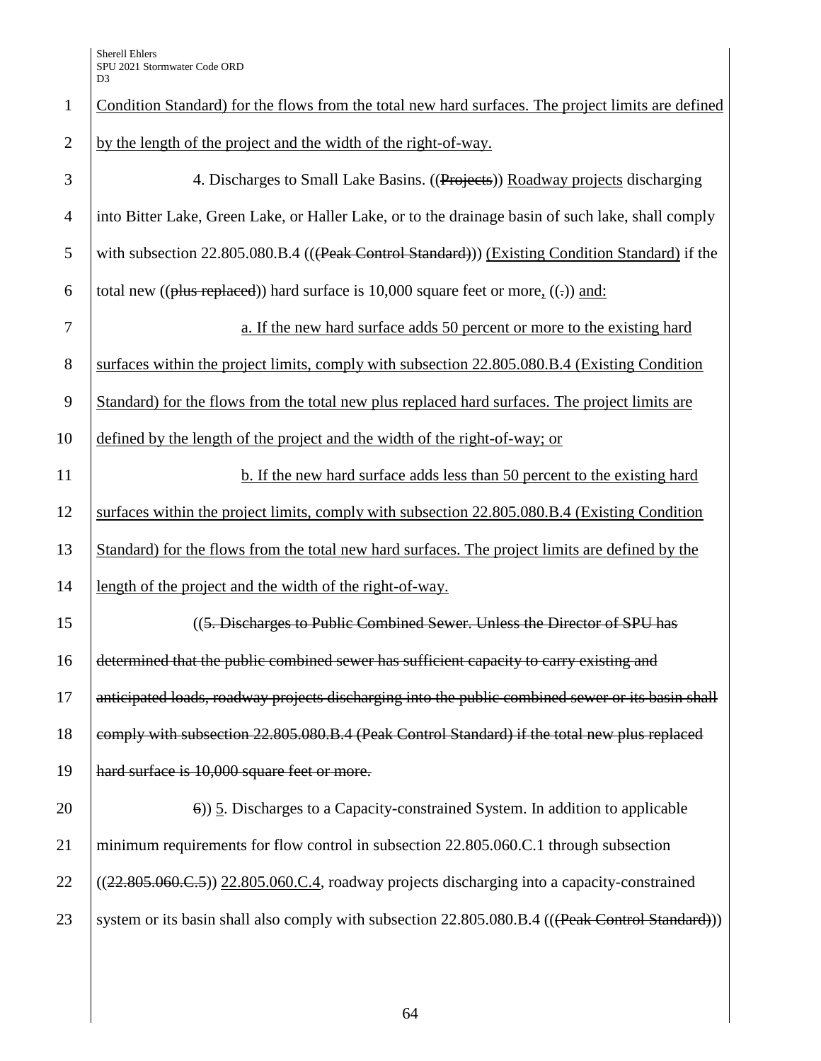Condition Standard) for the flows from the total new hard surfaces. The project limits are defined by the length of the project and the width of the right-of-way.

4. Discharges to Small Lake Basins. ((Projects)) Roadway projects discharging into Bitter Lake, Green Lake, or Haller Lake, or to the drainage basin of such lake, shall comply with subsection 22.805.080.B.4 (((Peak Control Standard))) (Existing Condition Standard) if the total new ((plus replaced)) hard surface is 10,000 square feet or more, ((.)) and:

a. If the new hard surface adds 50 percent or more to the existing hard surfaces within the project limits, comply with subsection 22.805.080.B.4 (Existing Condition Standard) for the flows from the total new plus replaced hard surfaces. The project limits are defined by the length of the project and the width of the right-of-way; or

b. If the new hard surface adds less than 50 percent to the existing hard surfaces within the project limits, comply with subsection 22.805.080.B.4 (Existing Condition Standard) for the flows from the total new hard surfaces. The project limits are defined by the length of the project and the width of the right-of-way.

((5. Discharges to Public Combined Sewer. Unless the Director of SPU has determined that the public combined sewer has sufficient capacity to carry existing and anticipated loads, roadway projects discharging into the public combined sewer or its basin shall comply with subsection 22.805.080.B.4 (Peak Control Standard) if the total new plus replaced hard surface is 10,000 square feet or more.

6)) 5. Discharges to a Capacity-constrained System. In addition to applicable minimum requirements for flow control in subsection 22.805.060.C.1 through subsection ((22.805.060.C.5)) 22.805.060.C.4, roadway projects discharging into a capacity-constrained system or its basin shall also comply with subsection 22.805.080.B.4 (((Peak Control Standard)))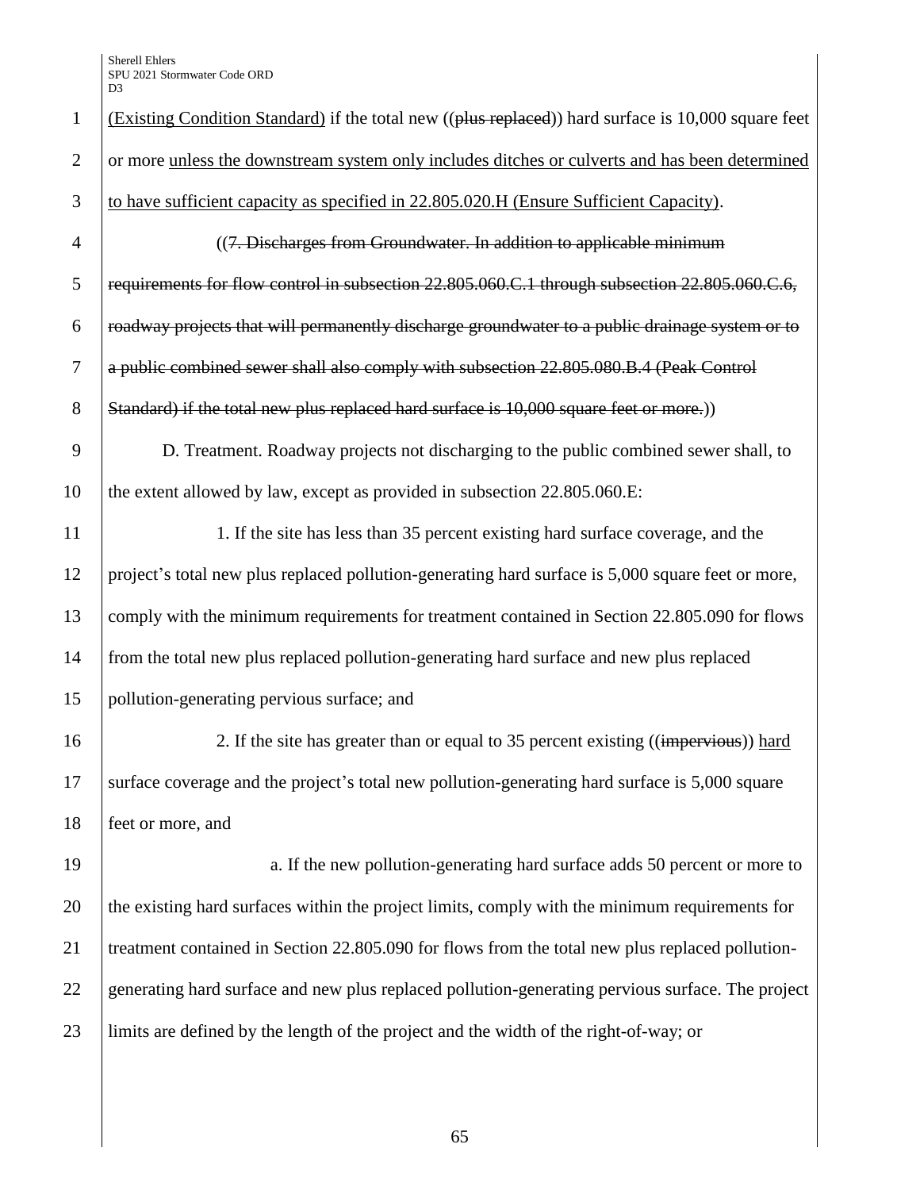(Existing Condition Standard) if the total new ((plus replaced)) hard surface is 10,000 square feet or more unless the downstream system only includes ditches or culverts and has been determined to have sufficient capacity as specified in 22.805.020.H (Ensure Sufficient Capacity).

((7. Discharges from Groundwater. In addition to applicable minimum requirements for flow control in subsection 22.805.060.C.1 through subsection 22.805.060.C.6, roadway projects that will permanently discharge groundwater to a public drainage system or to a public combined sewer shall also comply with subsection 22.805.080.B.4 (Peak Control Standard) if the total new plus replaced hard surface is 10,000 square feet or more.))

D. Treatment. Roadway projects not discharging to the public combined sewer shall, to the extent allowed by law, except as provided in subsection 22.805.060.E:

1. If the site has less than 35 percent existing hard surface coverage, and the project's total new plus replaced pollution-generating hard surface is 5,000 square feet or more, comply with the minimum requirements for treatment contained in Section 22.805.090 for flows from the total new plus replaced pollution-generating hard surface and new plus replaced pollution-generating pervious surface; and

2. If the site has greater than or equal to 35 percent existing ((impervious)) hard surface coverage and the project's total new pollution-generating hard surface is 5,000 square feet or more, and

a. If the new pollution-generating hard surface adds 50 percent or more to the existing hard surfaces within the project limits, comply with the minimum requirements for treatment contained in Section 22.805.090 for flows from the total new plus replaced pollution-generating hard surface and new plus replaced pollution-generating pervious surface. The project limits are defined by the length of the project and the width of the right-of-way; or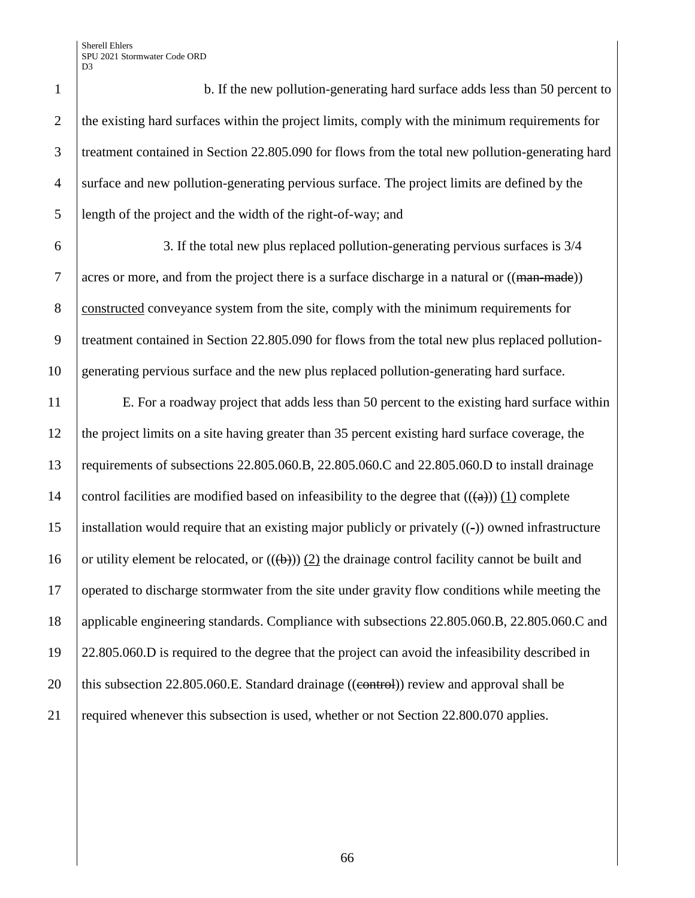b. If the new pollution-generating hard surface adds less than 50 percent to the existing hard surfaces within the project limits, comply with the minimum requirements for treatment contained in Section 22.805.090 for flows from the total new pollution-generating hard surface and new pollution-generating pervious surface. The project limits are defined by the length of the project and the width of the right-of-way; and

3. If the total new plus replaced pollution-generating pervious surfaces is 3/4 acres or more, and from the project there is a surface discharge in a natural or ((~~man-made~~)) constructed conveyance system from the site, comply with the minimum requirements for treatment contained in Section 22.805.090 for flows from the total new plus replaced pollution-generating pervious surface and the new plus replaced pollution-generating hard surface.

E. For a roadway project that adds less than 50 percent to the existing hard surface within the project limits on a site having greater than 35 percent existing hard surface coverage, the requirements of subsections 22.805.060.B, 22.805.060.C and 22.805.060.D to install drainage control facilities are modified based on infeasibility to the degree that ((~~(a)~~)) (1) complete installation would require that an existing major publicly or privately ((~~-~~)) owned infrastructure or utility element be relocated, or ((~~(b)~~)) (2) the drainage control facility cannot be built and operated to discharge stormwater from the site under gravity flow conditions while meeting the applicable engineering standards. Compliance with subsections 22.805.060.B, 22.805.060.C and 22.805.060.D is required to the degree that the project can avoid the infeasibility described in this subsection 22.805.060.E. Standard drainage ((~~control~~)) review and approval shall be required whenever this subsection is used, whether or not Section 22.800.070 applies.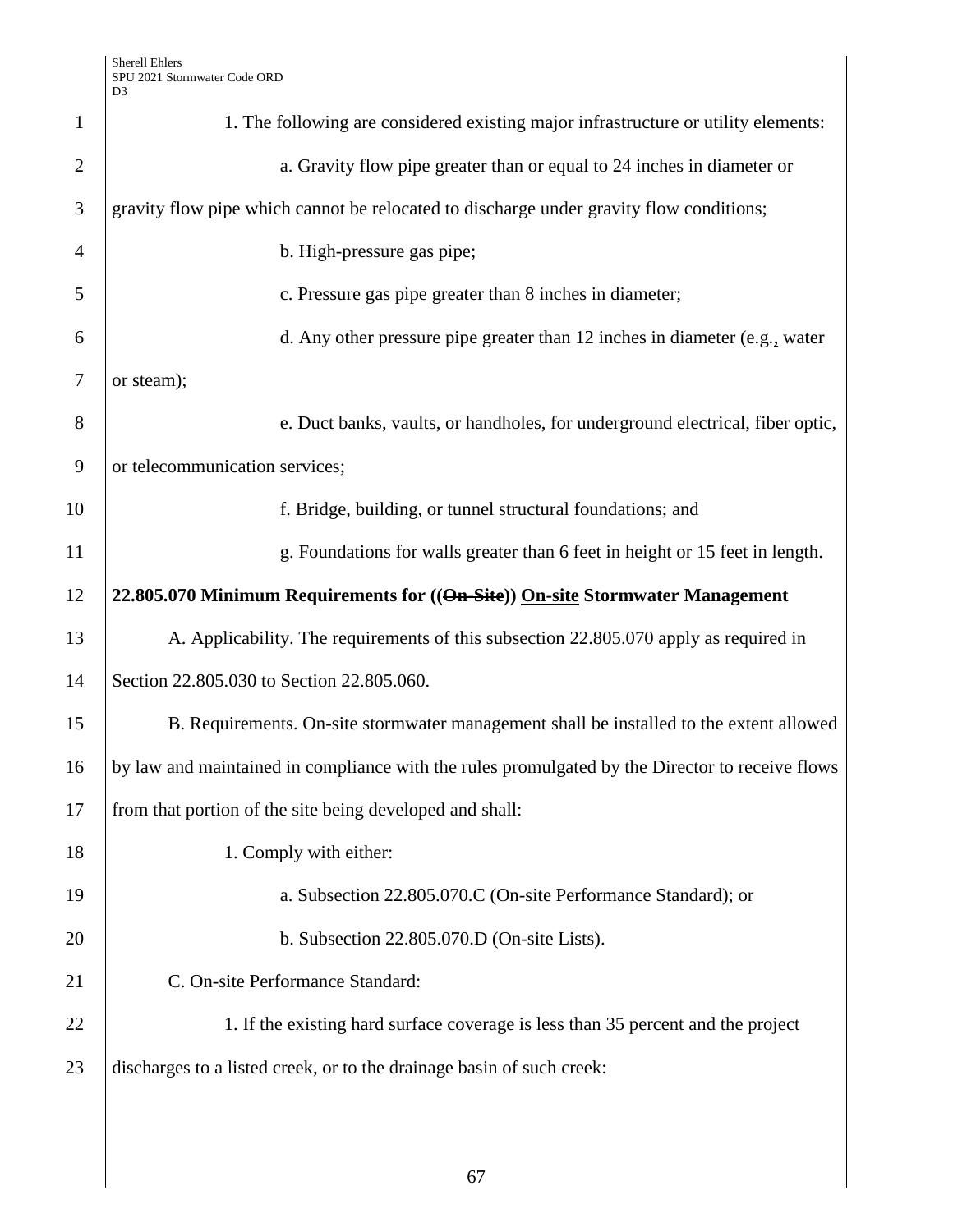1. The following are considered existing major infrastructure or utility elements:

a. Gravity flow pipe greater than or equal to 24 inches in diameter or gravity flow pipe which cannot be relocated to discharge under gravity flow conditions;

b. High-pressure gas pipe;

c. Pressure gas pipe greater than 8 inches in diameter;

d. Any other pressure pipe greater than 12 inches in diameter (e.g., water or steam);

e. Duct banks, vaults, or handholes, for underground electrical, fiber optic, or telecommunication services;

f. Bridge, building, or tunnel structural foundations; and

g. Foundations for walls greater than 6 feet in height or 15 feet in length.

**22.805.070 Minimum Requirements for ((~~On-Site~~)) <u>On-site</u> Stormwater Management**

A. Applicability. The requirements of this subsection 22.805.070 apply as required in Section 22.805.030 to Section 22.805.060.

B. Requirements. On-site stormwater management shall be installed to the extent allowed by law and maintained in compliance with the rules promulgated by the Director to receive flows from that portion of the site being developed and shall:

1. Comply with either:

a. Subsection 22.805.070.C (On-site Performance Standard); or

b. Subsection 22.805.070.D (On-site Lists).

C. On-site Performance Standard:

1. If the existing hard surface coverage is less than 35 percent and the project discharges to a listed creek, or to the drainage basin of such creek: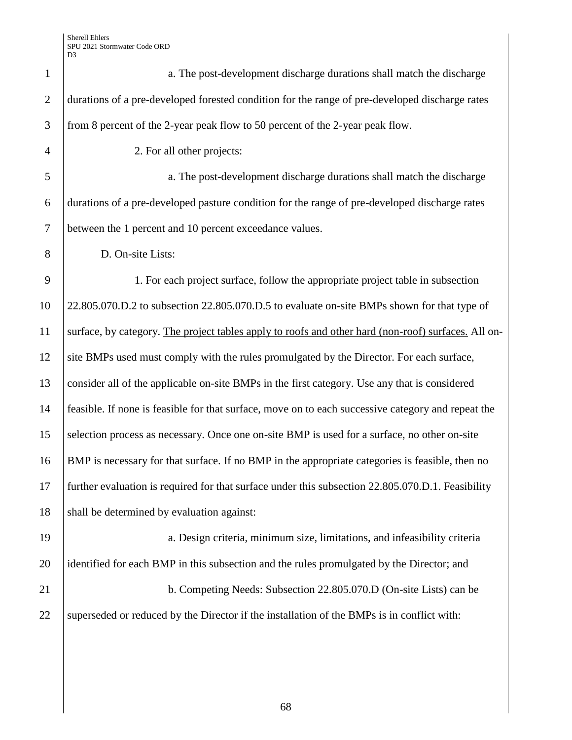a. The post-development discharge durations shall match the discharge durations of a pre-developed forested condition for the range of pre-developed discharge rates from 8 percent of the 2-year peak flow to 50 percent of the 2-year peak flow.

2. For all other projects:

a. The post-development discharge durations shall match the discharge durations of a pre-developed pasture condition for the range of pre-developed discharge rates between the 1 percent and 10 percent exceedance values.

D. On-site Lists:

1. For each project surface, follow the appropriate project table in subsection 22.805.070.D.2 to subsection 22.805.070.D.5 to evaluate on-site BMPs shown for that type of surface, by category. The project tables apply to roofs and other hard (non-roof) surfaces. All on-site BMPs used must comply with the rules promulgated by the Director. For each surface, consider all of the applicable on-site BMPs in the first category. Use any that is considered feasible. If none is feasible for that surface, move on to each successive category and repeat the selection process as necessary. Once one on-site BMP is used for a surface, no other on-site BMP is necessary for that surface. If no BMP in the appropriate categories is feasible, then no further evaluation is required for that surface under this subsection 22.805.070.D.1. Feasibility shall be determined by evaluation against:

a. Design criteria, minimum size, limitations, and infeasibility criteria identified for each BMP in this subsection and the rules promulgated by the Director; and

b. Competing Needs: Subsection 22.805.070.D (On-site Lists) can be superseded or reduced by the Director if the installation of the BMPs is in conflict with: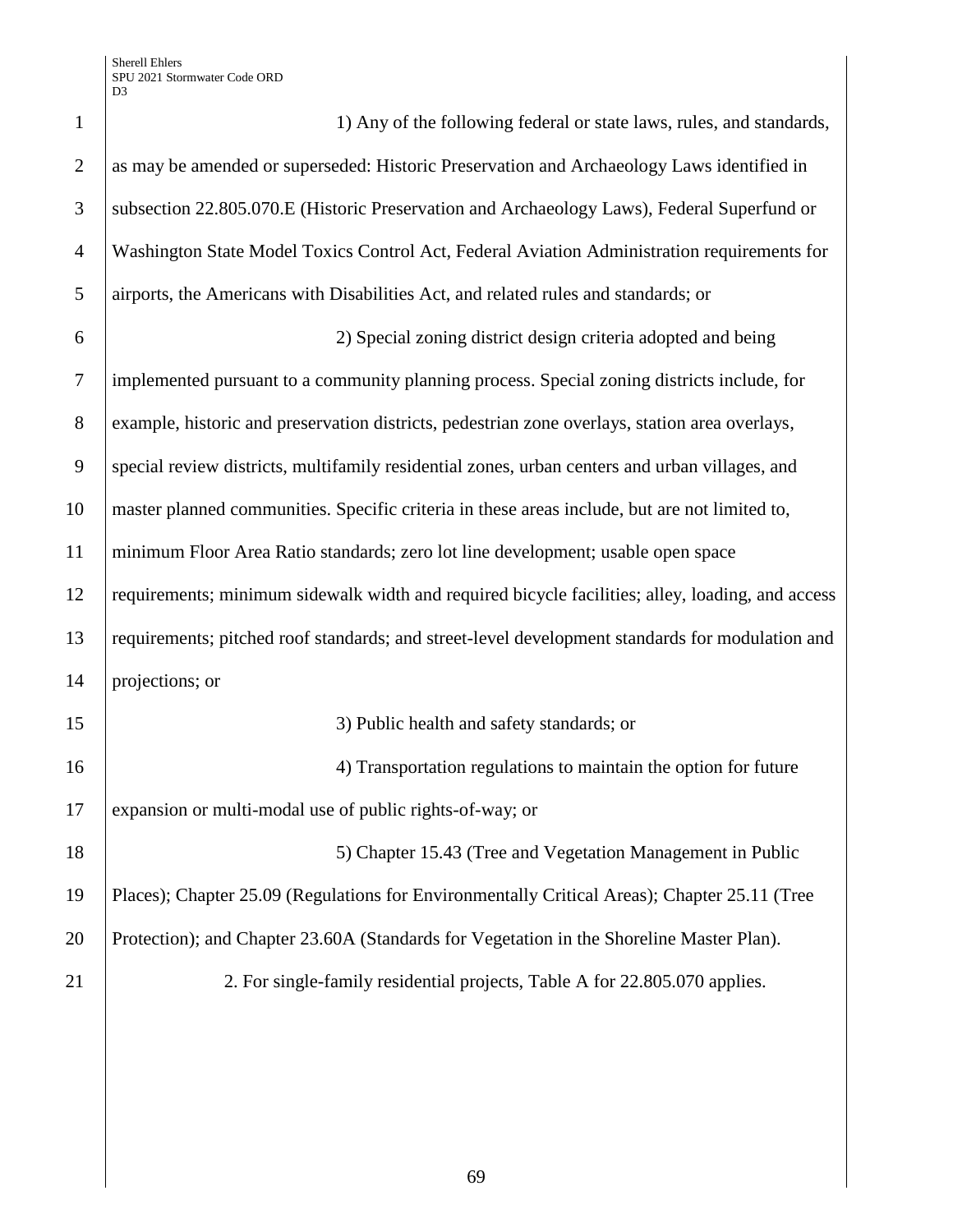1) Any of the following federal or state laws, rules, and standards, as may be amended or superseded: Historic Preservation and Archaeology Laws identified in subsection 22.805.070.E (Historic Preservation and Archaeology Laws), Federal Superfund or Washington State Model Toxics Control Act, Federal Aviation Administration requirements for airports, the Americans with Disabilities Act, and related rules and standards; or

2) Special zoning district design criteria adopted and being implemented pursuant to a community planning process. Special zoning districts include, for example, historic and preservation districts, pedestrian zone overlays, station area overlays, special review districts, multifamily residential zones, urban centers and urban villages, and master planned communities. Specific criteria in these areas include, but are not limited to, minimum Floor Area Ratio standards; zero lot line development; usable open space requirements; minimum sidewalk width and required bicycle facilities; alley, loading, and access requirements; pitched roof standards; and street-level development standards for modulation and projections; or

3) Public health and safety standards; or

4) Transportation regulations to maintain the option for future expansion or multi-modal use of public rights-of-way; or

5) Chapter 15.43 (Tree and Vegetation Management in Public Places); Chapter 25.09 (Regulations for Environmentally Critical Areas); Chapter 25.11 (Tree Protection); and Chapter 23.60A (Standards for Vegetation in the Shoreline Master Plan).

2. For single-family residential projects, Table A for 22.805.070 applies.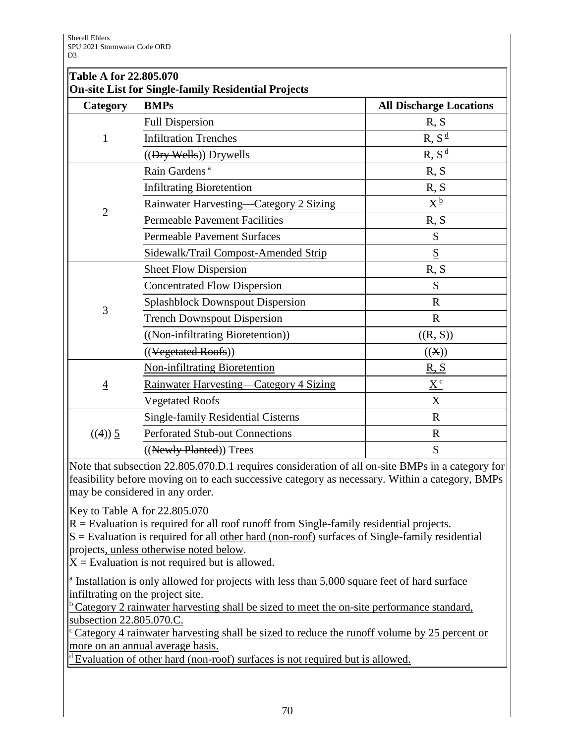**Table A for 22.805.070**
**On-site List for Single-family Residential Projects**

| Category | BMPs | All Discharge Locations |
|---|---|---|
| 1 | Full Dispersion | R, S |
| | Infiltration Trenches | R, S [d] |
| | ((Dry Wells)) Drywells | R, S [d] |
| 2 | Rain Gardens [a] | R, S |
| | Infiltrating Bioretention | R, S |
| | Rainwater Harvesting—Category 2 Sizing | X [b] |
| | Permeable Pavement Facilities | R, S |
| | Permeable Pavement Surfaces | S |
| | Sidewalk/Trail Compost-Amended Strip | S |
| 3 | Sheet Flow Dispersion | R, S |
| | Concentrated Flow Dispersion | S |
| | Splashblock Downspout Dispersion | R |
| | Trench Downspout Dispersion | R |
| | ((Non-infiltrating Bioretention)) | ((R, S)) |
| | ((Vegetated Roofs)) | ((X)) |
| 4 | Non-infiltrating Bioretention | R, S |
| | Rainwater Harvesting—Category 4 Sizing | X [c] |
| | Vegetated Roofs | X |
| ((4)) 5 | Single-family Residential Cisterns | R |
| | Perforated Stub-out Connections | R |
| | ((Newly Planted)) Trees | S |

Note that subsection 22.805.070.D.1 requires consideration of all on-site BMPs in a category for feasibility before moving on to each successive category as necessary. Within a category, BMPs may be considered in any order.

Key to Table A for 22.805.070

R = Evaluation is required for all roof runoff from Single-family residential projects.
S = Evaluation is required for all other hard (non-roof) surfaces of Single-family residential projects, unless otherwise noted below.
X = Evaluation is not required but is allowed.

[a] Installation is only allowed for projects with less than 5,000 square feet of hard surface infiltrating on the project site.
[b] Category 2 rainwater harvesting shall be sized to meet the on-site performance standard, subsection 22.805.070.C.
[c] Category 4 rainwater harvesting shall be sized to reduce the runoff volume by 25 percent or more on an annual average basis.
[d] Evaluation of other hard (non-roof) surfaces is not required but is allowed.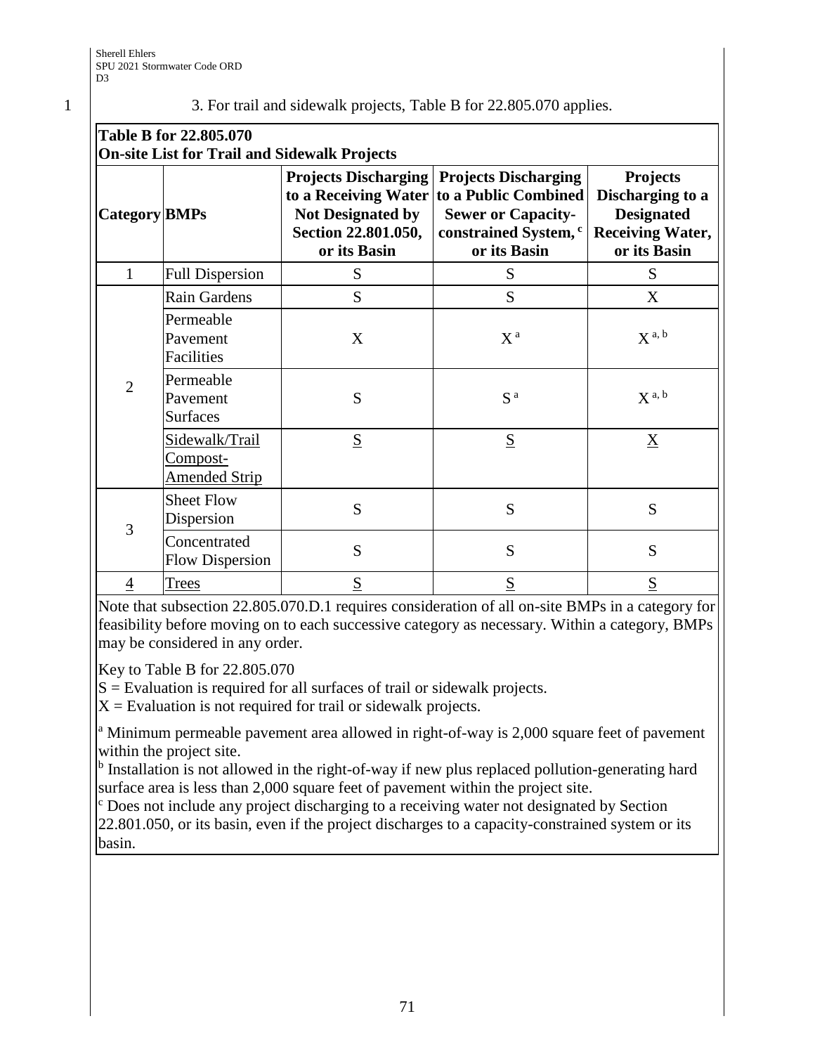3. For trail and sidewalk projects, Table B for 22.805.070 applies.

**Table B for 22.805.070**
**On-site List for Trail and Sidewalk Projects**

| Category | BMPs | Projects Discharging to a Receiving Water Not Designated by Section 22.801.050, or its Basin | Projects Discharging to a Public Combined Sewer or Capacity-constrained System, [c] or its Basin | Projects Discharging to a Designated Receiving Water, or its Basin |
|---|---|---|---|---|
| 1 | Full Dispersion | S | S | S |
| 2 | Rain Gardens | S | S | X |
| | Permeable Pavement Facilities | X | X [a] | X [a, b] |
| | Permeable Pavement Surfaces | S | S [a] | X [a, b] |
| | <u>Sidewalk/Trail Compost-Amended Strip</u> | <u>S</u> | <u>S</u> | <u>X</u> |
| 3 | Sheet Flow Dispersion | S | S | S |
| | Concentrated Flow Dispersion | S | S | S |
| <u>4</u> | <u>Trees</u> | <u>S</u> | <u>S</u> | <u>S</u> |

Note that subsection 22.805.070.D.1 requires consideration of all on-site BMPs in a category for feasibility before moving on to each successive category as necessary. Within a category, BMPs may be considered in any order.

Key to Table B for 22.805.070
S = Evaluation is required for all surfaces of trail or sidewalk projects.
X = Evaluation is not required for trail or sidewalk projects.

[a] Minimum permeable pavement area allowed in right-of-way is 2,000 square feet of pavement within the project site.
[b] Installation is not allowed in the right-of-way if new plus replaced pollution-generating hard surface area is less than 2,000 square feet of pavement within the project site.
[c] Does not include any project discharging to a receiving water not designated by Section 22.801.050, or its basin, even if the project discharges to a capacity-constrained system or its basin.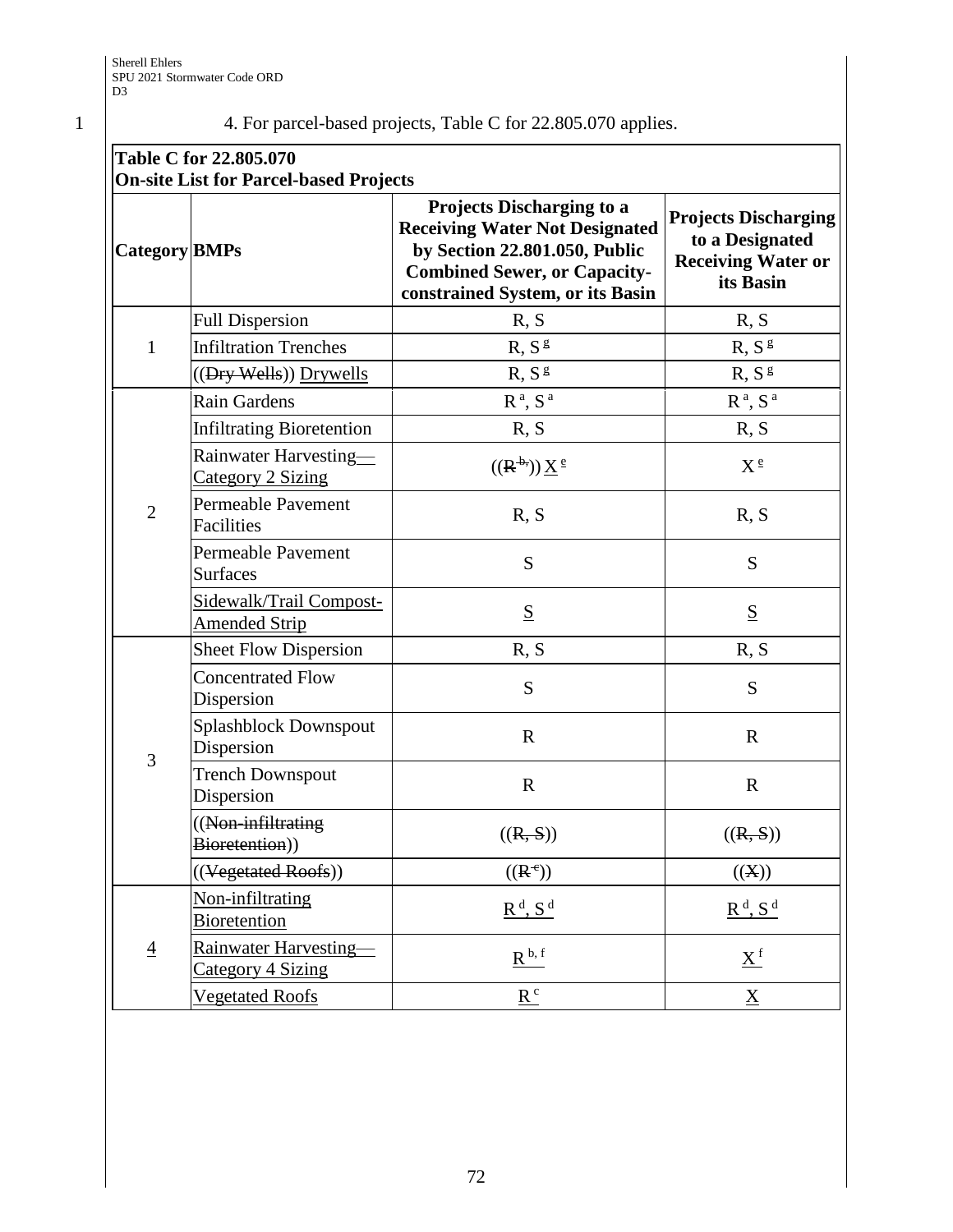4. For parcel-based projects, Table C for 22.805.070 applies.

**Table C for 22.805.070**
**On-site List for Parcel-based Projects**

| Category | BMPs | Projects Discharging to a Receiving Water Not Designated by Section 22.801.050, Public Combined Sewer, or Capacity-constrained System, or its Basin | Projects Discharging to a Designated Receiving Water or its Basin |
|---|---|---|---|
| 1 | Full Dispersion | R, S | R, S |
| | Infiltration Trenches | R, S [g] | R, S [g] |
| | ((~~Dry Wells~~)) Drywells | R, S [g] | R, S [g] |
| 2 | Rain Gardens | R [a], S [a] | R [a], S [a] |
| | Infiltrating Bioretention | R, S | R, S |
| | Rainwater Harvesting—Category 2 Sizing | ((~~R~~ [~~b,~~])) X [e] | X [e] |
| | Permeable Pavement Facilities | R, S | R, S |
| | Permeable Pavement Surfaces | S | S |
| | Sidewalk/Trail Compost-Amended Strip | S | S |
| 3 | Sheet Flow Dispersion | R, S | R, S |
| | Concentrated Flow Dispersion | S | S |
| | Splashblock Downspout Dispersion | R | R |
| | Trench Downspout Dispersion | R | R |
| | ((~~Non-infiltrating Bioretention~~)) | ((~~R, S~~)) | ((~~R, S~~)) |
| | ((~~Vegetated Roofs~~)) | ((~~R~~ [~~c~~])) | ((~~X~~)) |
| 4 | Non-infiltrating Bioretention | R [d], S [d] | R [d], S [d] |
| | Rainwater Harvesting—Category 4 Sizing | R [b, f] | X [f] |
| | Vegetated Roofs | R [c] | X |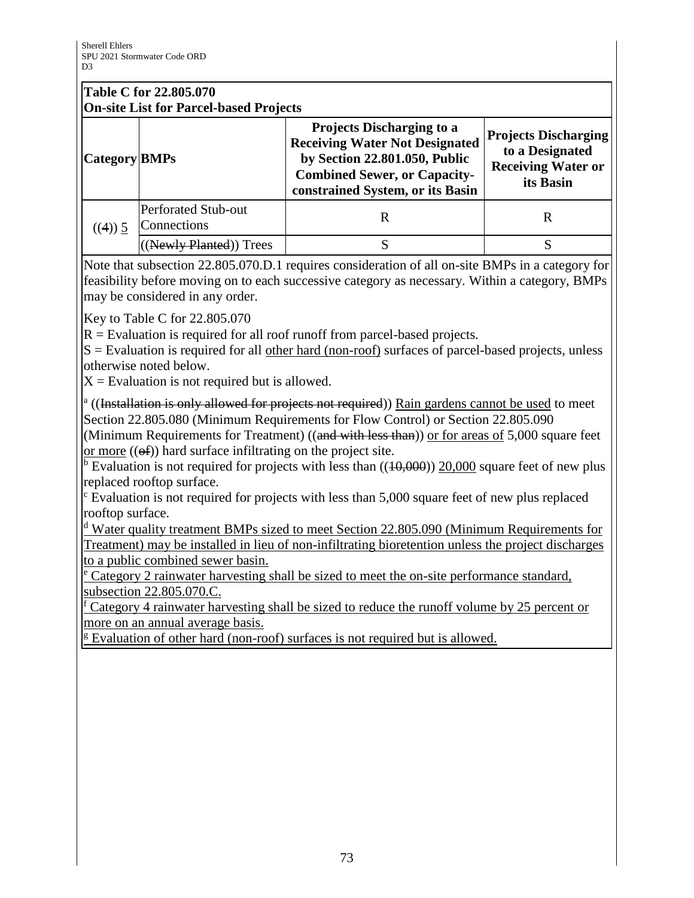| **Table C for 22.805.070 On-site List for Parcel-based Projects** | | | |
|---|---|---|---|
| **Category** | **BMPs** | **Projects Discharging to a Receiving Water Not Designated by Section 22.801.050, Public Combined Sewer, or Capacity-constrained System, or its Basin** | **Projects Discharging to a Designated Receiving Water or its Basin** |
| ((4)) 5 | Perforated Stub-out Connections | R | R |
| | ((~~Newly Planted~~)) Trees | S | S |

Note that subsection 22.805.070.D.1 requires consideration of all on-site BMPs in a category for feasibility before moving on to each successive category as necessary. Within a category, BMPs may be considered in any order.

Key to Table C for 22.805.070

R = Evaluation is required for all roof runoff from parcel-based projects.

S = Evaluation is required for all other hard (non-roof) surfaces of parcel-based projects, unless otherwise noted below.

X = Evaluation is not required but is allowed.

[a] ((~~Installation is only allowed for projects not required~~)) Rain gardens cannot be used to meet Section 22.805.080 (Minimum Requirements for Flow Control) or Section 22.805.090 (Minimum Requirements for Treatment) ((~~and with less than~~)) or for areas of 5,000 square feet or more ((~~of~~)) hard surface infiltrating on the project site.

[b] Evaluation is not required for projects with less than ((~~10,000~~)) 20,000 square feet of new plus replaced rooftop surface.

[c] Evaluation is not required for projects with less than 5,000 square feet of new plus replaced rooftop surface.

[d] Water quality treatment BMPs sized to meet Section 22.805.090 (Minimum Requirements for Treatment) may be installed in lieu of non-infiltrating bioretention unless the project discharges to a public combined sewer basin.

[e] Category 2 rainwater harvesting shall be sized to meet the on-site performance standard, subsection 22.805.070.C.

[f] Category 4 rainwater harvesting shall be sized to reduce the runoff volume by 25 percent or more on an annual average basis.

[g] Evaluation of other hard (non-roof) surfaces is not required but is allowed.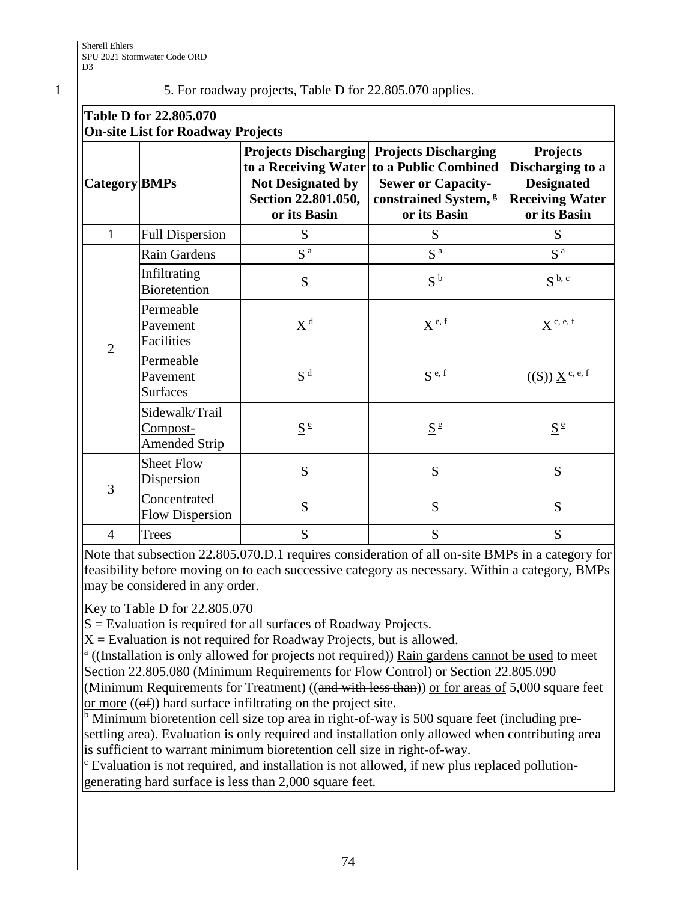5. For roadway projects, Table D for 22.805.070 applies.

**Table D for 22.805.070**
**On-site List for Roadway Projects**

| Category | BMPs | Projects Discharging to a Receiving Water Not Designated by Section 22.801.050, or its Basin | Projects Discharging to a Public Combined Sewer or Capacity-constrained System, [g] or its Basin | Projects Discharging to a Designated Receiving Water or its Basin |
|---|---|---|---|---|
| 1 | Full Dispersion | S | S | S |
| 2 | Rain Gardens | S [a] | S [a] | S [a] |
| | Infiltrating Bioretention | S | S [b] | S [b, c] |
| | Permeable Pavement Facilities | X [d] | X [e, f] | X [c, e, f] |
| | Permeable Pavement Surfaces | S [d] | S [e, f] | ((S)) X [c, e, f] |
| | Sidewalk/Trail Compost-Amended Strip | S [e] | S [e] | S [e] |
| 3 | Sheet Flow Dispersion | S | S | S |
| | Concentrated Flow Dispersion | S | S | S |
| 4 | Trees | S | S | S |

Note that subsection 22.805.070.D.1 requires consideration of all on-site BMPs in a category for feasibility before moving on to each successive category as necessary. Within a category, BMPs may be considered in any order.

Key to Table D for 22.805.070

S = Evaluation is required for all surfaces of Roadway Projects.

X = Evaluation is not required for Roadway Projects, but is allowed.

[a] ((Installation is only allowed for projects not required)) Rain gardens cannot be used to meet Section 22.805.080 (Minimum Requirements for Flow Control) or Section 22.805.090 (Minimum Requirements for Treatment) ((and with less than)) or for areas of 5,000 square feet or more ((of)) hard surface infiltrating on the project site.

[b] Minimum bioretention cell size top area in right-of-way is 500 square feet (including pre-settling area). Evaluation is only required and installation only allowed when contributing area is sufficient to warrant minimum bioretention cell size in right-of-way.

[c] Evaluation is not required, and installation is not allowed, if new plus replaced pollution-generating hard surface is less than 2,000 square feet.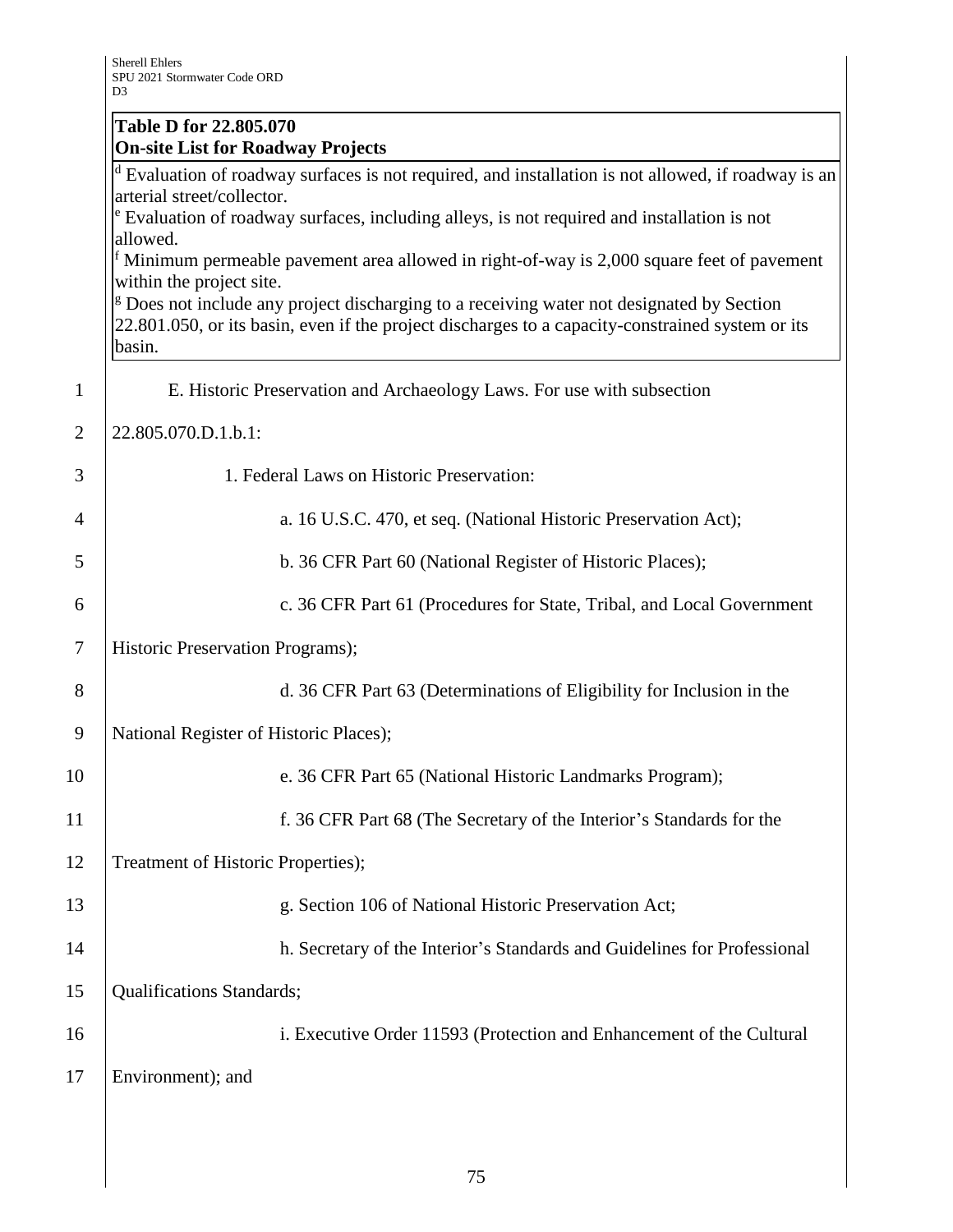**Table D for 22.805.070**
**On-site List for Roadway Projects**

[d] Evaluation of roadway surfaces is not required, and installation is not allowed, if roadway is an arterial street/collector.
[e] Evaluation of roadway surfaces, including alleys, is not required and installation is not allowed.
[f] Minimum permeable pavement area allowed in right-of-way is 2,000 square feet of pavement within the project site.
[g] Does not include any project discharging to a receiving water not designated by Section 22.801.050, or its basin, even if the project discharges to a capacity-constrained system or its basin.

E. Historic Preservation and Archaeology Laws. For use with subsection 22.805.070.D.1.b.1:

1. Federal Laws on Historic Preservation:

a. 16 U.S.C. 470, et seq. (National Historic Preservation Act);

b. 36 CFR Part 60 (National Register of Historic Places);

c. 36 CFR Part 61 (Procedures for State, Tribal, and Local Government Historic Preservation Programs);

d. 36 CFR Part 63 (Determinations of Eligibility for Inclusion in the National Register of Historic Places);

e. 36 CFR Part 65 (National Historic Landmarks Program);

f. 36 CFR Part 68 (The Secretary of the Interior's Standards for the Treatment of Historic Properties);

g. Section 106 of National Historic Preservation Act;

h. Secretary of the Interior's Standards and Guidelines for Professional Qualifications Standards;

i. Executive Order 11593 (Protection and Enhancement of the Cultural Environment); and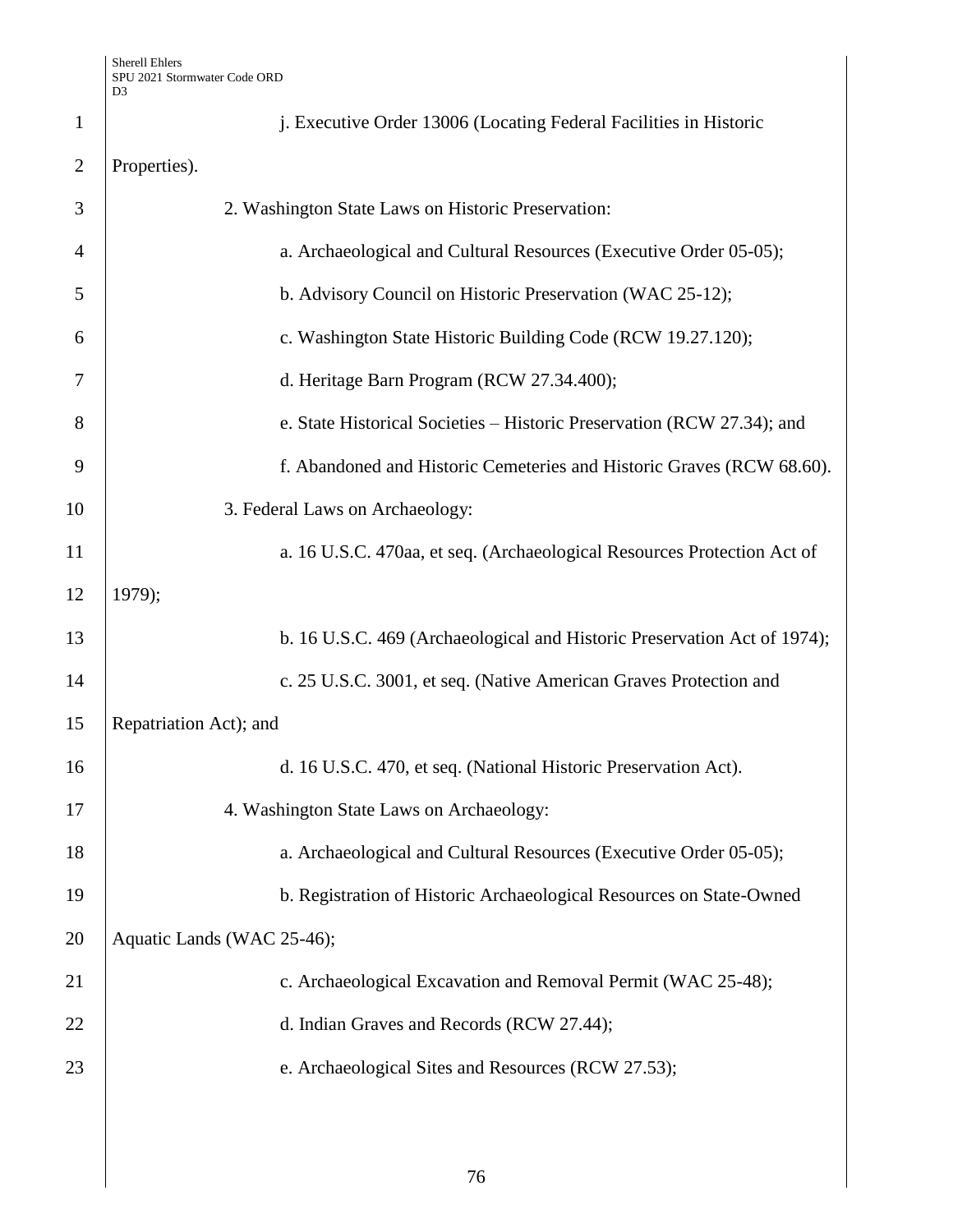j. Executive Order 13006 (Locating Federal Facilities in Historic Properties).

2. Washington State Laws on Historic Preservation:

a. Archaeological and Cultural Resources (Executive Order 05-05);

b. Advisory Council on Historic Preservation (WAC 25-12);

c. Washington State Historic Building Code (RCW 19.27.120);

d. Heritage Barn Program (RCW 27.34.400);

e. State Historical Societies – Historic Preservation (RCW 27.34); and

f. Abandoned and Historic Cemeteries and Historic Graves (RCW 68.60).

3. Federal Laws on Archaeology:

a. 16 U.S.C. 470aa, et seq. (Archaeological Resources Protection Act of 1979);

b. 16 U.S.C. 469 (Archaeological and Historic Preservation Act of 1974);

c. 25 U.S.C. 3001, et seq. (Native American Graves Protection and Repatriation Act); and

d. 16 U.S.C. 470, et seq. (National Historic Preservation Act).

4. Washington State Laws on Archaeology:

a. Archaeological and Cultural Resources (Executive Order 05-05);

b. Registration of Historic Archaeological Resources on State-Owned Aquatic Lands (WAC 25-46);

c. Archaeological Excavation and Removal Permit (WAC 25-48);

d. Indian Graves and Records (RCW 27.44);

e. Archaeological Sites and Resources (RCW 27.53);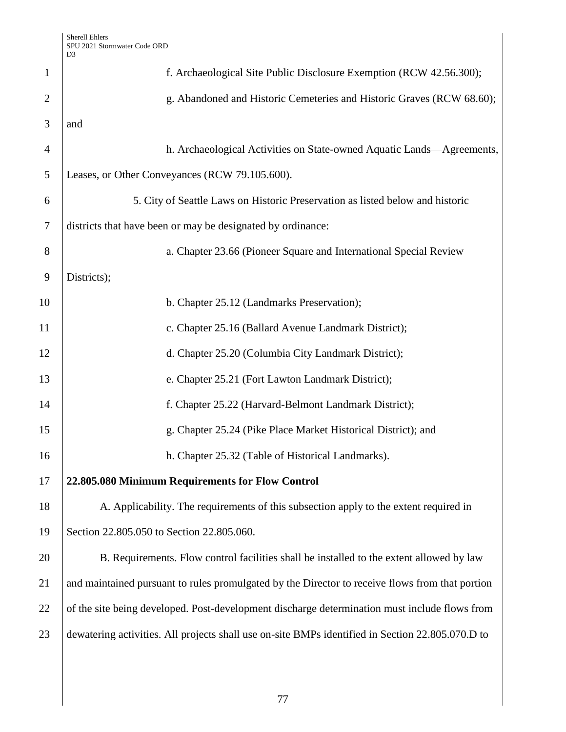f. Archaeological Site Public Disclosure Exemption (RCW 42.56.300);

g. Abandoned and Historic Cemeteries and Historic Graves (RCW 68.60); and

h. Archaeological Activities on State-owned Aquatic Lands—Agreements, Leases, or Other Conveyances (RCW 79.105.600).

5. City of Seattle Laws on Historic Preservation as listed below and historic districts that have been or may be designated by ordinance:

a. Chapter 23.66 (Pioneer Square and International Special Review Districts);

b. Chapter 25.12 (Landmarks Preservation);

c. Chapter 25.16 (Ballard Avenue Landmark District);

d. Chapter 25.20 (Columbia City Landmark District);

e. Chapter 25.21 (Fort Lawton Landmark District);

f. Chapter 25.22 (Harvard-Belmont Landmark District);

g. Chapter 25.24 (Pike Place Market Historical District); and

h. Chapter 25.32 (Table of Historical Landmarks).

**22.805.080 Minimum Requirements for Flow Control**

A. Applicability. The requirements of this subsection apply to the extent required in Section 22.805.050 to Section 22.805.060.

B. Requirements. Flow control facilities shall be installed to the extent allowed by law and maintained pursuant to rules promulgated by the Director to receive flows from that portion of the site being developed. Post-development discharge determination must include flows from dewatering activities. All projects shall use on-site BMPs identified in Section 22.805.070.D to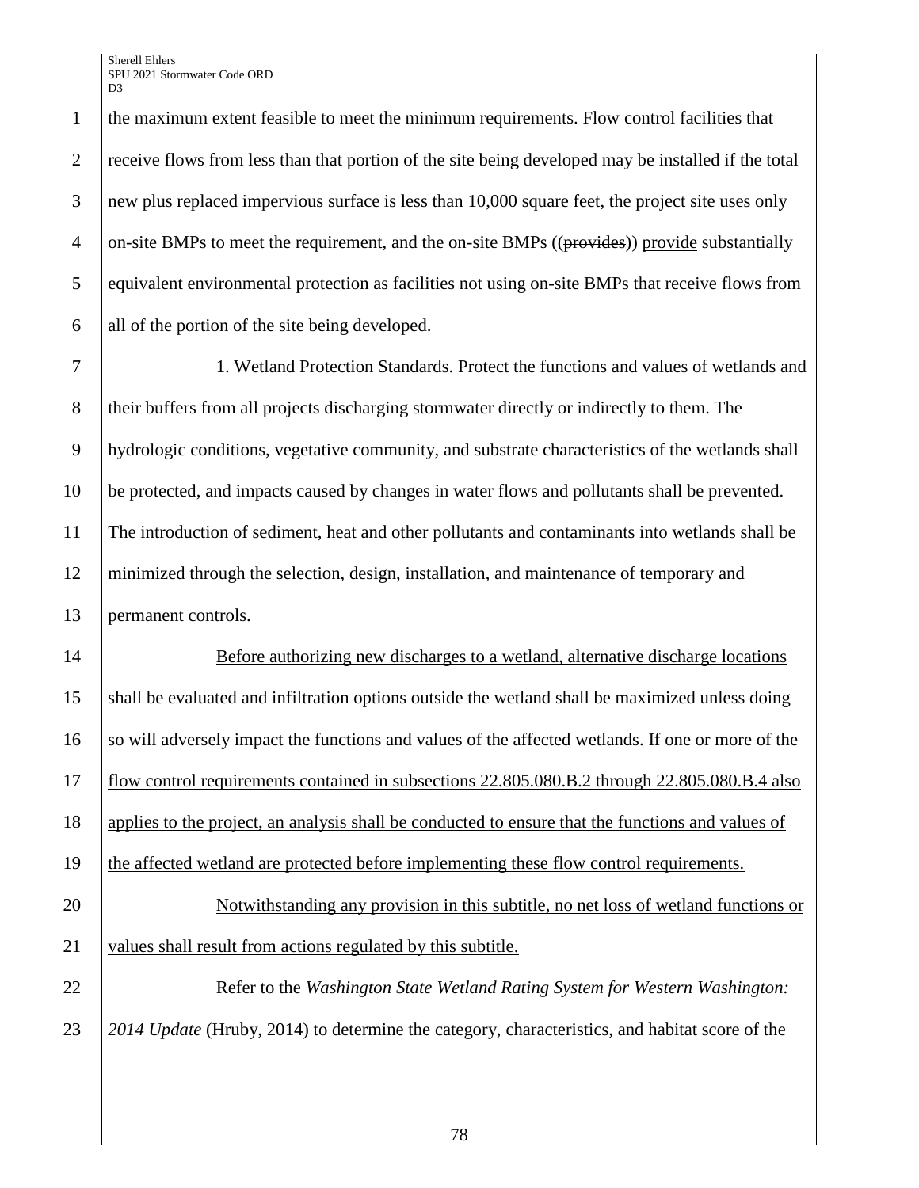the maximum extent feasible to meet the minimum requirements. Flow control facilities that receive flows from less than that portion of the site being developed may be installed if the total new plus replaced impervious surface is less than 10,000 square feet, the project site uses only on-site BMPs to meet the requirement, and the on-site BMPs ((~~provides~~)) <u>provide</u> substantially equivalent environmental protection as facilities not using on-site BMPs that receive flows from all of the portion of the site being developed.

1. Wetland Protection Standard<u>s</u>. Protect the functions and values of wetlands and their buffers from all projects discharging stormwater directly or indirectly to them. The hydrologic conditions, vegetative community, and substrate characteristics of the wetlands shall be protected, and impacts caused by changes in water flows and pollutants shall be prevented. The introduction of sediment, heat and other pollutants and contaminants into wetlands shall be minimized through the selection, design, installation, and maintenance of temporary and permanent controls.

<u>Before authorizing new discharges to a wetland, alternative discharge locations shall be evaluated and infiltration options outside the wetland shall be maximized unless doing so will adversely impact the functions and values of the affected wetlands. If one or more of the flow control requirements contained in subsections 22.805.080.B.2 through 22.805.080.B.4 also applies to the project, an analysis shall be conducted to ensure that the functions and values of the affected wetland are protected before implementing these flow control requirements.</u>

<u>Notwithstanding any provision in this subtitle, no net loss of wetland functions or values shall result from actions regulated by this subtitle.</u>

<u>Refer to the *Washington State Wetland Rating System for Western Washington: 2014 Update* (Hruby, 2014) to determine the category, characteristics, and habitat score of the</u>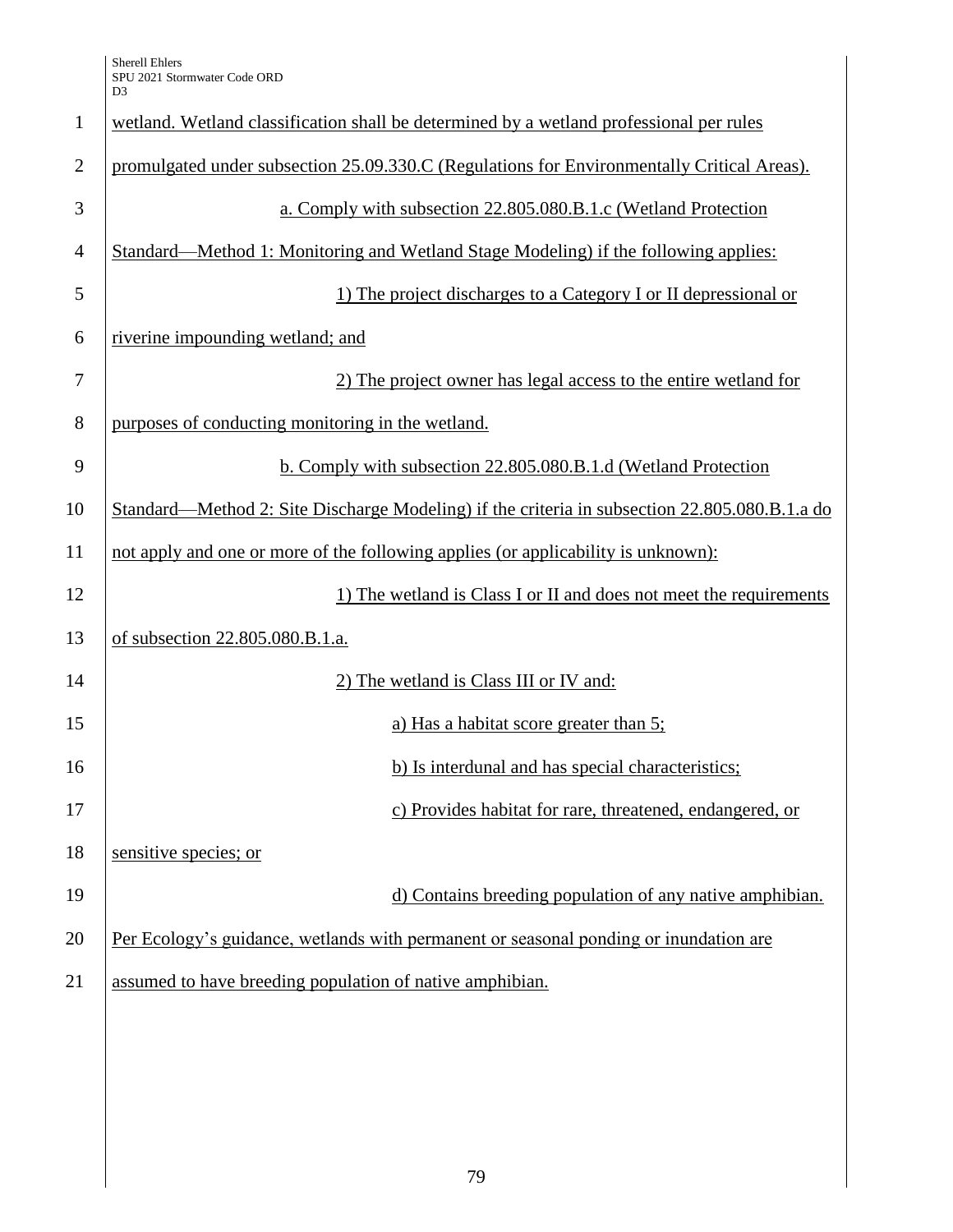wetland. Wetland classification shall be determined by a wetland professional per rules promulgated under subsection 25.09.330.C (Regulations for Environmentally Critical Areas).

a. Comply with subsection 22.805.080.B.1.c (Wetland Protection Standard—Method 1: Monitoring and Wetland Stage Modeling) if the following applies:

1) The project discharges to a Category I or II depressional or riverine impounding wetland; and

2) The project owner has legal access to the entire wetland for purposes of conducting monitoring in the wetland.

b. Comply with subsection 22.805.080.B.1.d (Wetland Protection Standard—Method 2: Site Discharge Modeling) if the criteria in subsection 22.805.080.B.1.a do not apply and one or more of the following applies (or applicability is unknown):

1) The wetland is Class I or II and does not meet the requirements of subsection 22.805.080.B.1.a.

2) The wetland is Class III or IV and:

a) Has a habitat score greater than 5;

b) Is interdunal and has special characteristics;

c) Provides habitat for rare, threatened, endangered, or sensitive species; or

d) Contains breeding population of any native amphibian. Per Ecology's guidance, wetlands with permanent or seasonal ponding or inundation are assumed to have breeding population of native amphibian.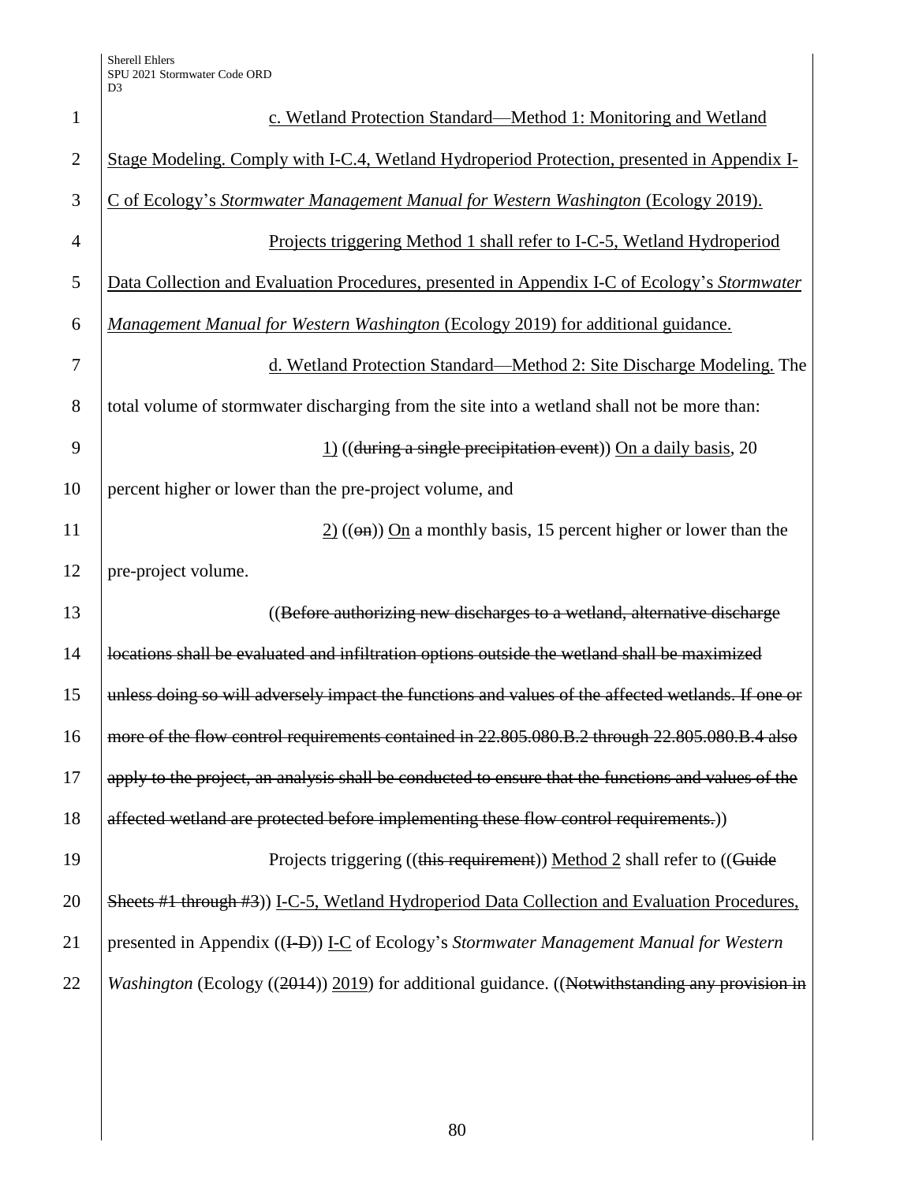c. Wetland Protection Standard—Method 1: Monitoring and Wetland Stage Modeling. Comply with I-C.4, Wetland Hydroperiod Protection, presented in Appendix I-C of Ecology's *Stormwater Management Manual for Western Washington* (Ecology 2019).

Projects triggering Method 1 shall refer to I-C-5, Wetland Hydroperiod Data Collection and Evaluation Procedures, presented in Appendix I-C of Ecology's *Stormwater Management Manual for Western Washington* (Ecology 2019) for additional guidance.

d. Wetland Protection Standard—Method 2: Site Discharge Modeling. The total volume of stormwater discharging from the site into a wetland shall not be more than:

1) ((~~during a single precipitation event~~)) On a daily basis, 20 percent higher or lower than the pre-project volume, and

2) ((~~on~~)) On a monthly basis, 15 percent higher or lower than the pre-project volume.

((~~Before authorizing new discharges to a wetland, alternative discharge locations shall be evaluated and infiltration options outside the wetland shall be maximized unless doing so will adversely impact the functions and values of the affected wetlands. If one or more of the flow control requirements contained in 22.805.080.B.2 through 22.805.080.B.4 also apply to the project, an analysis shall be conducted to ensure that the functions and values of the affected wetland are protected before implementing these flow control requirements.~~))

Projects triggering ((~~this requirement~~)) Method 2 shall refer to ((~~Guide Sheets #1 through #3~~)) I-C-5, Wetland Hydroperiod Data Collection and Evaluation Procedures, presented in Appendix ((~~I-D~~)) I-C of Ecology's *Stormwater Management Manual for Western Washington* (Ecology ((~~2014~~)) 2019) for additional guidance. ((~~Notwithstanding any provision in~~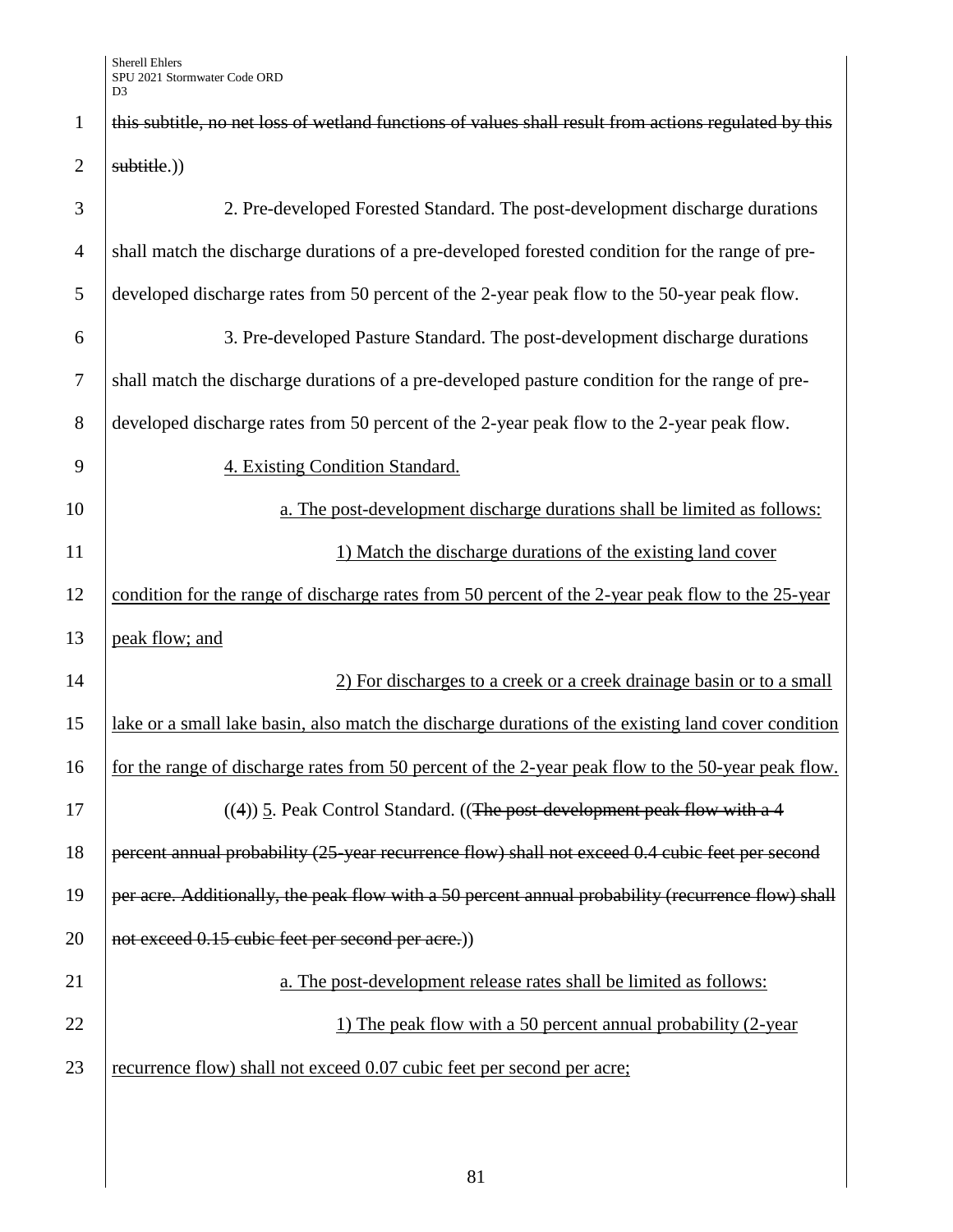~~this subtitle, no net loss of wetland functions of values shall result from actions regulated by this subtitle~~.))

2. Pre-developed Forested Standard. The post-development discharge durations shall match the discharge durations of a pre-developed forested condition for the range of pre-developed discharge rates from 50 percent of the 2-year peak flow to the 50-year peak flow.

3. Pre-developed Pasture Standard. The post-development discharge durations shall match the discharge durations of a pre-developed pasture condition for the range of pre-developed discharge rates from 50 percent of the 2-year peak flow to the 2-year peak flow.

<u>4. Existing Condition Standard.</u>

<u>a. The post-development discharge durations shall be limited as follows:</u>

<u>1) Match the discharge durations of the existing land cover condition for the range of discharge rates from 50 percent of the 2-year peak flow to the 25-year peak flow; and</u>

<u>2) For discharges to a creek or a creek drainage basin or to a small lake or a small lake basin, also match the discharge durations of the existing land cover condition for the range of discharge rates from 50 percent of the 2-year peak flow to the 50-year peak flow.</u>

((4)) <u>5</u>. Peak Control Standard. ((~~The post-development peak flow with a 4 percent annual probability (25-year recurrence flow) shall not exceed 0.4 cubic feet per second per acre. Additionally, the peak flow with a 50 percent annual probability (recurrence flow) shall not exceed 0.15 cubic feet per second per acre.~~))

<u>a. The post-development release rates shall be limited as follows:</u>

<u>1) The peak flow with a 50 percent annual probability (2-year recurrence flow) shall not exceed 0.07 cubic feet per second per acre;</u>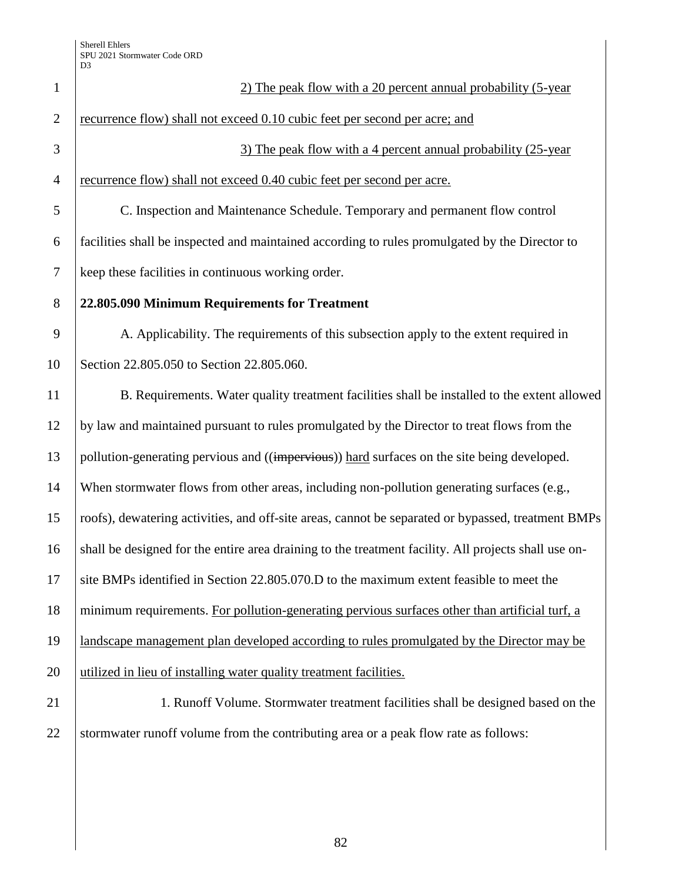2) The peak flow with a 20 percent annual probability (5-year recurrence flow) shall not exceed 0.10 cubic feet per second per acre; and

3) The peak flow with a 4 percent annual probability (25-year recurrence flow) shall not exceed 0.40 cubic feet per second per acre.

C. Inspection and Maintenance Schedule. Temporary and permanent flow control facilities shall be inspected and maintained according to rules promulgated by the Director to keep these facilities in continuous working order.

**22.805.090 Minimum Requirements for Treatment**

A. Applicability. The requirements of this subsection apply to the extent required in Section 22.805.050 to Section 22.805.060.

B. Requirements. Water quality treatment facilities shall be installed to the extent allowed by law and maintained pursuant to rules promulgated by the Director to treat flows from the pollution-generating pervious and ((~~impervious~~)) hard surfaces on the site being developed. When stormwater flows from other areas, including non-pollution generating surfaces (e.g., roofs), dewatering activities, and off-site areas, cannot be separated or bypassed, treatment BMPs shall be designed for the entire area draining to the treatment facility. All projects shall use on-site BMPs identified in Section 22.805.070.D to the maximum extent feasible to meet the minimum requirements. For pollution-generating pervious surfaces other than artificial turf, a landscape management plan developed according to rules promulgated by the Director may be utilized in lieu of installing water quality treatment facilities.

1. Runoff Volume. Stormwater treatment facilities shall be designed based on the stormwater runoff volume from the contributing area or a peak flow rate as follows: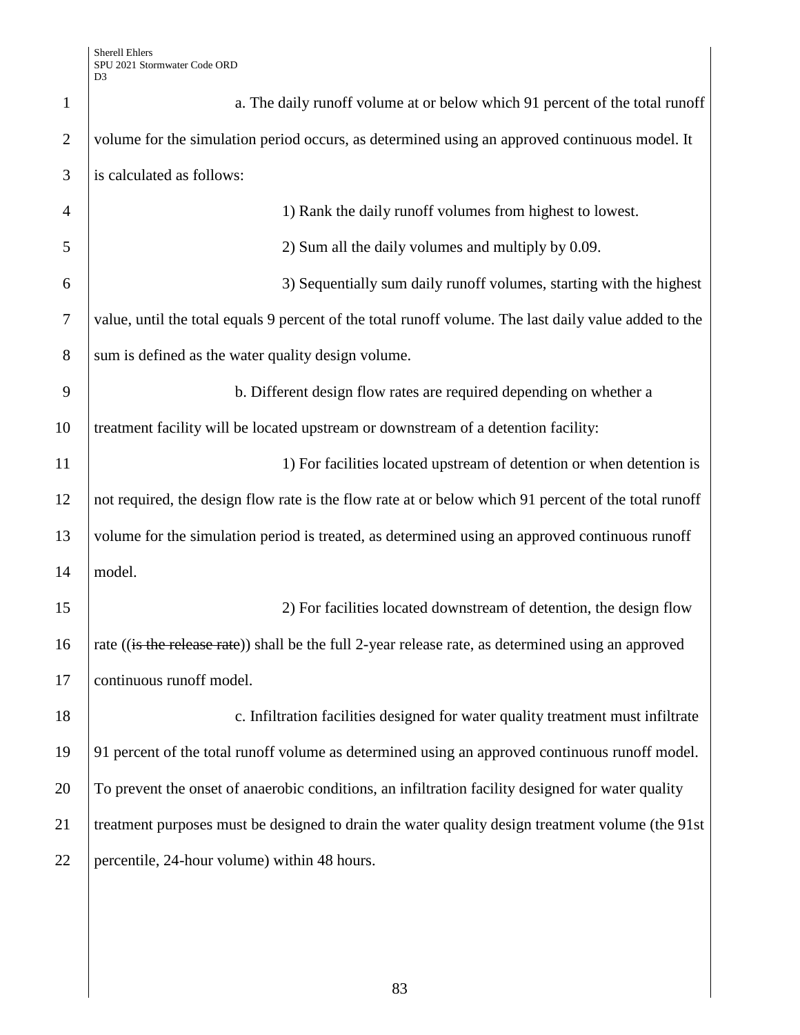a. The daily runoff volume at or below which 91 percent of the total runoff volume for the simulation period occurs, as determined using an approved continuous model. It is calculated as follows:

1) Rank the daily runoff volumes from highest to lowest.

2) Sum all the daily volumes and multiply by 0.09.

3) Sequentially sum daily runoff volumes, starting with the highest value, until the total equals 9 percent of the total runoff volume. The last daily value added to the sum is defined as the water quality design volume.

b. Different design flow rates are required depending on whether a treatment facility will be located upstream or downstream of a detention facility:

1) For facilities located upstream of detention or when detention is not required, the design flow rate is the flow rate at or below which 91 percent of the total runoff volume for the simulation period is treated, as determined using an approved continuous runoff model.

2) For facilities located downstream of detention, the design flow rate ((~~is the release rate~~)) shall be the full 2-year release rate, as determined using an approved continuous runoff model.

c. Infiltration facilities designed for water quality treatment must infiltrate 91 percent of the total runoff volume as determined using an approved continuous runoff model. To prevent the onset of anaerobic conditions, an infiltration facility designed for water quality treatment purposes must be designed to drain the water quality design treatment volume (the 91st percentile, 24-hour volume) within 48 hours.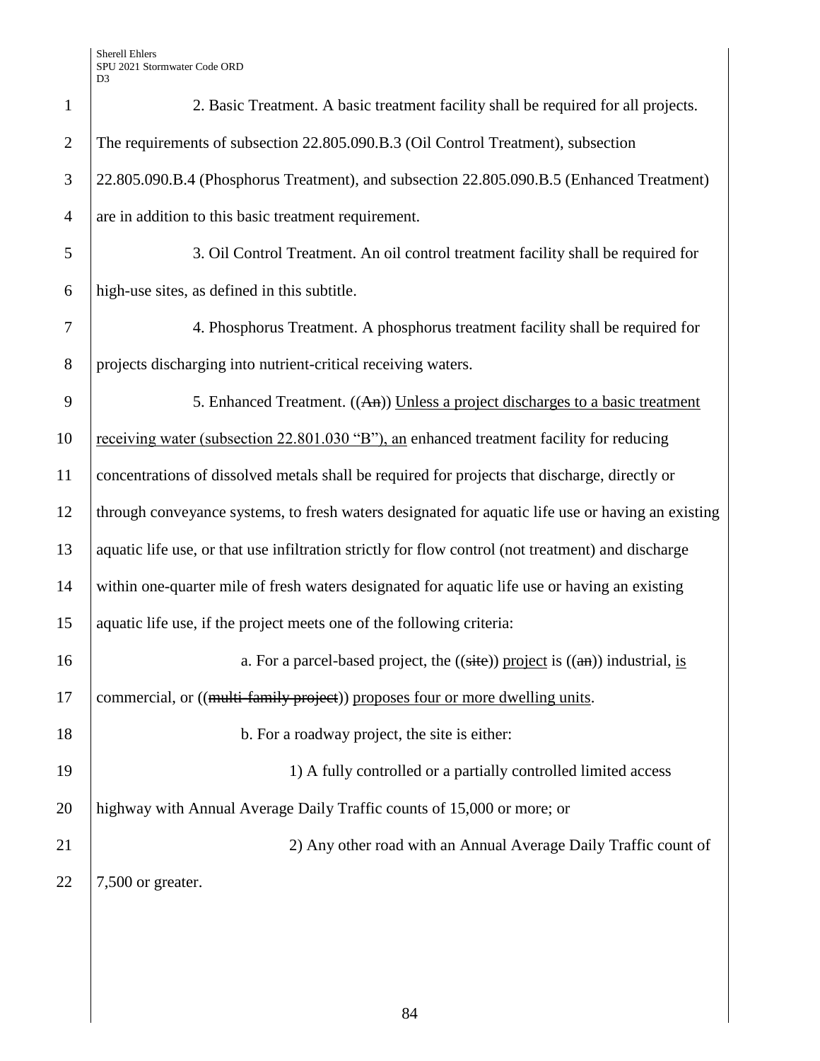2. Basic Treatment. A basic treatment facility shall be required for all projects. The requirements of subsection 22.805.090.B.3 (Oil Control Treatment), subsection 22.805.090.B.4 (Phosphorus Treatment), and subsection 22.805.090.B.5 (Enhanced Treatment) are in addition to this basic treatment requirement.

3. Oil Control Treatment. An oil control treatment facility shall be required for high-use sites, as defined in this subtitle.

4. Phosphorus Treatment. A phosphorus treatment facility shall be required for projects discharging into nutrient-critical receiving waters.

5. Enhanced Treatment. ((~~An~~)) <u>Unless a project discharges to a basic treatment receiving water (subsection 22.801.030 "B"), an</u> enhanced treatment facility for reducing concentrations of dissolved metals shall be required for projects that discharge, directly or through conveyance systems, to fresh waters designated for aquatic life use or having an existing aquatic life use, or that use infiltration strictly for flow control (not treatment) and discharge within one-quarter mile of fresh waters designated for aquatic life use or having an existing aquatic life use, if the project meets one of the following criteria:

a. For a parcel-based project, the ((~~site~~)) <u>project</u> is ((~~an~~)) industrial, <u>is</u> commercial, or ((~~multi-family project~~)) <u>proposes four or more dwelling units</u>.

b. For a roadway project, the site is either:

1) A fully controlled or a partially controlled limited access highway with Annual Average Daily Traffic counts of 15,000 or more; or

2) Any other road with an Annual Average Daily Traffic count of 7,500 or greater.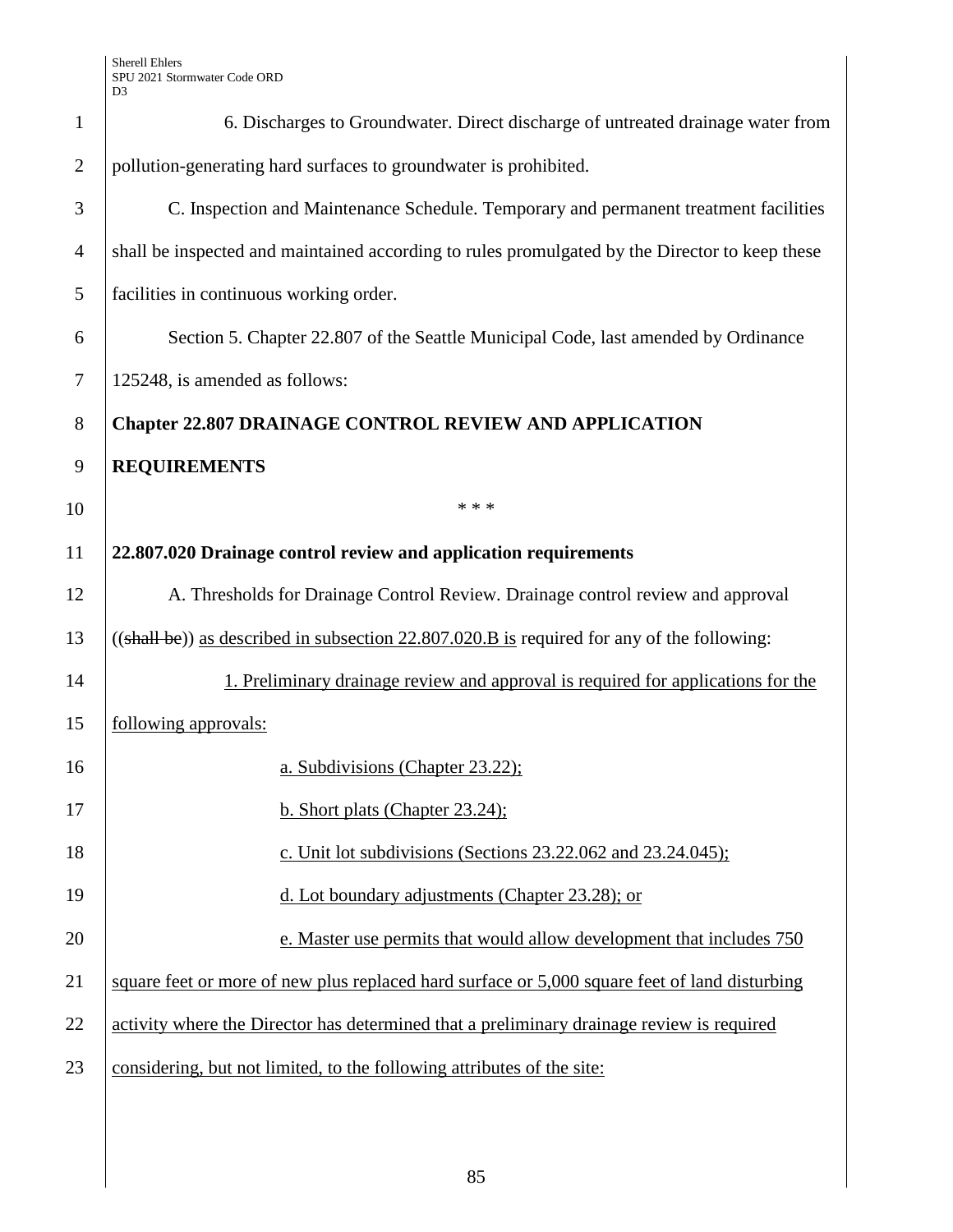6. Discharges to Groundwater. Direct discharge of untreated drainage water from pollution-generating hard surfaces to groundwater is prohibited.

C. Inspection and Maintenance Schedule. Temporary and permanent treatment facilities shall be inspected and maintained according to rules promulgated by the Director to keep these facilities in continuous working order.

Section 5. Chapter 22.807 of the Seattle Municipal Code, last amended by Ordinance 125248, is amended as follows:

**Chapter 22.807 DRAINAGE CONTROL REVIEW AND APPLICATION REQUIREMENTS**

\* \* \*

**22.807.020 Drainage control review and application requirements**

A. Thresholds for Drainage Control Review. Drainage control review and approval ((~~shall be~~)) <u>as described in subsection 22.807.020.B is</u> required for any of the following:

<u>1. Preliminary drainage review and approval is required for applications for the following approvals:</u>

<u>a. Subdivisions (Chapter 23.22);</u>

<u>b. Short plats (Chapter 23.24);</u>

<u>c. Unit lot subdivisions (Sections 23.22.062 and 23.24.045);</u>

<u>d. Lot boundary adjustments (Chapter 23.28); or</u>

<u>e. Master use permits that would allow development that includes 750 square feet or more of new plus replaced hard surface or 5,000 square feet of land disturbing activity where the Director has determined that a preliminary drainage review is required considering, but not limited, to the following attributes of the site:</u>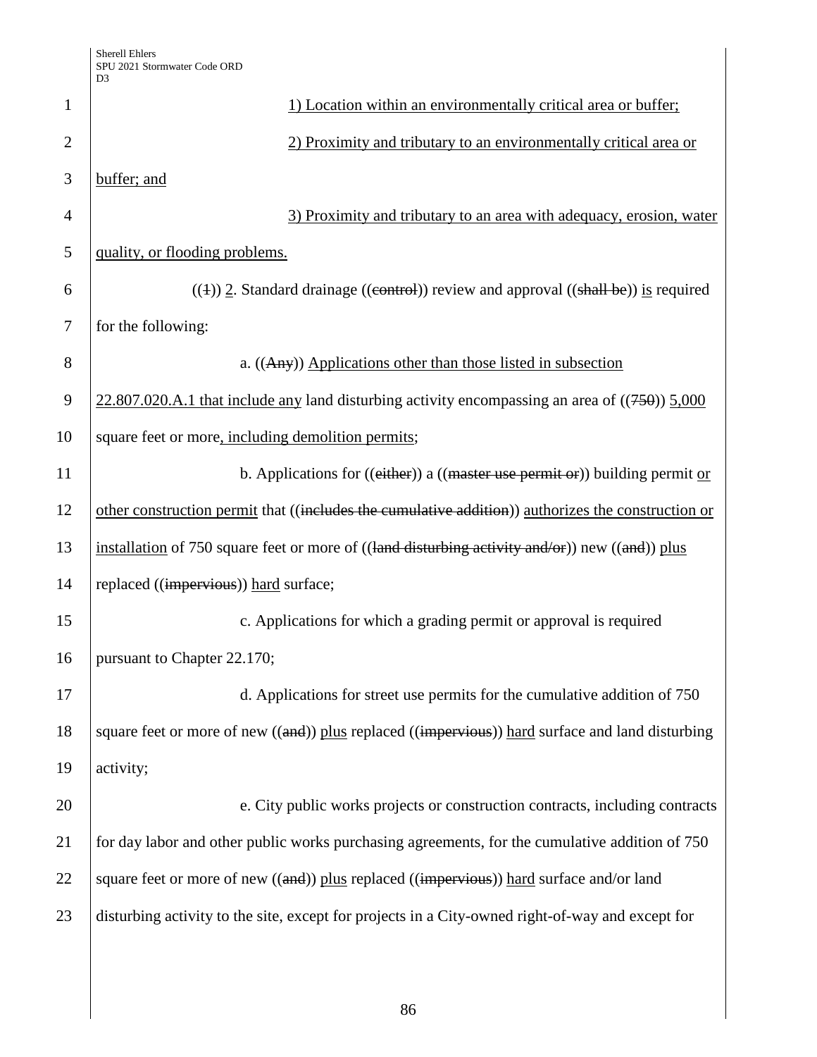1) Location within an environmentally critical area or buffer;

2) Proximity and tributary to an environmentally critical area or buffer; and

3) Proximity and tributary to an area with adequacy, erosion, water quality, or flooding problems.

((1)) 2. Standard drainage ((control)) review and approval ((shall be)) is required for the following:

a. ((Any)) Applications other than those listed in subsection 22.807.020.A.1 that include any land disturbing activity encompassing an area of ((750)) 5,000 square feet or more, including demolition permits;

b. Applications for ((either)) a ((master use permit or)) building permit or other construction permit that ((includes the cumulative addition)) authorizes the construction or installation of 750 square feet or more of ((land disturbing activity and/or)) new ((and)) plus replaced ((impervious)) hard surface;

c. Applications for which a grading permit or approval is required pursuant to Chapter 22.170;

d. Applications for street use permits for the cumulative addition of 750 square feet or more of new ((and)) plus replaced ((impervious)) hard surface and land disturbing activity;

e. City public works projects or construction contracts, including contracts for day labor and other public works purchasing agreements, for the cumulative addition of 750 square feet or more of new ((and)) plus replaced ((impervious)) hard surface and/or land disturbing activity to the site, except for projects in a City-owned right-of-way and except for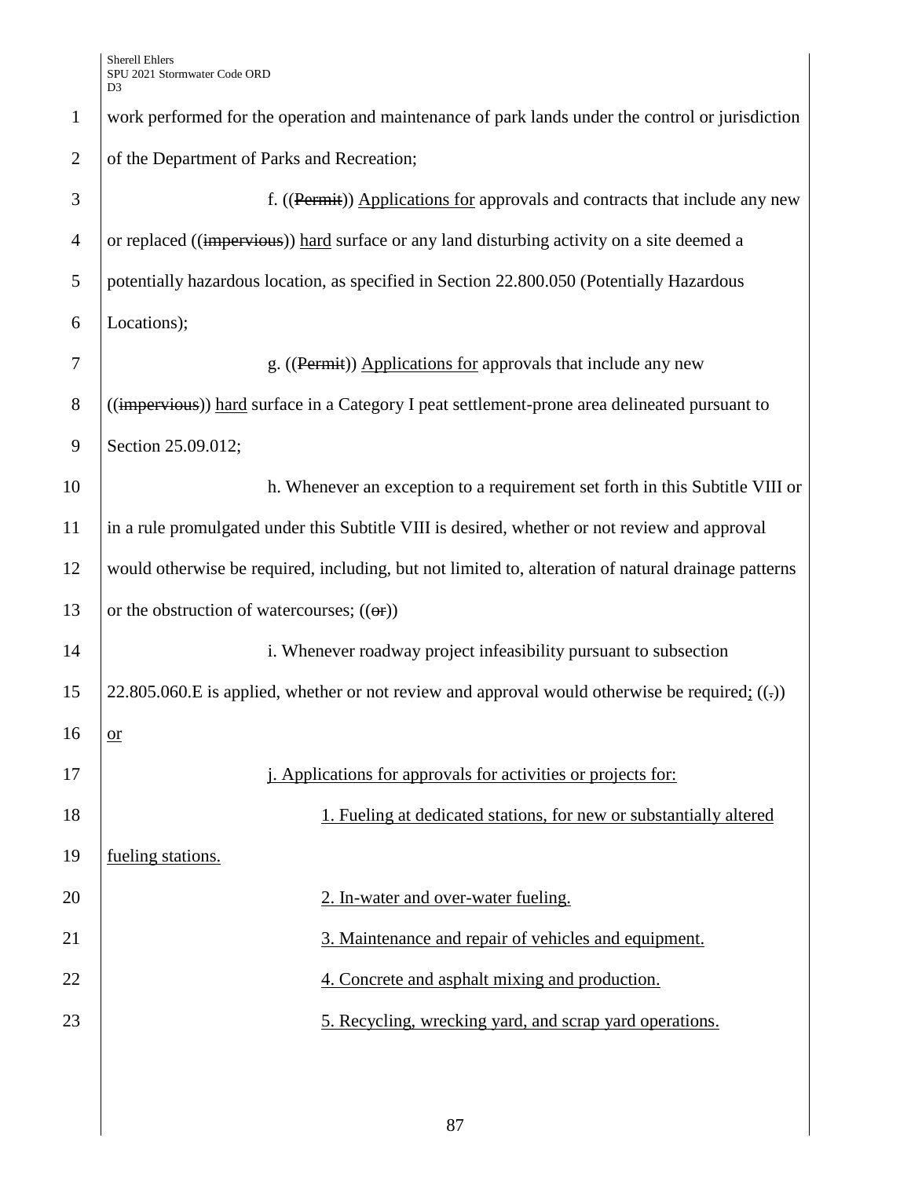work performed for the operation and maintenance of park lands under the control or jurisdiction of the Department of Parks and Recreation;

f. ((~~Permit~~)) Applications for approvals and contracts that include any new or replaced ((~~impervious~~)) hard surface or any land disturbing activity on a site deemed a potentially hazardous location, as specified in Section 22.800.050 (Potentially Hazardous Locations);

g. ((~~Permit~~)) Applications for approvals that include any new ((~~impervious~~)) hard surface in a Category I peat settlement-prone area delineated pursuant to Section 25.09.012;

h. Whenever an exception to a requirement set forth in this Subtitle VIII or in a rule promulgated under this Subtitle VIII is desired, whether or not review and approval would otherwise be required, including, but not limited to, alteration of natural drainage patterns or the obstruction of watercourses; ((~~or~~))

i. Whenever roadway project infeasibility pursuant to subsection 22.805.060.E is applied, whether or not review and approval would otherwise be required; ((~~.~~)) or

j. Applications for approvals for activities or projects for:

1. Fueling at dedicated stations, for new or substantially altered fueling stations.

2. In-water and over-water fueling.

3. Maintenance and repair of vehicles and equipment.

4. Concrete and asphalt mixing and production.

5. Recycling, wrecking yard, and scrap yard operations.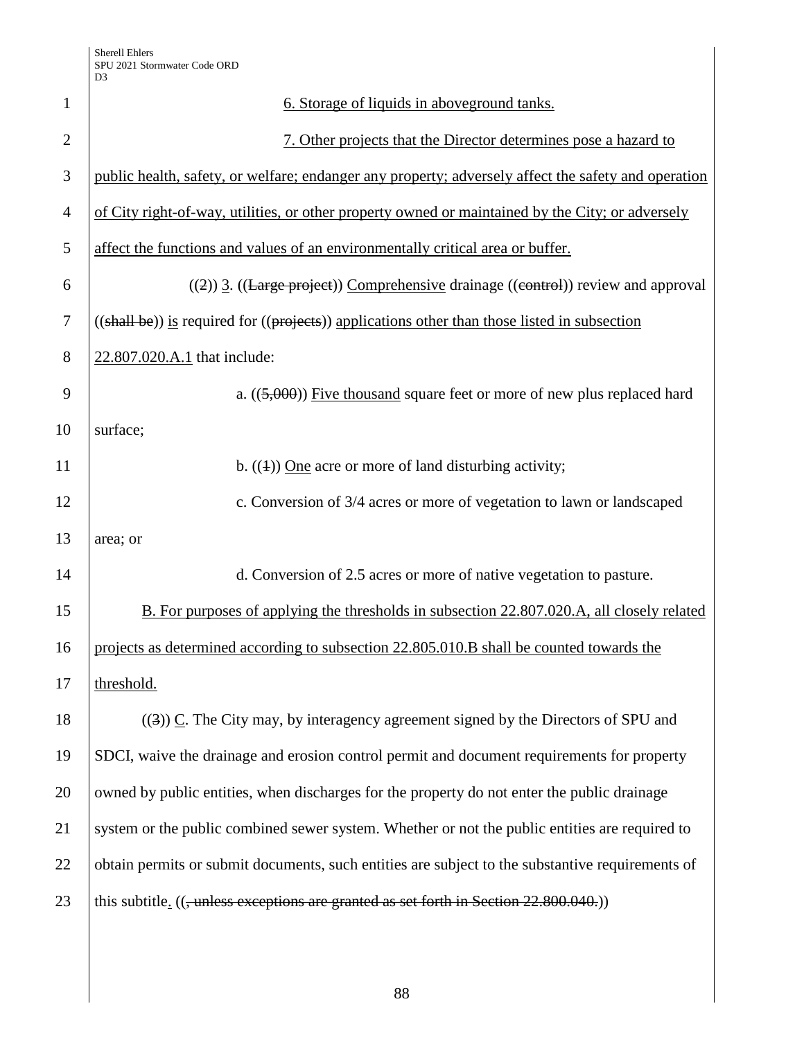6. Storage of liquids in aboveground tanks.

7. Other projects that the Director determines pose a hazard to public health, safety, or welfare; endanger any property; adversely affect the safety and operation of City right-of-way, utilities, or other property owned or maintained by the City; or adversely affect the functions and values of an environmentally critical area or buffer.

((2)) 3. ((Large project)) Comprehensive drainage ((control)) review and approval ((shall be)) is required for ((projects)) applications other than those listed in subsection 22.807.020.A.1 that include:

a. ((5,000)) Five thousand square feet or more of new plus replaced hard surface;

b. ((1)) One acre or more of land disturbing activity;

c. Conversion of 3/4 acres or more of vegetation to lawn or landscaped area; or

d. Conversion of 2.5 acres or more of native vegetation to pasture.

B. For purposes of applying the thresholds in subsection 22.807.020.A, all closely related projects as determined according to subsection 22.805.010.B shall be counted towards the threshold.

((3)) C. The City may, by interagency agreement signed by the Directors of SPU and SDCI, waive the drainage and erosion control permit and document requirements for property owned by public entities, when discharges for the property do not enter the public drainage system or the public combined sewer system. Whether or not the public entities are required to obtain permits or submit documents, such entities are subject to the substantive requirements of this subtitle. ((, unless exceptions are granted as set forth in Section 22.800.040.))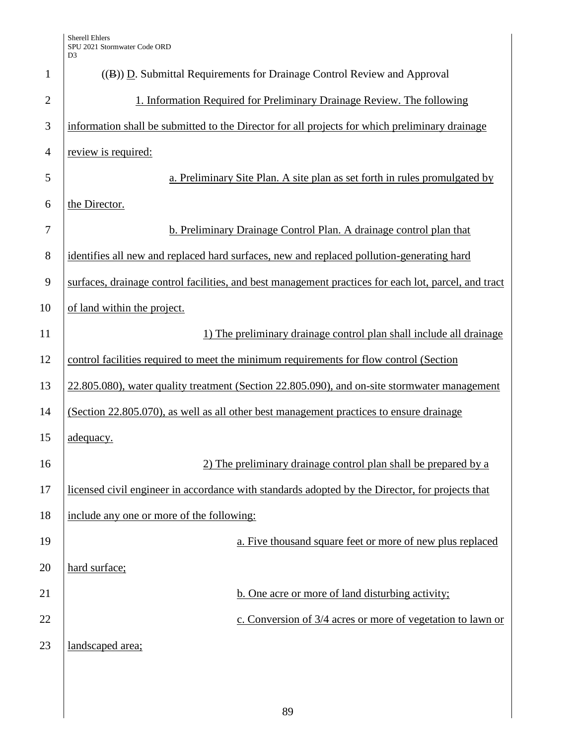((B)) D. Submittal Requirements for Drainage Control Review and Approval

1. Information Required for Preliminary Drainage Review. The following information shall be submitted to the Director for all projects for which preliminary drainage review is required:

a. Preliminary Site Plan. A site plan as set forth in rules promulgated by the Director.

b. Preliminary Drainage Control Plan. A drainage control plan that identifies all new and replaced hard surfaces, new and replaced pollution-generating hard surfaces, drainage control facilities, and best management practices for each lot, parcel, and tract of land within the project.

1) The preliminary drainage control plan shall include all drainage control facilities required to meet the minimum requirements for flow control (Section 22.805.080), water quality treatment (Section 22.805.090), and on-site stormwater management (Section 22.805.070), as well as all other best management practices to ensure drainage adequacy.

2) The preliminary drainage control plan shall be prepared by a licensed civil engineer in accordance with standards adopted by the Director, for projects that include any one or more of the following:

a. Five thousand square feet or more of new plus replaced hard surface;

b. One acre or more of land disturbing activity;

c. Conversion of 3/4 acres or more of vegetation to lawn or landscaped area;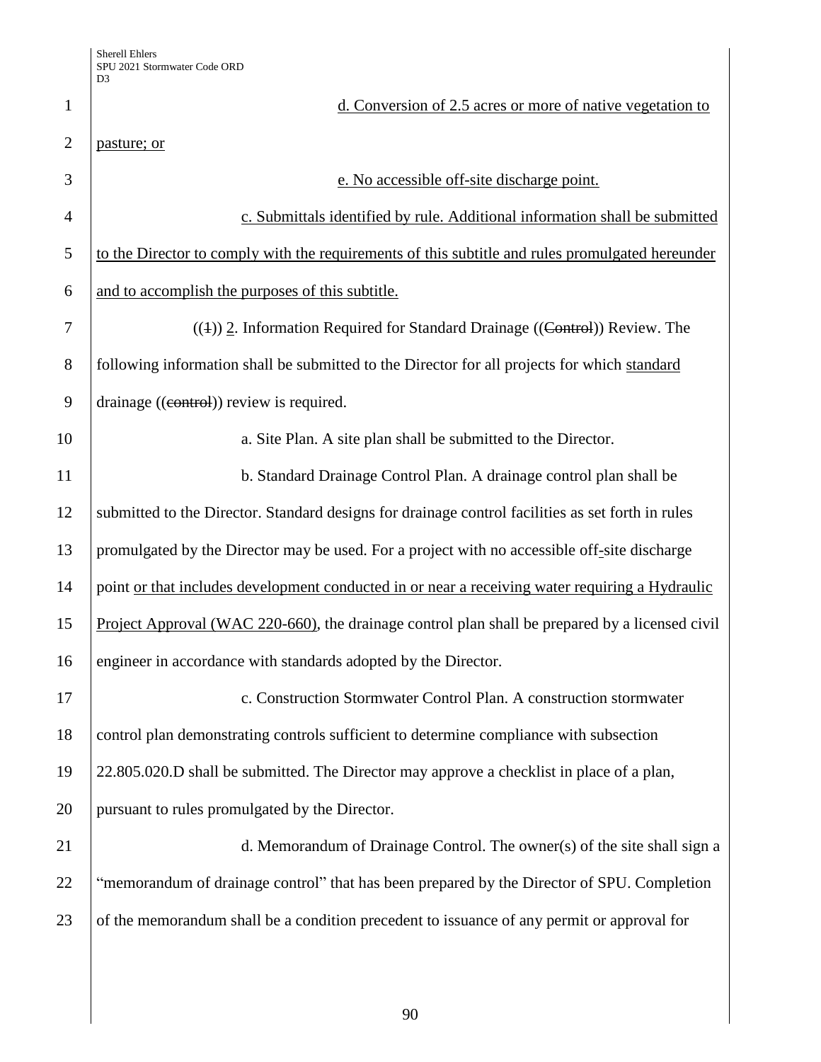d. Conversion of 2.5 acres or more of native vegetation to pasture; or

e. No accessible off-site discharge point.

c. Submittals identified by rule. Additional information shall be submitted to the Director to comply with the requirements of this subtitle and rules promulgated hereunder and to accomplish the purposes of this subtitle.

((1)) 2. Information Required for Standard Drainage ((Control)) Review. The following information shall be submitted to the Director for all projects for which standard drainage ((control)) review is required.

a. Site Plan. A site plan shall be submitted to the Director.

b. Standard Drainage Control Plan. A drainage control plan shall be submitted to the Director. Standard designs for drainage control facilities as set forth in rules promulgated by the Director may be used. For a project with no accessible off-site discharge point or that includes development conducted in or near a receiving water requiring a Hydraulic Project Approval (WAC 220-660), the drainage control plan shall be prepared by a licensed civil engineer in accordance with standards adopted by the Director.

c. Construction Stormwater Control Plan. A construction stormwater control plan demonstrating controls sufficient to determine compliance with subsection 22.805.020.D shall be submitted. The Director may approve a checklist in place of a plan, pursuant to rules promulgated by the Director.

d. Memorandum of Drainage Control. The owner(s) of the site shall sign a "memorandum of drainage control" that has been prepared by the Director of SPU. Completion of the memorandum shall be a condition precedent to issuance of any permit or approval for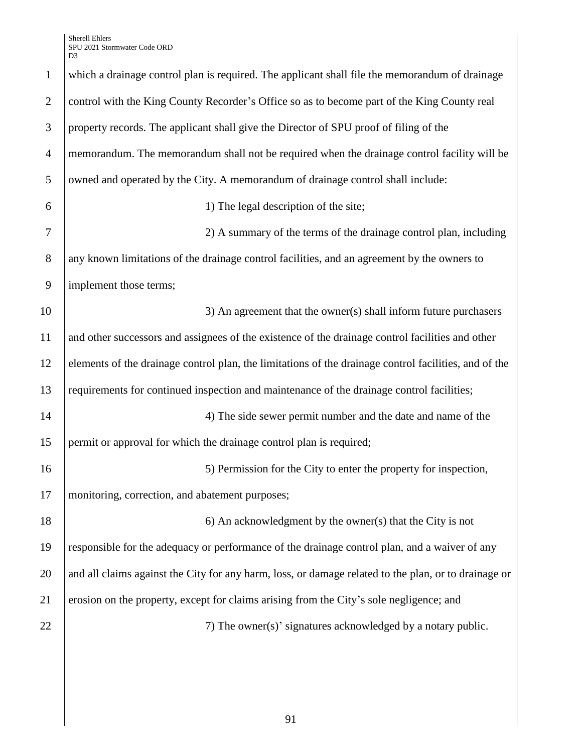which a drainage control plan is required. The applicant shall file the memorandum of drainage control with the King County Recorder's Office so as to become part of the King County real property records. The applicant shall give the Director of SPU proof of filing of the memorandum. The memorandum shall not be required when the drainage control facility will be owned and operated by the City. A memorandum of drainage control shall include:

1) The legal description of the site;

2) A summary of the terms of the drainage control plan, including any known limitations of the drainage control facilities, and an agreement by the owners to implement those terms;

3) An agreement that the owner(s) shall inform future purchasers and other successors and assignees of the existence of the drainage control facilities and other elements of the drainage control plan, the limitations of the drainage control facilities, and of the requirements for continued inspection and maintenance of the drainage control facilities;

4) The side sewer permit number and the date and name of the permit or approval for which the drainage control plan is required;

5) Permission for the City to enter the property for inspection, monitoring, correction, and abatement purposes;

6) An acknowledgment by the owner(s) that the City is not responsible for the adequacy or performance of the drainage control plan, and a waiver of any and all claims against the City for any harm, loss, or damage related to the plan, or to drainage or erosion on the property, except for claims arising from the City's sole negligence; and

7) The owner(s)' signatures acknowledged by a notary public.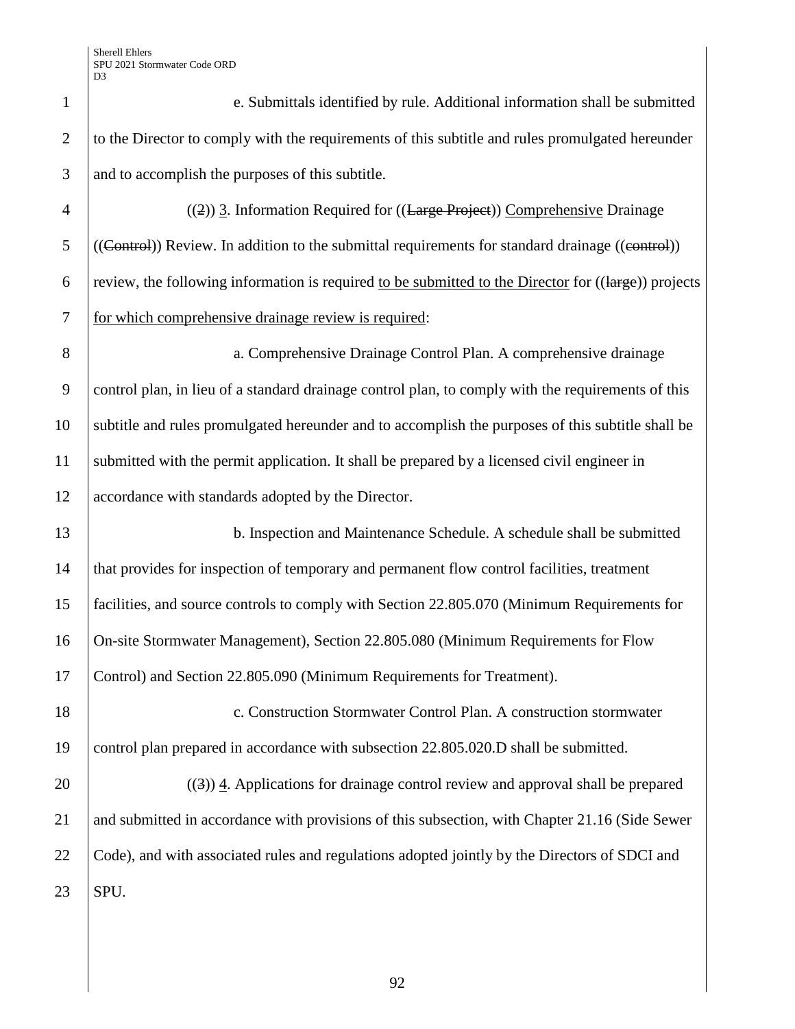e. Submittals identified by rule. Additional information shall be submitted to the Director to comply with the requirements of this subtitle and rules promulgated hereunder and to accomplish the purposes of this subtitle.

((~~2~~)) 3. Information Required for ((~~Large Project~~)) Comprehensive Drainage ((~~Control~~)) Review. In addition to the submittal requirements for standard drainage ((~~control~~)) review, the following information is required to be submitted to the Director for ((~~large~~)) projects for which comprehensive drainage review is required:

a. Comprehensive Drainage Control Plan. A comprehensive drainage control plan, in lieu of a standard drainage control plan, to comply with the requirements of this subtitle and rules promulgated hereunder and to accomplish the purposes of this subtitle shall be submitted with the permit application. It shall be prepared by a licensed civil engineer in accordance with standards adopted by the Director.

b. Inspection and Maintenance Schedule. A schedule shall be submitted that provides for inspection of temporary and permanent flow control facilities, treatment facilities, and source controls to comply with Section 22.805.070 (Minimum Requirements for On-site Stormwater Management), Section 22.805.080 (Minimum Requirements for Flow Control) and Section 22.805.090 (Minimum Requirements for Treatment).

c. Construction Stormwater Control Plan. A construction stormwater control plan prepared in accordance with subsection 22.805.020.D shall be submitted.

((~~3~~)) 4. Applications for drainage control review and approval shall be prepared and submitted in accordance with provisions of this subsection, with Chapter 21.16 (Side Sewer Code), and with associated rules and regulations adopted jointly by the Directors of SDCI and SPU.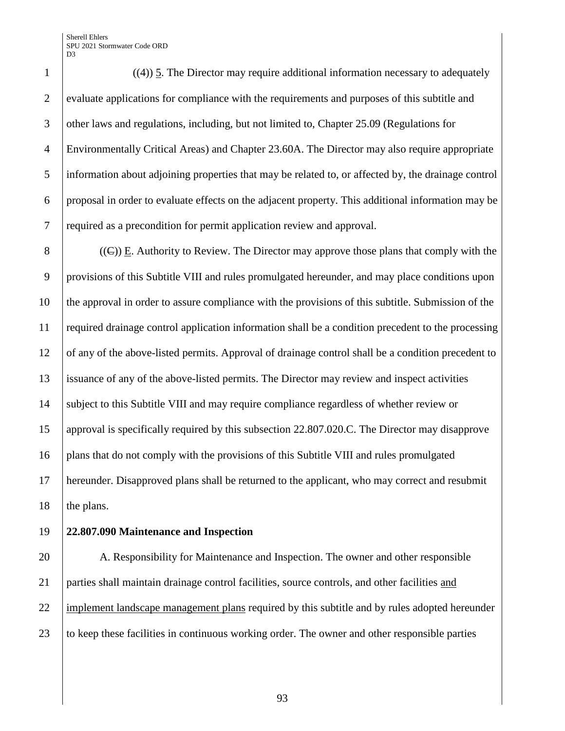((4)) 5. The Director may require additional information necessary to adequately evaluate applications for compliance with the requirements and purposes of this subtitle and other laws and regulations, including, but not limited to, Chapter 25.09 (Regulations for Environmentally Critical Areas) and Chapter 23.60A. The Director may also require appropriate information about adjoining properties that may be related to, or affected by, the drainage control proposal in order to evaluate effects on the adjacent property. This additional information may be required as a precondition for permit application review and approval.

((C)) E. Authority to Review. The Director may approve those plans that comply with the provisions of this Subtitle VIII and rules promulgated hereunder, and may place conditions upon the approval in order to assure compliance with the provisions of this subtitle. Submission of the required drainage control application information shall be a condition precedent to the processing of any of the above-listed permits. Approval of drainage control shall be a condition precedent to issuance of any of the above-listed permits. The Director may review and inspect activities subject to this Subtitle VIII and may require compliance regardless of whether review or approval is specifically required by this subsection 22.807.020.C. The Director may disapprove plans that do not comply with the provisions of this Subtitle VIII and rules promulgated hereunder. Disapproved plans shall be returned to the applicant, who may correct and resubmit the plans.

**22.807.090 Maintenance and Inspection**

A. Responsibility for Maintenance and Inspection. The owner and other responsible parties shall maintain drainage control facilities, source controls, and other facilities and implement landscape management plans required by this subtitle and by rules adopted hereunder to keep these facilities in continuous working order. The owner and other responsible parties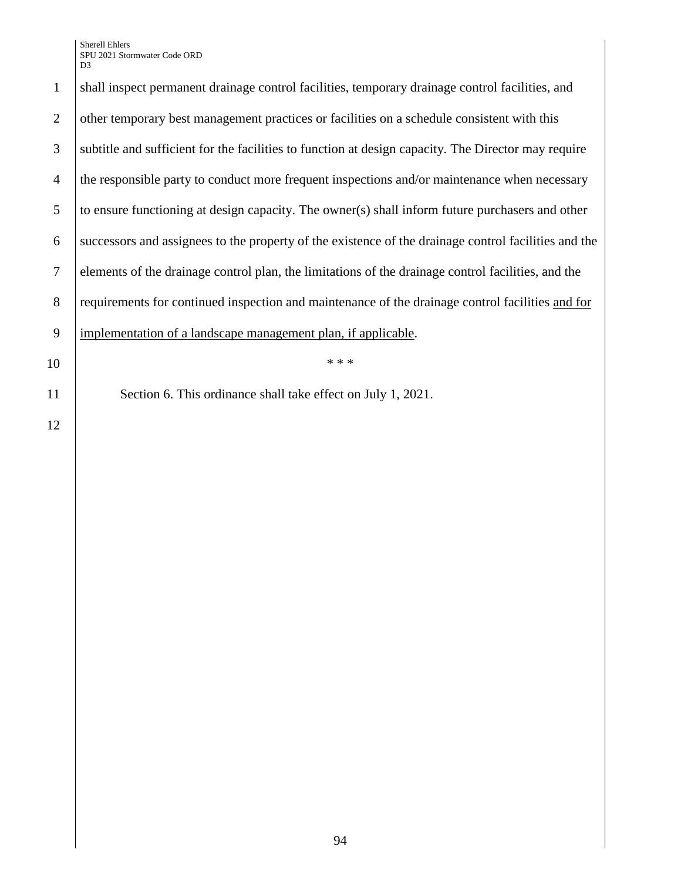shall inspect permanent drainage control facilities, temporary drainage control facilities, and other temporary best management practices or facilities on a schedule consistent with this subtitle and sufficient for the facilities to function at design capacity. The Director may require the responsible party to conduct more frequent inspections and/or maintenance when necessary to ensure functioning at design capacity. The owner(s) shall inform future purchasers and other successors and assignees to the property of the existence of the drainage control facilities and the elements of the drainage control plan, the limitations of the drainage control facilities, and the requirements for continued inspection and maintenance of the drainage control facilities <u>and for implementation of a landscape management plan, if applicable</u>.

\* \* \*

Section 6. This ordinance shall take effect on July 1, 2021.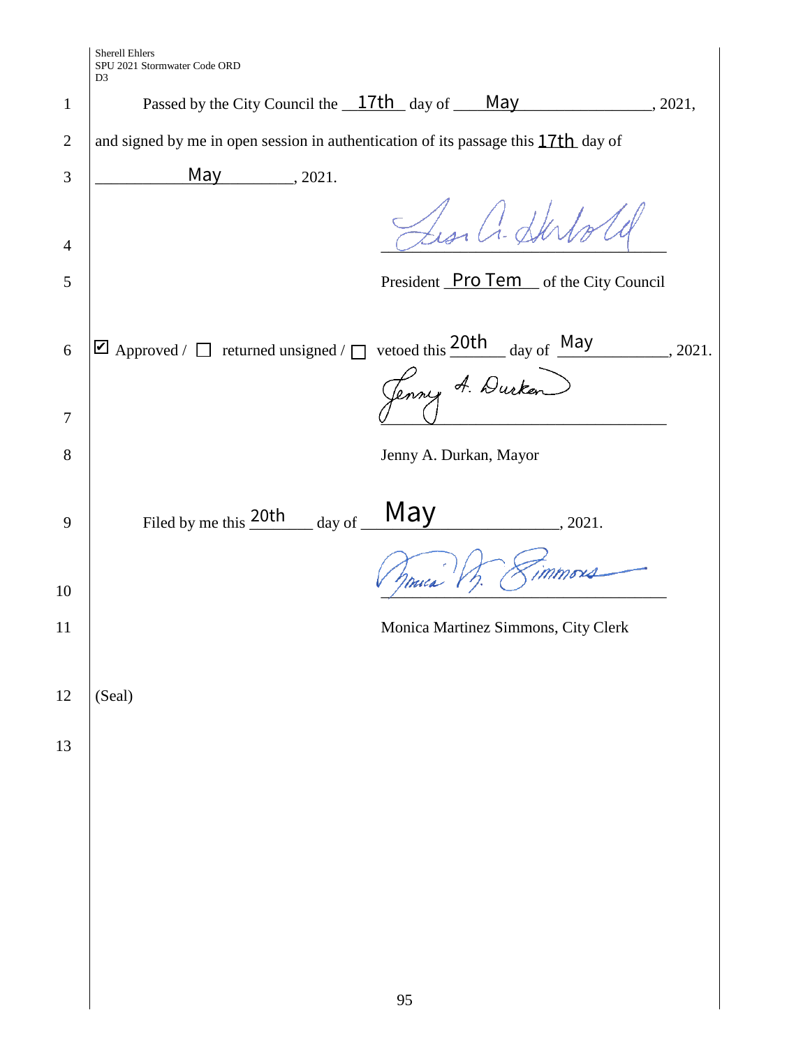Passed by the City Council the 17th day of May, 2021, and signed by me in open session in authentication of its passage this 17th day of May, 2021.

President Pro Tem of the City Council

☑ Approved / ☐ returned unsigned / ☐ vetoed this 20th day of May, 2021.

Jenny A. Durkan, Mayor

Filed by me this 20th day of May, 2021.

Monica Martinez Simmons, City Clerk

(Seal)